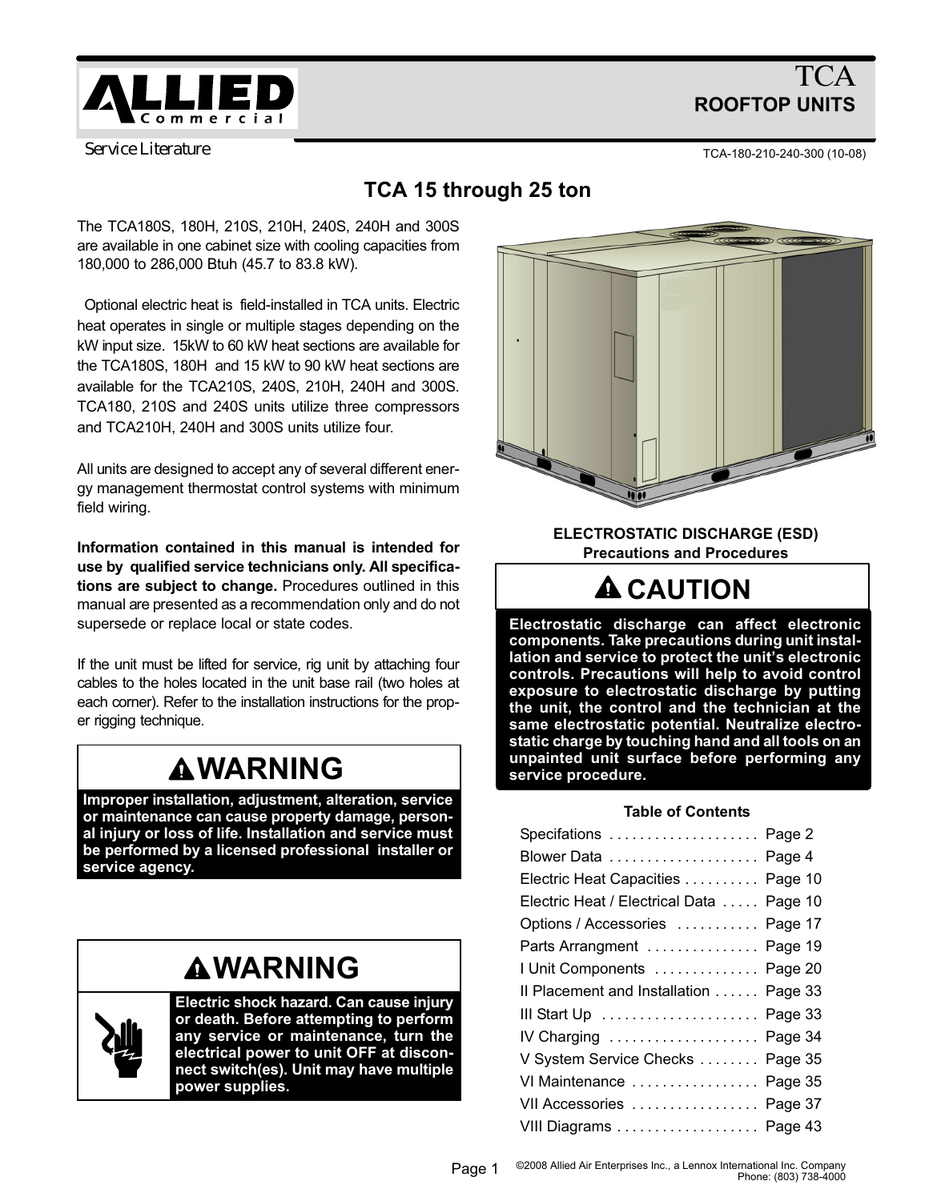# TCA
## ROOFTOP UNITS

Service Literature

TCA-180-210-240-300 (10-08)

## TCA 15 through 25 ton

The TCA180S, 180H, 210S, 210H, 240S, 240H and 300S are available in one cabinet size with cooling capacities from 180,000 to 286,000 Btuh (45.7 to 83.8 kW).

Optional electric heat is field-installed in TCA units. Electric heat operates in single or multiple stages depending on the kW input size. 15kW to 60 kW heat sections are available for the TCA180S, 180H and 15 kW to 90 kW heat sections are available for the TCA210S, 240S, 210H, 240H and 300S. TCA180, 210S and 240S units utilize three compressors and TCA210H, 240H and 300S units utilize four.

All units are designed to accept any of several different energy management thermostat control systems with minimum field wiring.

**Information contained in this manual is intended for use by qualified service technicians only. All specifications are subject to change.** Procedures outlined in this manual are presented as a recommendation only and do not supersede or replace local or state codes.

If the unit must be lifted for service, rig unit by attaching four cables to the holes located in the unit base rail (two holes at each corner). Refer to the installation instructions for the proper rigging technique.

### WARNING

**Improper installation, adjustment, alteration, service or maintenance can cause property damage, personal injury or loss of life. Installation and service must be performed by a licensed professional installer or service agency.**

### WARNING

**Electric shock hazard. Can cause injury or death. Before attempting to perform any service or maintenance, turn the electrical power to unit OFF at disconnect switch(es). Unit may have multiple power supplies.**

**ELECTROSTATIC DISCHARGE (ESD)**
**Precautions and Procedures**

### CAUTION

**Electrostatic discharge can affect electronic components. Take precautions during unit installation and service to protect the unit's electronic controls. Precautions will help to avoid control exposure to electrostatic discharge by putting the unit, the control and the technician at the same electrostatic potential. Neutralize electrostatic charge by touching hand and all tools on an unpainted unit surface before performing any service procedure.**

**Table of Contents**

| | |
|---|---|
| Specifications | Page 2 |
| Blower Data | Page 4 |
| Electric Heat Capacities | Page 10 |
| Electric Heat / Electrical Data | Page 10 |
| Options / Accessories | Page 17 |
| Parts Arrangment | Page 19 |
| I Unit Components | Page 20 |
| II Placement and Installation | Page 33 |
| III Start Up | Page 33 |
| IV Charging | Page 34 |
| V System Service Checks | Page 35 |
| VI Maintenance | Page 35 |
| VII Accessories | Page 37 |
| VIII Diagrams | Page 43 |

©2008 Allied Air Enterprises Inc., a Lennox International Inc. Company
Phone: (803) 738-4000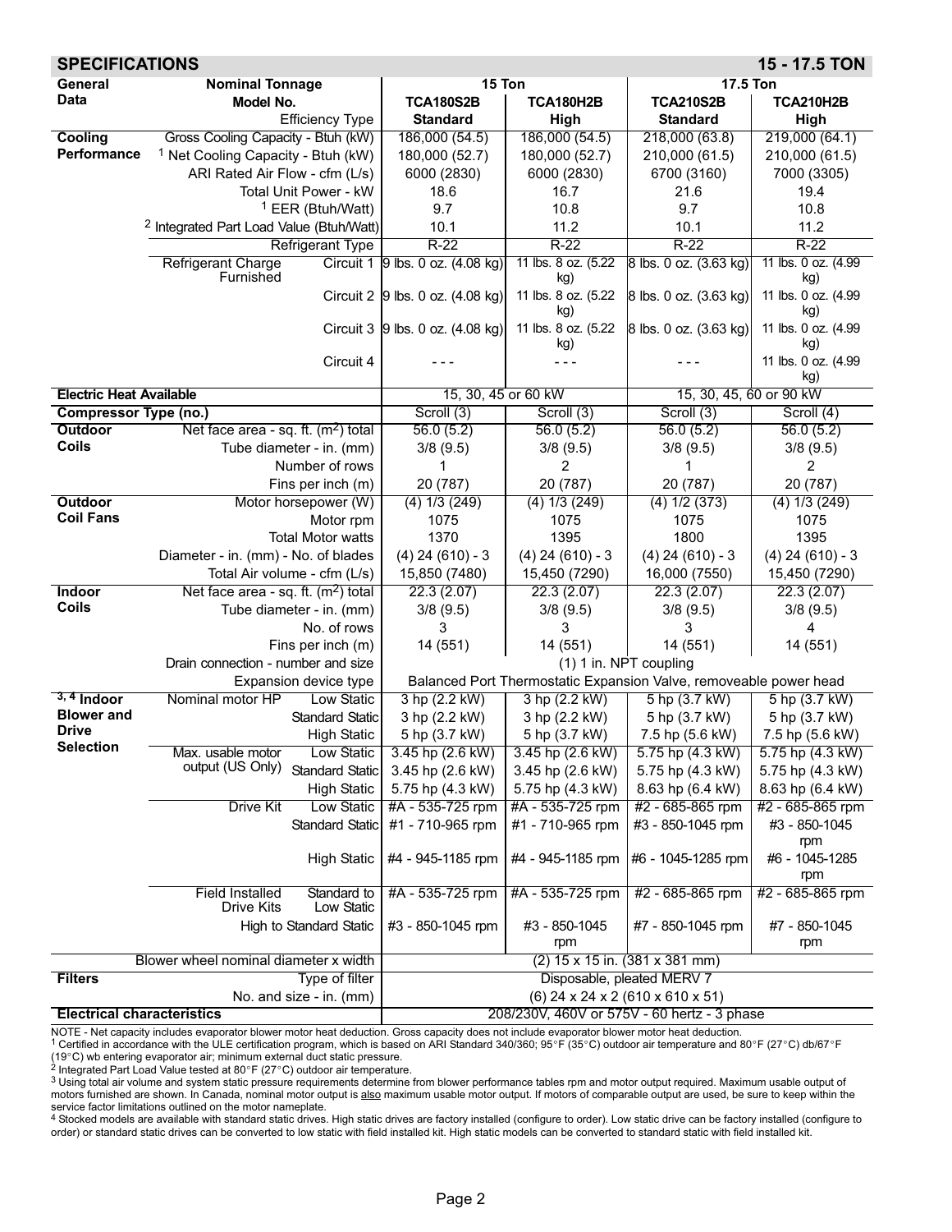## SPECIFICATIONS — 15 - 17.5 TON

| General Data | Nominal Tonnage | | 15 Ton | | 17.5 Ton | |
|---|---|---|---|---|---|---|
| | Model No. | | TCA180S2B | TCA180H2B | TCA210S2B | TCA210H2B |
| | | Efficiency Type | Standard | High | Standard | High |
| Cooling Performance | Gross Cooling Capacity - Btuh (kW) | | 186,000 (54.5) | 186,000 (54.5) | 218,000 (63.8) | 219,000 (64.1) |
| | [1] Net Cooling Capacity - Btuh (kW) | | 180,000 (52.7) | 180,000 (52.7) | 210,000 (61.5) | 210,000 (61.5) |
| | ARI Rated Air Flow - cfm (L/s) | | 6000 (2830) | 6000 (2830) | 6700 (3160) | 7000 (3305) |
| | Total Unit Power - kW | | 18.6 | 16.7 | 21.6 | 19.4 |
| | [1] EER (Btuh/Watt) | | 9.7 | 10.8 | 9.7 | 10.8 |
| | [2] Integrated Part Load Value (Btuh/Watt) | | 10.1 | 11.2 | 10.1 | 11.2 |
| | Refrigerant Type | | R-22 | R-22 | R-22 | R-22 |
| | Refrigerant Charge Furnished | Circuit 1 | 9 lbs. 0 oz. (4.08 kg) | 11 lbs. 8 oz. (5.22 kg) | 8 lbs. 0 oz. (3.63 kg) | 11 lbs. 0 oz. (4.99 kg) |
| | | Circuit 2 | 9 lbs. 0 oz. (4.08 kg) | 11 lbs. 8 oz. (5.22 kg) | 8 lbs. 0 oz. (3.63 kg) | 11 lbs. 0 oz. (4.99 kg) |
| | | Circuit 3 | 9 lbs. 0 oz. (4.08 kg) | 11 lbs. 8 oz. (5.22 kg) | 8 lbs. 0 oz. (3.63 kg) | 11 lbs. 0 oz. (4.99 kg) |
| | | Circuit 4 | - - - | - - - | - - - | 11 lbs. 0 oz. (4.99 kg) |
| Electric Heat Available | | | 15, 30, 45 or 60 kW | | 15, 30, 45, 60 or 90 kW | |
| Compressor Type (no.) | | | Scroll (3) | Scroll (3) | Scroll (3) | Scroll (4) |
| Outdoor Coils | Net face area - sq. ft. (m²) total | | 56.0 (5.2) | 56.0 (5.2) | 56.0 (5.2) | 56.0 (5.2) |
| | Tube diameter - in. (mm) | | 3/8 (9.5) | 3/8 (9.5) | 3/8 (9.5) | 3/8 (9.5) |
| | Number of rows | | 1 | 2 | 1 | 2 |
| | Fins per inch (m) | | 20 (787) | 20 (787) | 20 (787) | 20 (787) |
| Outdoor Coil Fans | Motor horsepower (W) | | (4) 1/3 (249) | (4) 1/3 (249) | (4) 1/2 (373) | (4) 1/3 (249) |
| | Motor rpm | | 1075 | 1075 | 1075 | 1075 |
| | Total Motor watts | | 1370 | 1395 | 1800 | 1395 |
| | Diameter - in. (mm) - No. of blades | | (4) 24 (610) - 3 | (4) 24 (610) - 3 | (4) 24 (610) - 3 | (4) 24 (610) - 3 |
| | Total Air volume - cfm (L/s) | | 15,850 (7480) | 15,450 (7290) | 16,000 (7550) | 15,450 (7290) |
| Indoor Coils | Net face area - sq. ft. (m²) total | | 22.3 (2.07) | 22.3 (2.07) | 22.3 (2.07) | 22.3 (2.07) |
| | Tube diameter - in. (mm) | | 3/8 (9.5) | 3/8 (9.5) | 3/8 (9.5) | 3/8 (9.5) |
| | No. of rows | | 3 | 3 | 3 | 4 |
| | Fins per inch (m) | | 14 (551) | 14 (551) | 14 (551) | 14 (551) |
| | Drain connection - number and size | | (1) 1 in. NPT coupling | | | |
| | Expansion device type | | Balanced Port Thermostatic Expansion Valve, removeable power head | | | |
| [3, 4] Indoor Blower and Drive Selection | Nominal motor HP | Low Static | 3 hp (2.2 kW) | 3 hp (2.2 kW) | 5 hp (3.7 kW) | 5 hp (3.7 kW) |
| | | Standard Static | 3 hp (2.2 kW) | 3 hp (2.2 kW) | 5 hp (3.7 kW) | 5 hp (3.7 kW) |
| | | High Static | 5 hp (3.7 kW) | 5 hp (3.7 kW) | 7.5 hp (5.6 kW) | 7.5 hp (5.6 kW) |
| | Max. usable motor output (US Only) | Low Static | 3.45 hp (2.6 kW) | 3.45 hp (2.6 kW) | 5.75 hp (4.3 kW) | 5.75 hp (4.3 kW) |
| | | Standard Static | 3.45 hp (2.6 kW) | 3.45 hp (2.6 kW) | 5.75 hp (4.3 kW) | 5.75 hp (4.3 kW) |
| | | High Static | 5.75 hp (4.3 kW) | 5.75 hp (4.3 kW) | 8.63 hp (6.4 kW) | 8.63 hp (6.4 kW) |
| | Drive Kit | Low Static | #A - 535-725 rpm | #A - 535-725 rpm | #2 - 685-865 rpm | #2 - 685-865 rpm |
| | | Standard Static | #1 - 710-965 rpm | #1 - 710-965 rpm | #3 - 850-1045 rpm | #3 - 850-1045 rpm |
| | | High Static | #4 - 945-1185 rpm | #4 - 945-1185 rpm | #6 - 1045-1285 rpm | #6 - 1045-1285 rpm |
| | Field Installed Drive Kits | Standard to Low Static | #A - 535-725 rpm | #A - 535-725 rpm | #2 - 685-865 rpm | #2 - 685-865 rpm |
| | | High to Standard Static | #3 - 850-1045 rpm | #3 - 850-1045 rpm | #7 - 850-1045 rpm | #7 - 850-1045 rpm |
| | Blower wheel nominal diameter x width | | (2) 15 x 15 in. (381 x 381 mm) | | | |
| Filters | Type of filter | | Disposable, pleated MERV 7 | | | |
| | No. and size - in. (mm) | | (6) 24 x 24 x 2 (610 x 610 x 51) | | | |
| Electrical characteristics | | | 208/230V, 460V or 575V - 60 hertz - 3 phase | | | |

NOTE - Net capacity includes evaporator blower motor heat deduction. Gross capacity does not include evaporator blower motor heat deduction.

[1] Certified in accordance with the ULE certification program, which is based on ARI Standard 340/360; 95°F (35°C) outdoor air temperature and 80°F (27°C) db/67°F (19°C) wb entering evaporator air; minimum external duct static pressure.

[2] Integrated Part Load Value tested at 80°F (27°C) outdoor air temperature.

[3] Using total air volume and system static pressure requirements determine from blower performance tables rpm and motor output required. Maximum usable output of motors furnished are shown. In Canada, nominal motor output is also maximum usable motor output. If motors of comparable output are used, be sure to keep within the service factor limitations outlined on the motor nameplate.

[4] Stocked models are available with standard static drives. High static drives are factory installed (configure to order). Low static drive can be factory installed (configure to order) or standard static drives can be converted to low static with field installed kit. High static models can be converted to standard static with field installed kit.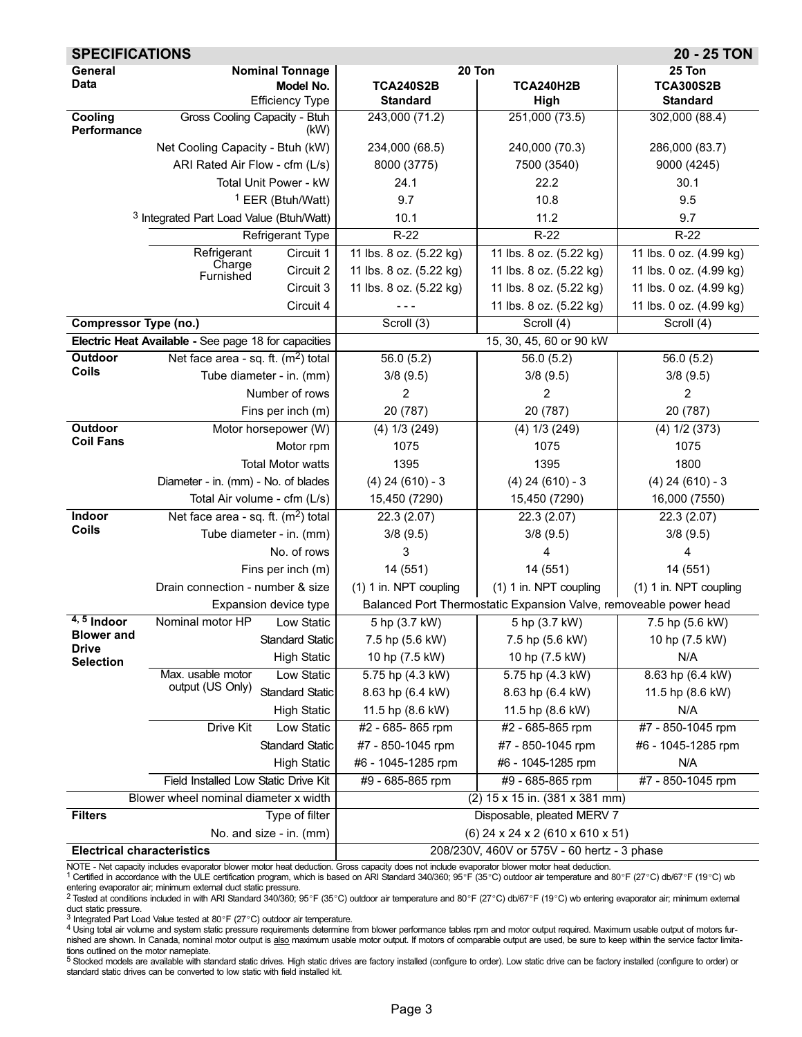## SPECIFICATIONS — 20 - 25 TON

| General Data | | Nominal Tonnage | 20 Ton | | 25 Ton |
|---|---|---|---|---|---|
| | | Model No. | TCA240S2B | TCA240H2B | TCA300S2B |
| | | Efficiency Type | Standard | High | Standard |
| Cooling Performance | Gross Cooling Capacity - Btuh (kW) | | 243,000 (71.2) | 251,000 (73.5) | 302,000 (88.4) |
| | Net Cooling Capacity - Btuh (kW) | | 234,000 (68.5) | 240,000 (70.3) | 286,000 (83.7) |
| | ARI Rated Air Flow - cfm (L/s) | | 8000 (3775) | 7500 (3540) | 9000 (4245) |
| | Total Unit Power - kW | | 24.1 | 22.2 | 30.1 |
| | [1] EER (Btuh/Watt) | | 9.7 | 10.8 | 9.5 |
| | [3] Integrated Part Load Value (Btuh/Watt) | | 10.1 | 11.2 | 9.7 |
| | Refrigerant Type | | R-22 | R-22 | R-22 |
| | Refrigerant Charge Furnished | Circuit 1 | 11 lbs. 8 oz. (5.22 kg) | 11 lbs. 8 oz. (5.22 kg) | 11 lbs. 0 oz. (4.99 kg) |
| | | Circuit 2 | 11 lbs. 8 oz. (5.22 kg) | 11 lbs. 8 oz. (5.22 kg) | 11 lbs. 0 oz. (4.99 kg) |
| | | Circuit 3 | 11 lbs. 8 oz. (5.22 kg) | 11 lbs. 8 oz. (5.22 kg) | 11 lbs. 0 oz. (4.99 kg) |
| | | Circuit 4 | - - - | 11 lbs. 8 oz. (5.22 kg) | 11 lbs. 0 oz. (4.99 kg) |
| Compressor Type (no.) | | | Scroll (3) | Scroll (4) | Scroll (4) |
| Electric Heat Available - See page 18 for capacities | | | 15, 30, 45, 60 or 90 kW | | |
| Outdoor Coils | Net face area - sq. ft. ($m^2$) total | | 56.0 (5.2) | 56.0 (5.2) | 56.0 (5.2) |
| | Tube diameter - in. (mm) | | 3/8 (9.5) | 3/8 (9.5) | 3/8 (9.5) |
| | Number of rows | | 2 | 2 | 2 |
| | Fins per inch (m) | | 20 (787) | 20 (787) | 20 (787) |
| Outdoor Coil Fans | Motor horsepower (W) | | (4) 1/3 (249) | (4) 1/3 (249) | (4) 1/2 (373) |
| | Motor rpm | | 1075 | 1075 | 1075 |
| | Total Motor watts | | 1395 | 1395 | 1800 |
| | Diameter - in. (mm) - No. of blades | | (4) 24 (610) - 3 | (4) 24 (610) - 3 | (4) 24 (610) - 3 |
| | Total Air volume - cfm (L/s) | | 15,450 (7290) | 15,450 (7290) | 16,000 (7550) |
| Indoor Coils | Net face area - sq. ft. ($m^2$) total | | 22.3 (2.07) | 22.3 (2.07) | 22.3 (2.07) |
| | Tube diameter - in. (mm) | | 3/8 (9.5) | 3/8 (9.5) | 3/8 (9.5) |
| | No. of rows | | 3 | 4 | 4 |
| | Fins per inch (m) | | 14 (551) | 14 (551) | 14 (551) |
| | Drain connection - number & size | | (1) 1 in. NPT coupling | (1) 1 in. NPT coupling | (1) 1 in. NPT coupling |
| | Expansion device type | | Balanced Port Thermostatic Expansion Valve, removeable power head | | |
| [4, 5] Indoor Blower and Drive Selection | Nominal motor HP | Low Static | 5 hp (3.7 kW) | 5 hp (3.7 kW) | 7.5 hp (5.6 kW) |
| | | Standard Static | 7.5 hp (5.6 kW) | 7.5 hp (5.6 kW) | 10 hp (7.5 kW) |
| | | High Static | 10 hp (7.5 kW) | 10 hp (7.5 kW) | N/A |
| | Max. usable motor output (US Only) | Low Static | 5.75 hp (4.3 kW) | 5.75 hp (4.3 kW) | 8.63 hp (6.4 kW) |
| | | Standard Static | 8.63 hp (6.4 kW) | 8.63 hp (6.4 kW) | 11.5 hp (8.6 kW) |
| | | High Static | 11.5 hp (8.6 kW) | 11.5 hp (8.6 kW) | N/A |
| | Drive Kit | Low Static | #2 - 685- 865 rpm | #2 - 685-865 rpm | #7 - 850-1045 rpm |
| | | Standard Static | #7 - 850-1045 rpm | #7 - 850-1045 rpm | #6 - 1045-1285 rpm |
| | | High Static | #6 - 1045-1285 rpm | #6 - 1045-1285 rpm | N/A |
| | Field Installed Low Static Drive Kit | | #9 - 685-865 rpm | #9 - 685-865 rpm | #7 - 850-1045 rpm |
| Blower wheel nominal diameter x width | | | (2) 15 x 15 in. (381 x 381 mm) | | |
| Filters | Type of filter | | Disposable, pleated MERV 7 | | |
| | No. and size - in. (mm) | | (6) 24 x 24 x 2 (610 x 610 x 51) | | |
| Electrical characteristics | | | 208/230V, 460V or 575V - 60 hertz - 3 phase | | |

NOTE - Net capacity includes evaporator blower motor heat deduction. Gross capacity does not include evaporator blower motor heat deduction.

[1] Certified in accordance with the ULE certification program, which is based on ARI Standard 340/360; 95°F (35°C) outdoor air temperature and 80°F (27°C) db/67°F (19°C) wb entering evaporator air; minimum external duct static pressure.

[2] Tested at conditions included in with ARI Standard 340/360; 95°F (35°C) outdoor air temperature and 80°F (27°C) db/67°F (19°C) wb entering evaporator air; minimum external duct static pressure.

[3] Integrated Part Load Value tested at 80°F (27°C) outdoor air temperature.

[4] Using total air volume and system static pressure requirements determine from blower performance tables rpm and motor output required. Maximum usable output of motors furnished are shown. In Canada, nominal motor output is also maximum usable motor output. If motors of comparable output are used, be sure to keep within the service factor limitations outlined on the motor nameplate.

[5] Stocked models are available with standard static drives. High static drives are factory installed (configure to order). Low static drive can be factory installed (configure to order) or standard static drives can be converted to low static with field installed kit.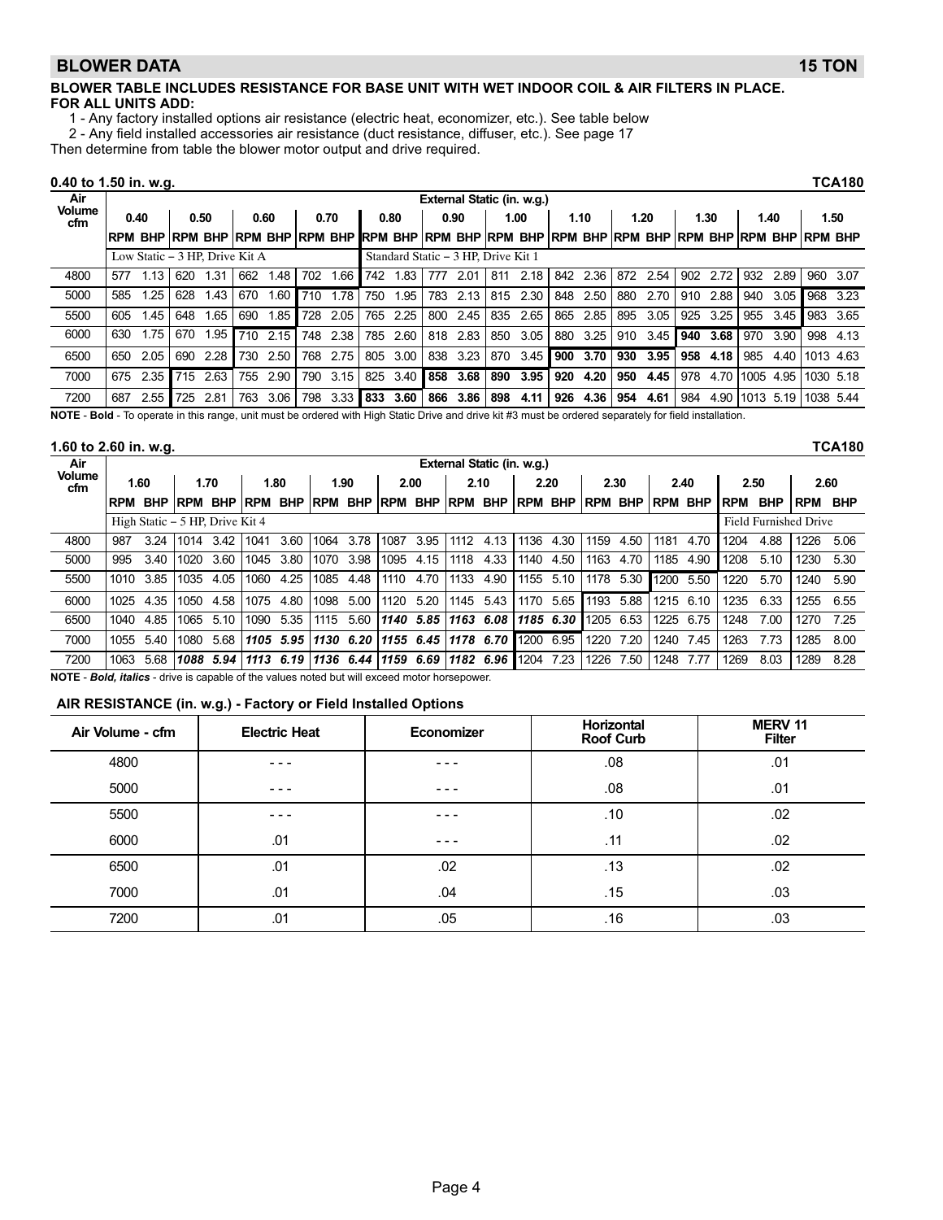## BLOWER DATA 15 TON

**BLOWER TABLE INCLUDES RESISTANCE FOR BASE UNIT WITH WET INDOOR COIL & AIR FILTERS IN PLACE.**
**FOR ALL UNITS ADD:**

1 - Any factory installed options air resistance (electric heat, economizer, etc.). See table below
2 - Any field installed accessories air resistance (duct resistance, diffuser, etc.). See page 17

Then determine from table the blower motor output and drive required.

**0.40 to 1.50 in. w.g.** **TCA180**

| Air Volume cfm | External Static (in. w.g.) | | | | | | | | | | | | | | | | | | | | | | | |
|---|---|---|---|---|---|---|---|---|---|---|---|---|---|---|---|---|---|---|---|---|---|---|---|---|
| | 0.40 | | 0.50 | | 0.60 | | 0.70 | | 0.80 | | 0.90 | | 1.00 | | 1.10 | | 1.20 | | 1.30 | | 1.40 | | 1.50 | |
| | RPM | BHP | RPM | BHP | RPM | BHP | RPM | BHP | RPM | BHP | RPM | BHP | RPM | BHP | RPM | BHP | RPM | BHP | RPM | BHP | RPM | BHP | RPM | BHP |
| | Low Static – 3 HP, Drive Kit A | | | | | | | | Standard Static – 3 HP, Drive Kit 1 | | | | | | | | | | | | | | | |
| 4800 | 577 | 1.13 | 620 | 1.31 | 662 | 1.48 | 702 | 1.66 | 742 | 1.83 | 777 | 2.01 | 811 | 2.18 | 842 | 2.36 | 872 | 2.54 | 902 | 2.72 | 932 | 2.89 | 960 | 3.07 |
| 5000 | 585 | 1.25 | 628 | 1.43 | 670 | 1.60 | 710 | 1.78 | 750 | 1.95 | 783 | 2.13 | 815 | 2.30 | 848 | 2.50 | 880 | 2.70 | 910 | 2.88 | 940 | 3.05 | 968 | 3.23 |
| 5500 | 605 | 1.45 | 648 | 1.65 | 690 | 1.85 | 728 | 2.05 | 765 | 2.25 | 800 | 2.45 | 835 | 2.65 | 865 | 2.85 | 895 | 3.05 | 925 | 3.25 | 955 | 3.45 | 983 | 3.65 |
| 6000 | 630 | 1.75 | 670 | 1.95 | 710 | 2.15 | 748 | 2.38 | 785 | 2.60 | 818 | 2.83 | 850 | 3.05 | 880 | 3.25 | 910 | 3.45 | **940** | **3.68** | 970 | 3.90 | 998 | 4.13 |
| 6500 | 650 | 2.05 | 690 | 2.28 | 730 | 2.50 | 768 | 2.75 | 805 | 3.00 | 838 | 3.23 | 870 | 3.45 | **900** | **3.70** | **930** | **3.95** | **958** | **4.18** | 985 | 4.40 | 1013 | 4.63 |
| 7000 | 675 | 2.35 | 715 | 2.63 | 755 | 2.90 | 790 | 3.15 | 825 | 3.40 | **858** | **3.68** | **890** | **3.95** | **920** | **4.20** | **950** | **4.45** | 978 | 4.70 | 1005 | 4.95 | 1030 | 5.18 |
| 7200 | 687 | 2.55 | 725 | 2.81 | 763 | 3.06 | 798 | 3.33 | **833** | **3.60** | **866** | **3.86** | **898** | **4.11** | **926** | **4.36** | **954** | **4.61** | 984 | 4.90 | 1013 | 5.19 | 1038 | 5.44 |

**NOTE** - **Bold** - To operate in this range, unit must be ordered with High Static Drive and drive kit #3 must be ordered separately for field installation.

**1.60 to 2.60 in. w.g.** **TCA180**

| Air Volume cfm | External Static (in. w.g.) | | | | | | | | | | | | | | | | | | | | | |
|---|---|---|---|---|---|---|---|---|---|---|---|---|---|---|---|---|---|---|---|---|---|---|
| | 1.60 | | 1.70 | | 1.80 | | 1.90 | | 2.00 | | 2.10 | | 2.20 | | 2.30 | | 2.40 | | 2.50 | | 2.60 | |
| | RPM | BHP | RPM | BHP | RPM | BHP | RPM | BHP | RPM | BHP | RPM | BHP | RPM | BHP | RPM | BHP | RPM | BHP | RPM | BHP | RPM | BHP |
| | High Static – 5 HP, Drive Kit 4 | | | | | | | | | | | | | | | | | | Field Furnished Drive | | | |
| 4800 | 987 | 3.24 | 1014 | 3.42 | 1041 | 3.60 | 1064 | 3.78 | 1087 | 3.95 | 1112 | 4.13 | 1136 | 4.30 | 1159 | 4.50 | 1181 | 4.70 | 1204 | 4.88 | 1226 | 5.06 |
| 5000 | 995 | 3.40 | 1020 | 3.60 | 1045 | 3.80 | 1070 | 3.98 | 1095 | 4.15 | 1118 | 4.33 | 1140 | 4.50 | 1163 | 4.70 | 1185 | 4.90 | 1208 | 5.10 | 1230 | 5.30 |
| 5500 | 1010 | 3.85 | 1035 | 4.05 | 1060 | 4.25 | 1085 | 4.48 | 1110 | 4.70 | 1133 | 4.90 | 1155 | 5.10 | 1178 | 5.30 | 1200 | 5.50 | 1220 | 5.70 | 1240 | 5.90 |
| 6000 | 1025 | 4.35 | 1050 | 4.58 | 1075 | 4.80 | 1098 | 5.00 | 1120 | 5.20 | 1145 | 5.43 | 1170 | 5.65 | 1193 | 5.88 | 1215 | 6.10 | 1235 | 6.33 | 1255 | 6.55 |
| 6500 | 1040 | 4.85 | 1065 | 5.10 | 1090 | 5.35 | 1115 | 5.60 | ***1140*** | ***5.85*** | ***1163*** | ***6.08*** | ***1185*** | ***6.30*** | 1205 | 6.53 | 1225 | 6.75 | 1248 | 7.00 | 1270 | 7.25 |
| 7000 | 1055 | 5.40 | 1080 | 5.68 | ***1105*** | ***5.95*** | ***1130*** | ***6.20*** | ***1155*** | ***6.45*** | ***1178*** | ***6.70*** | 1200 | 6.95 | 1220 | 7.20 | 1240 | 7.45 | 1263 | 7.73 | 1285 | 8.00 |
| 7200 | 1063 | 5.68 | ***1088*** | ***5.94*** | ***1113*** | ***6.19*** | ***1136*** | ***6.44*** | ***1159*** | ***6.69*** | ***1182*** | ***6.96*** | 1204 | 7.23 | 1226 | 7.50 | 1248 | 7.77 | 1269 | 8.03 | 1289 | 8.28 |

**NOTE** - ***Bold, italics*** - drive is capable of the values noted but will exceed motor horsepower.

### AIR RESISTANCE (in. w.g.) - Factory or Field Installed Options

| Air Volume - cfm | Electric Heat | Economizer | Horizontal Roof Curb | MERV 11 Filter |
|---|---|---|---|---|
| 4800 | - - - | - - - | .08 | .01 |
| 5000 | - - - | - - - | .08 | .01 |
| 5500 | - - - | - - - | .10 | .02 |
| 6000 | .01 | - - - | .11 | .02 |
| 6500 | .01 | .02 | .13 | .02 |
| 7000 | .01 | .04 | .15 | .03 |
| 7200 | .01 | .05 | .16 | .03 |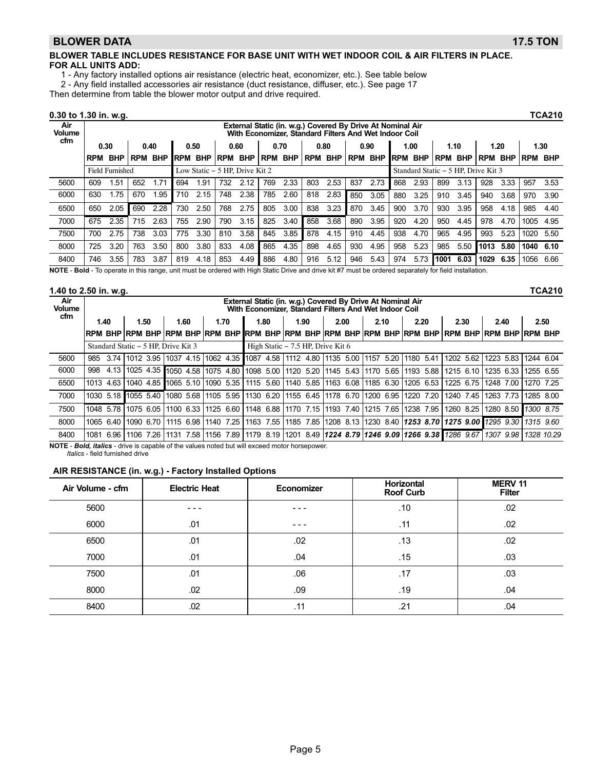## BLOWER DATA 17.5 TON

**BLOWER TABLE INCLUDES RESISTANCE FOR BASE UNIT WITH WET INDOOR COIL & AIR FILTERS IN PLACE.**
**FOR ALL UNITS ADD:**

1 - Any factory installed options air resistance (electric heat, economizer, etc.). See table below
2 - Any field installed accessories air resistance (duct resistance, diffuser, etc.). See page 17

Then determine from table the blower motor output and drive required.

### 0.30 to 1.30 in. w.g. TCA210

| Air Volume cfm | External Static (in. w.g.) Covered By Drive At Nominal Air With Economizer, Standard Filters And Wet Indoor Coil | | | | | | | | | | | | | | | | | | | | | |
|---|---|---|---|---|---|---|---|---|---|---|---|---|---|---|---|---|---|---|---|---|---|---|
| | 0.30 | | 0.40 | | 0.50 | | 0.60 | | 0.70 | | 0.80 | | 0.90 | | 1.00 | | 1.10 | | 1.20 | | 1.30 | |
| | RPM | BHP | RPM | BHP | RPM | BHP | RPM | BHP | RPM | BHP | RPM | BHP | RPM | BHP | RPM | BHP | RPM | BHP | RPM | BHP | RPM | BHP |
| | Field Furnished | | | | Low Static – 5 HP, Drive Kit 2 | | | | | | | | | | Standard Static – 5 HP, Drive Kit 3 | | | | | | | |
| 5600 | 609 | 1.51 | 652 | 1.71 | 694 | 1.91 | 732 | 2.12 | 769 | 2.33 | 803 | 2.53 | 837 | 2.73 | 868 | 2.93 | 899 | 3.13 | 928 | 3.33 | 957 | 3.53 |
| 6000 | 630 | 1.75 | 670 | 1.95 | 710 | 2.15 | 748 | 2.38 | 785 | 2.60 | 818 | 2.83 | 850 | 3.05 | 880 | 3.25 | 910 | 3.45 | 940 | 3.68 | 970 | 3.90 |
| 6500 | 650 | 2.05 | 690 | 2.28 | 730 | 2.50 | 768 | 2.75 | 805 | 3.00 | 838 | 3.23 | 870 | 3.45 | 900 | 3.70 | 930 | 3.95 | 958 | 4.18 | 985 | 4.40 |
| 7000 | 675 | 2.35 | 715 | 2.63 | 755 | 2.90 | 790 | 3.15 | 825 | 3.40 | 858 | 3.68 | 890 | 3.95 | 920 | 4.20 | 950 | 4.45 | 978 | 4.70 | 1005 | 4.95 |
| 7500 | 700 | 2.75 | 738 | 3.03 | 775 | 3.30 | 810 | 3.58 | 845 | 3.85 | 878 | 4.15 | 910 | 4.45 | 938 | 4.70 | 965 | 4.95 | 993 | 5.23 | 1020 | 5.50 |
| 8000 | 725 | 3.20 | 763 | 3.50 | 800 | 3.80 | 833 | 4.08 | 865 | 4.35 | 898 | 4.65 | 930 | 4.95 | 958 | 5.23 | 985 | 5.50 | **1013** | **5.80** | **1040** | **6.10** |
| 8400 | 746 | 3.55 | 783 | 3.87 | 819 | 4.18 | 853 | 4.49 | 886 | 4.80 | 916 | 5.12 | 946 | 5.43 | 974 | 5.73 | **1001** | **6.03** | **1029** | **6.35** | 1056 | 6.66 |

**NOTE** - **Bold** - To operate in this range, unit must be ordered with High Static Drive and drive kit #7 must be ordered separately for field installation.

### 1.40 to 2.50 in. w.g. TCA210

| Air Volume cfm | External Static (in. w.g.) Covered By Drive At Nominal Air With Economizer, Standard Filters And Wet Indoor Coil | | | | | | | | | | | | | | | | | | | | | | | |
|---|---|---|---|---|---|---|---|---|---|---|---|---|---|---|---|---|---|---|---|---|---|---|---|---|
| | 1.40 | | 1.50 | | 1.60 | | 1.70 | | 1.80 | | 1.90 | | 2.00 | | 2.10 | | 2.20 | | 2.30 | | 2.40 | | 2.50 | |
| | RPM | BHP | RPM | BHP | RPM | BHP | RPM | BHP | RPM | BHP | RPM | BHP | RPM | BHP | RPM | BHP | RPM | BHP | RPM | BHP | RPM | BHP | RPM | BHP |
| | Standard Static – 5 HP, Drive Kit 3 | | | | | | | | High Static – 7.5 HP, Drive Kit 6 | | | | | | | | | | | | | | | |
| 5600 | 985 | 3.74 | 1012 | 3.95 | 1037 | 4.15 | 1062 | 4.35 | 1087 | 4.58 | 1112 | 4.80 | 1135 | 5.00 | 1157 | 5.20 | 1180 | 5.41 | 1202 | 5.62 | 1223 | 5.83 | 1244 | 6.04 |
| 6000 | 998 | 4.13 | 1025 | 4.35 | 1050 | 4.58 | 1075 | 4.80 | 1098 | 5.00 | 1120 | 5.20 | 1145 | 5.43 | 1170 | 5.65 | 1193 | 5.88 | 1215 | 6.10 | 1235 | 6.33 | 1255 | 6.55 |
| 6500 | 1013 | 4.63 | 1040 | 4.85 | 1065 | 5.10 | 1090 | 5.35 | 1115 | 5.60 | 1140 | 5.85 | 1163 | 6.08 | 1185 | 6.30 | 1205 | 6.53 | 1225 | 6.75 | 1248 | 7.00 | 1270 | 7.25 |
| 7000 | 1030 | 5.18 | 1055 | 5.40 | 1080 | 5.68 | 1105 | 5.95 | 1130 | 6.20 | 1155 | 6.45 | 1178 | 6.70 | 1200 | 6.95 | 1220 | 7.20 | 1240 | 7.45 | 1263 | 7.73 | 1285 | 8.00 |
| 7500 | 1048 | 5.78 | 1075 | 6.05 | 1100 | 6.33 | 1125 | 6.60 | 1148 | 6.88 | 1170 | 7.15 | 1193 | 7.40 | 1215 | 7.65 | 1238 | 7.95 | 1260 | 8.25 | 1280 | 8.50 | *1300* | *8.75* |
| 8000 | 1065 | 6.40 | 1090 | 6.70 | 1115 | 6.98 | 1140 | 7.25 | 1163 | 7.55 | 1185 | 7.85 | 1208 | 8.13 | 1230 | 8.40 | ***1253*** | ***8.70*** | ***1275*** | ***9.00*** | *1295* | *9.30* | *1315* | *9.60* |
| 8400 | 1081 | 6.96 | 1106 | 7.26 | 1131 | 7.58 | 1156 | 7.89 | 1179 | 8.19 | 1201 | 8.49 | ***1224*** | ***8.79*** | ***1246*** | ***9.09*** | ***1266*** | ***9.38*** | *1286* | *9.67* | *1307* | *9.98* | *1328* | *10.29* |

**NOTE** - ***Bold, italics*** - drive is capable of the values noted but will exceed motor horsepower.
*Italics* - field furnished drive

### AIR RESISTANCE (in. w.g.) - Factory Installed Options

| Air Volume - cfm | Electric Heat | Economizer | Horizontal Roof Curb | MERV 11 Filter |
|---|---|---|---|---|
| 5600 | - - - | - - - | .10 | .02 |
| 6000 | .01 | - - - | .11 | .02 |
| 6500 | .01 | .02 | .13 | .02 |
| 7000 | .01 | .04 | .15 | .03 |
| 7500 | .01 | .06 | .17 | .03 |
| 8000 | .02 | .09 | .19 | .04 |
| 8400 | .02 | .11 | .21 | .04 |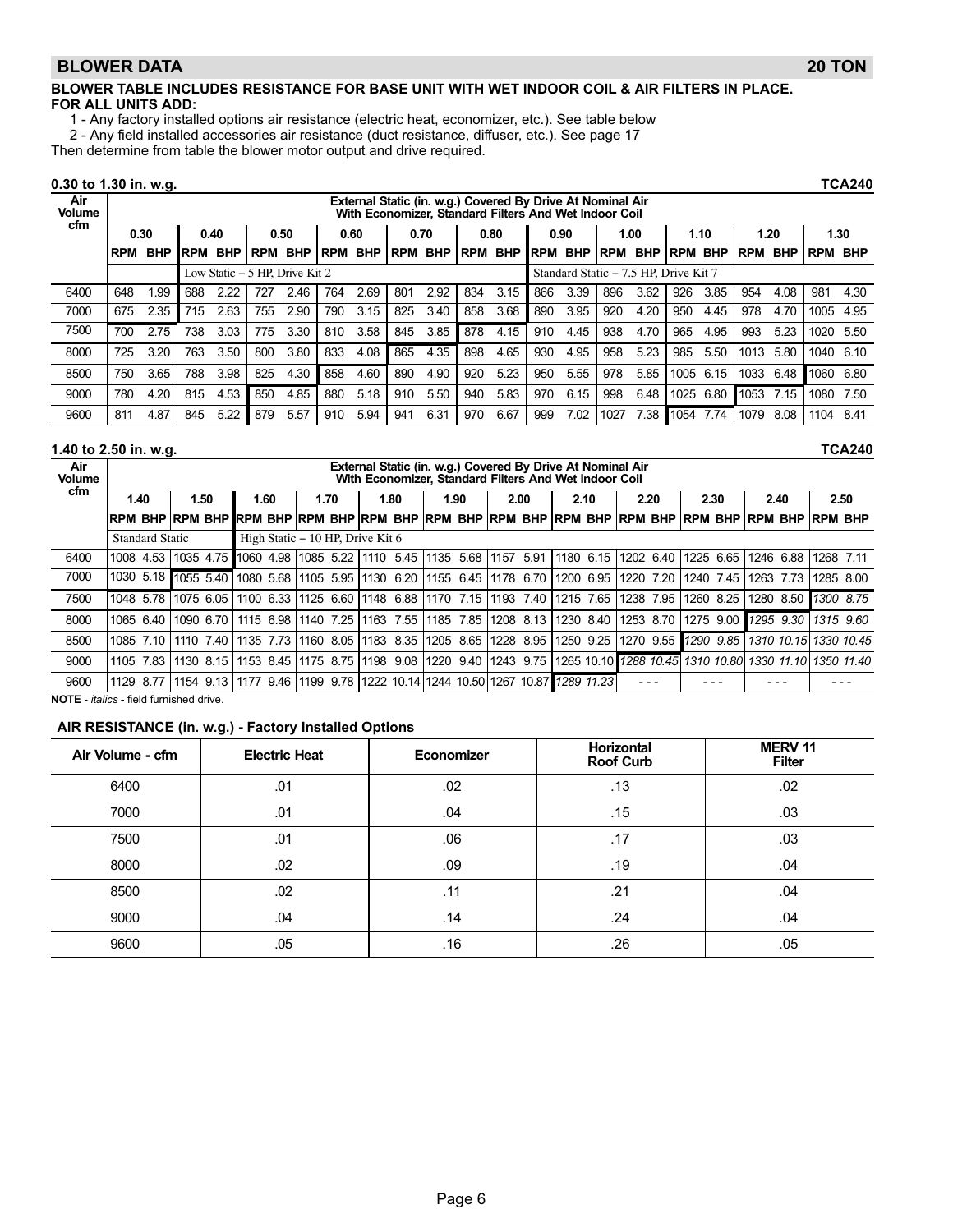## BLOWER DATA — 20 TON

**BLOWER TABLE INCLUDES RESISTANCE FOR BASE UNIT WITH WET INDOOR COIL & AIR FILTERS IN PLACE.**
**FOR ALL UNITS ADD:**

1 - Any factory installed options air resistance (electric heat, economizer, etc.). See table below
2 - Any field installed accessories air resistance (duct resistance, diffuser, etc.). See page 17

Then determine from table the blower motor output and drive required.

### 0.30 to 1.30 in. w.g. — TCA240

| Air Volume cfm | External Static (in. w.g.) Covered By Drive At Nominal Air With Economizer, Standard Filters And Wet Indoor Coil | | | | | | | | | | | | | | | | | | | | | |
|---|---|---|---|---|---|---|---|---|---|---|---|---|---|---|---|---|---|---|---|---|---|---|
| | 0.30 | | 0.40 | | 0.50 | | 0.60 | | 0.70 | | 0.80 | | 0.90 | | 1.00 | | 1.10 | | 1.20 | | 1.30 | |
| | RPM | BHP | RPM | BHP | RPM | BHP | RPM | BHP | RPM | BHP | RPM | BHP | RPM | BHP | RPM | BHP | RPM | BHP | RPM | BHP | RPM | BHP |
| | | | Low Static – 5 HP, Drive Kit 2 | | | | | | | | | | Standard Static – 7.5 HP, Drive Kit 7 | | | | | | | | | |
| 6400 | 648 | 1.99 | 688 | 2.22 | 727 | 2.46 | 764 | 2.69 | 801 | 2.92 | 834 | 3.15 | 866 | 3.39 | 896 | 3.62 | 926 | 3.85 | 954 | 4.08 | 981 | 4.30 |
| 7000 | 675 | 2.35 | 715 | 2.63 | 755 | 2.90 | 790 | 3.15 | 825 | 3.40 | 858 | 3.68 | 890 | 3.95 | 920 | 4.20 | 950 | 4.45 | 978 | 4.70 | 1005 | 4.95 |
| 7500 | 700 | 2.75 | 738 | 3.03 | 775 | 3.30 | 810 | 3.58 | 845 | 3.85 | 878 | 4.15 | 910 | 4.45 | 938 | 4.70 | 965 | 4.95 | 993 | 5.23 | 1020 | 5.50 |
| 8000 | 725 | 3.20 | 763 | 3.50 | 800 | 3.80 | 833 | 4.08 | 865 | 4.35 | 898 | 4.65 | 930 | 4.95 | 958 | 5.23 | 985 | 5.50 | 1013 | 5.80 | 1040 | 6.10 |
| 8500 | 750 | 3.65 | 788 | 3.98 | 825 | 4.30 | 858 | 4.60 | 890 | 4.90 | 920 | 5.23 | 950 | 5.55 | 978 | 5.85 | 1005 | 6.15 | 1033 | 6.48 | 1060 | 6.80 |
| 9000 | 780 | 4.20 | 815 | 4.53 | 850 | 4.85 | 880 | 5.18 | 910 | 5.50 | 940 | 5.83 | 970 | 6.15 | 998 | 6.48 | 1025 | 6.80 | 1053 | 7.15 | 1080 | 7.50 |
| 9600 | 811 | 4.87 | 845 | 5.22 | 879 | 5.57 | 910 | 5.94 | 941 | 6.31 | 970 | 6.67 | 999 | 7.02 | 1027 | 7.38 | 1054 | 7.74 | 1079 | 8.08 | 1104 | 8.41 |

### 1.40 to 2.50 in. w.g. — TCA240

| Air Volume cfm | External Static (in. w.g.) Covered By Drive At Nominal Air With Economizer, Standard Filters And Wet Indoor Coil | | | | | | | | | | | | | | | | | | | | | | | |
|---|---|---|---|---|---|---|---|---|---|---|---|---|---|---|---|---|---|---|---|---|---|---|---|---|
| | 1.40 | | 1.50 | | 1.60 | | 1.70 | | 1.80 | | 1.90 | | 2.00 | | 2.10 | | 2.20 | | 2.30 | | 2.40 | | 2.50 | |
| | RPM | BHP | RPM | BHP | RPM | BHP | RPM | BHP | RPM | BHP | RPM | BHP | RPM | BHP | RPM | BHP | RPM | BHP | RPM | BHP | RPM | BHP | RPM | BHP |
| | Standard Static | | | | High Static – 10 HP, Drive Kit 6 | | | | | | | | | | | | | | | | | | | |
| 6400 | 1008 | 4.53 | 1035 | 4.75 | 1060 | 4.98 | 1085 | 5.22 | 1110 | 5.45 | 1135 | 5.68 | 1157 | 5.91 | 1180 | 6.15 | 1202 | 6.40 | 1225 | 6.65 | 1246 | 6.88 | 1268 | 7.11 |
| 7000 | 1030 | 5.18 | 1055 | 5.40 | 1080 | 5.68 | 1105 | 5.95 | 1130 | 6.20 | 1155 | 6.45 | 1178 | 6.70 | 1200 | 6.95 | 1220 | 7.20 | 1240 | 7.45 | 1263 | 7.73 | 1285 | 8.00 |
| 7500 | 1048 | 5.78 | 1075 | 6.05 | 1100 | 6.33 | 1125 | 6.60 | 1148 | 6.88 | 1170 | 7.15 | 1193 | 7.40 | 1215 | 7.65 | 1238 | 7.95 | 1260 | 8.25 | 1280 | 8.50 | *1300* | *8.75* |
| 8000 | 1065 | 6.40 | 1090 | 6.70 | 1115 | 6.98 | 1140 | 7.25 | 1163 | 7.55 | 1185 | 7.85 | 1208 | 8.13 | 1230 | 8.40 | 1253 | 8.70 | 1275 | 9.00 | *1295* | *9.30* | *1315* | *9.60* |
| 8500 | 1085 | 7.10 | 1110 | 7.40 | 1135 | 7.73 | 1160 | 8.05 | 1183 | 8.35 | 1205 | 8.65 | 1228 | 8.95 | 1250 | 9.25 | 1270 | 9.55 | *1290* | *9.85* | *1310* | *10.15* | *1330* | *10.45* |
| 9000 | 1105 | 7.83 | 1130 | 8.15 | 1153 | 8.45 | 1175 | 8.75 | 1198 | 9.08 | 1220 | 9.40 | 1243 | 9.75 | 1265 | 10.10 | *1288* | *10.45* | *1310* | *10.80* | *1330* | *11.10* | *1350* | *11.40* |
| 9600 | 1129 | 8.77 | 1154 | 9.13 | 1177 | 9.46 | 1199 | 9.78 | 1222 | 10.14 | 1244 | 10.50 | 1267 | 10.87 | *1289* | *11.23* | - - - | | - - - | | - - - | | - - - | |

**NOTE** - *italics* - field furnished drive.

### AIR RESISTANCE (in. w.g.) - Factory Installed Options

| Air Volume - cfm | Electric Heat | Economizer | Horizontal Roof Curb | MERV 11 Filter |
|---|---|---|---|---|
| 6400 | .01 | .02 | .13 | .02 |
| 7000 | .01 | .04 | .15 | .03 |
| 7500 | .01 | .06 | .17 | .03 |
| 8000 | .02 | .09 | .19 | .04 |
| 8500 | .02 | .11 | .21 | .04 |
| 9000 | .04 | .14 | .24 | .04 |
| 9600 | .05 | .16 | .26 | .05 |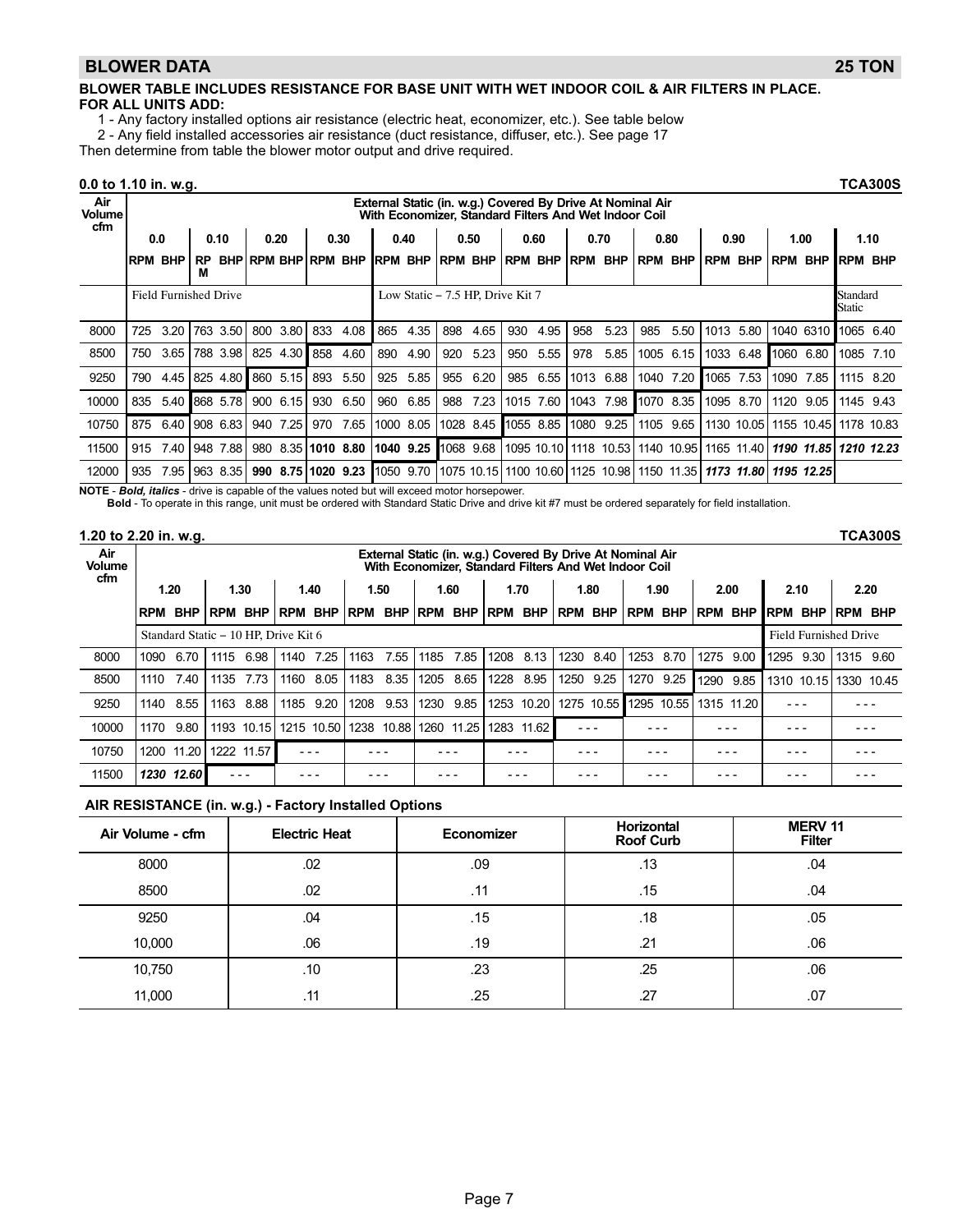## BLOWER DATA 25 TON

**BLOWER TABLE INCLUDES RESISTANCE FOR BASE UNIT WITH WET INDOOR COIL & AIR FILTERS IN PLACE.**
**FOR ALL UNITS ADD:**

1 - Any factory installed options air resistance (electric heat, economizer, etc.). See table below
2 - Any field installed accessories air resistance (duct resistance, diffuser, etc.). See page 17

Then determine from table the blower motor output and drive required.

**0.0 to 1.10 in. w.g. TCA300S**

| Air Volume cfm | External Static (in. w.g.) Covered By Drive At Nominal Air With Economizer, Standard Filters And Wet Indoor Coil | | | | | | | | | | | | | | | | | | | | | | | |
|---|---|---|---|---|---|---|---|---|---|---|---|---|---|---|---|---|---|---|---|---|---|---|---|---|
| | 0.0 | | 0.10 | | 0.20 | | 0.30 | | 0.40 | | 0.50 | | 0.60 | | 0.70 | | 0.80 | | 0.90 | | 1.00 | | 1.10 | |
| | RPM | BHP | RPM | BHP | RPM | BHP | RPM | BHP | RPM | BHP | RPM | BHP | RPM | BHP | RPM | BHP | RPM | BHP | RPM | BHP | RPM | BHP | RPM | BHP |
| | Field Furnished Drive | | | | | | | | Low Static – 7.5 HP, Drive Kit 7 | | | | | | | | | | | | | | Standard Static | |
| 8000 | 725 | 3.20 | 763 | 3.50 | 800 | 3.80 | 833 | 4.08 | 865 | 4.35 | 898 | 4.65 | 930 | 4.95 | 958 | 5.23 | 985 | 5.50 | 1013 | 5.80 | 1040 | 6310 | 1065 | 6.40 |
| 8500 | 750 | 3.65 | 788 | 3.98 | 825 | 4.30 | 858 | 4.60 | 890 | 4.90 | 920 | 5.23 | 950 | 5.55 | 978 | 5.85 | 1005 | 6.15 | 1033 | 6.48 | 1060 | 6.80 | 1085 | 7.10 |
| 9250 | 790 | 4.45 | 825 | 4.80 | 860 | 5.15 | 893 | 5.50 | 925 | 5.85 | 955 | 6.20 | 985 | 6.55 | 1013 | 6.88 | 1040 | 7.20 | 1065 | 7.53 | 1090 | 7.85 | 1115 | 8.20 |
| 10000 | 835 | 5.40 | 868 | 5.78 | 900 | 6.15 | 930 | 6.50 | 960 | 6.85 | 988 | 7.23 | 1015 | 7.60 | 1043 | 7.98 | 1070 | 8.35 | 1095 | 8.70 | 1120 | 9.05 | 1145 | 9.43 |
| 10750 | 875 | 6.40 | 908 | 6.83 | 940 | 7.25 | 970 | 7.65 | 1000 | 8.05 | 1028 | 8.45 | 1055 | 8.85 | 1080 | 9.25 | 1105 | 9.65 | 1130 | 10.05 | 1155 | 10.45 | 1178 | 10.83 |
| 11500 | 915 | 7.40 | 948 | 7.88 | 980 | 8.35 | **1010** | **8.80** | **1040** | **9.25** | 1068 | 9.68 | 1095 | 10.10 | 1118 | 10.53 | 1140 | 10.95 | 1165 | 11.40 | ***1190*** | ***11.85*** | ***1210*** | ***12.23*** |
| 12000 | 935 | 7.95 | 963 | 8.35 | **990** | **8.75** | **1020** | **9.23** | 1050 | 9.70 | 1075 | 10.15 | 1100 | 10.60 | 1125 | 10.98 | 1150 | 11.35 | ***1173*** | ***11.80*** | ***1195*** | ***12.25*** | | |

**NOTE** - ***Bold, italics*** - drive is capable of the values noted but will exceed motor horsepower.
**Bold** - To operate in this range, unit must be ordered with Standard Static Drive and drive kit #7 must be ordered separately for field installation.

**1.20 to 2.20 in. w.g. TCA300S**

| Air Volume cfm | External Static (in. w.g.) Covered By Drive At Nominal Air With Economizer, Standard Filters And Wet Indoor Coil | | | | | | | | | | | | | | | | | | | | | |
|---|---|---|---|---|---|---|---|---|---|---|---|---|---|---|---|---|---|---|---|---|---|---|
| | 1.20 | | 1.30 | | 1.40 | | 1.50 | | 1.60 | | 1.70 | | 1.80 | | 1.90 | | 2.00 | | 2.10 | | 2.20 | |
| | RPM | BHP | RPM | BHP | RPM | BHP | RPM | BHP | RPM | BHP | RPM | BHP | RPM | BHP | RPM | BHP | RPM | BHP | RPM | BHP | RPM | BHP |
| | Standard Static – 10 HP, Drive Kit 6 | | | | | | | | | | | | | | | | | | Field Furnished Drive | | | |
| 8000 | 1090 | 6.70 | 1115 | 6.98 | 1140 | 7.25 | 1163 | 7.55 | 1185 | 7.85 | 1208 | 8.13 | 1230 | 8.40 | 1253 | 8.70 | 1275 | 9.00 | 1295 | 9.30 | 1315 | 9.60 |
| 8500 | 1110 | 7.40 | 1135 | 7.73 | 1160 | 8.05 | 1183 | 8.35 | 1205 | 8.65 | 1228 | 8.95 | 1250 | 9.25 | 1270 | 9.25 | 1290 | 9.85 | 1310 | 10.15 | 1330 | 10.45 |
| 9250 | 1140 | 8.55 | 1163 | 8.88 | 1185 | 9.20 | 1208 | 9.53 | 1230 | 9.85 | 1253 | 10.20 | 1275 | 10.55 | 1295 | 10.55 | 1315 | 11.20 | - - - | | - - - | |
| 10000 | 1170 | 9.80 | 1193 | 10.15 | 1215 | 10.50 | 1238 | 10.88 | 1260 | 11.25 | 1283 | 11.62 | - - - | | - - - | | - - - | | - - - | | - - - | |
| 10750 | 1200 | 11.20 | 1222 | 11.57 | - - - | | - - - | | - - - | | - - - | | - - - | | - - - | | - - - | | - - - | | - - - | |
| 11500 | ***1230*** | ***12.60*** | - - - | | - - - | | - - - | | - - - | | - - - | | - - - | | - - - | | - - - | | - - - | | - - - | |

**AIR RESISTANCE (in. w.g.) - Factory Installed Options**

| Air Volume - cfm | Electric Heat | Economizer | Horizontal Roof Curb | MERV 11 Filter |
|---|---|---|---|---|
| 8000 | .02 | .09 | .13 | .04 |
| 8500 | .02 | .11 | .15 | .04 |
| 9250 | .04 | .15 | .18 | .05 |
| 10,000 | .06 | .19 | .21 | .06 |
| 10,750 | .10 | .23 | .25 | .06 |
| 11,000 | .11 | .25 | .27 | .07 |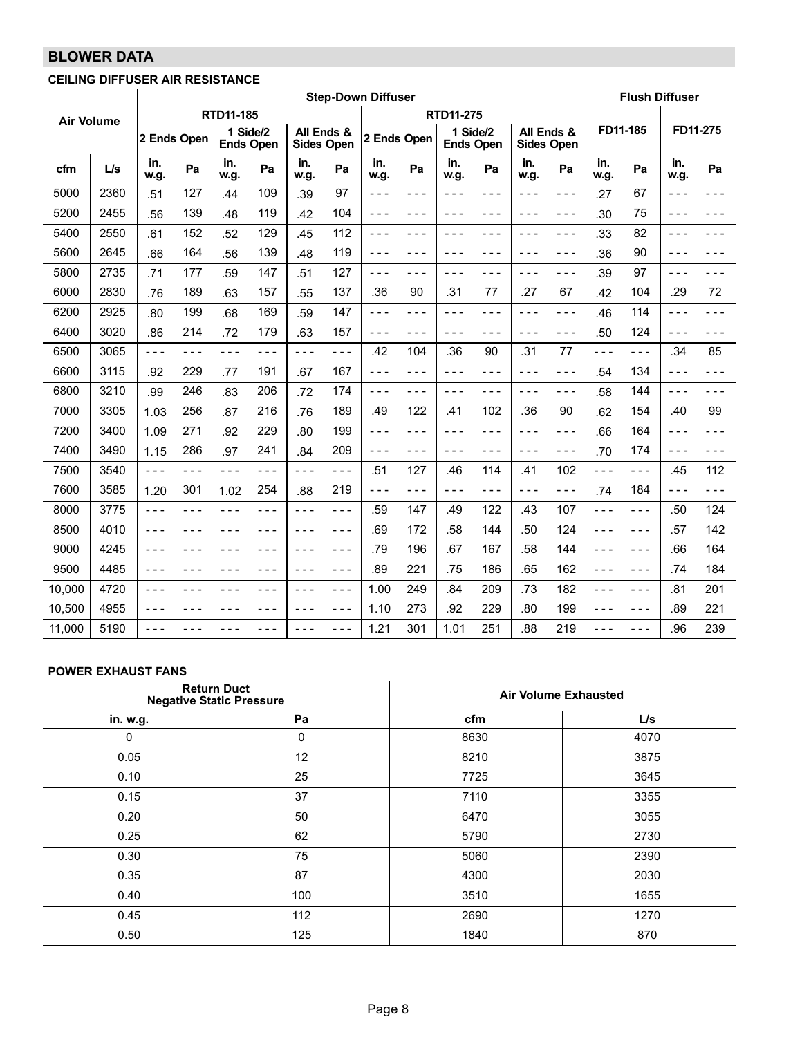## BLOWER DATA

### CEILING DIFFUSER AIR RESISTANCE

| Air Volume | | Step-Down Diffuser | | | | | | | | | | | | Flush Diffuser | | | |
|---|---|---|---|---|---|---|---|---|---|---|---|---|---|---|---|---|---|
| | | RTD11-185 | | | | | | RTD11-275 | | | | | | FD11-185 | | FD11-275 | |
| | | 2 Ends Open | | 1 Side/2 Ends Open | | All Ends & Sides Open | | 2 Ends Open | | 1 Side/2 Ends Open | | All Ends & Sides Open | | | | | |
| cfm | L/s | in. w.g. | Pa | in. w.g. | Pa | in. w.g. | Pa | in. w.g. | Pa | in. w.g. | Pa | in. w.g. | Pa | in. w.g. | Pa | in. w.g. | Pa |
| 5000 | 2360 | .51 | 127 | .44 | 109 | .39 | 97 | - - - | - - - | - - - | - - - | - - - | - - - | .27 | 67 | - - - | - - - |
| 5200 | 2455 | .56 | 139 | .48 | 119 | .42 | 104 | - - - | - - - | - - - | - - - | - - - | - - - | .30 | 75 | - - - | - - - |
| 5400 | 2550 | .61 | 152 | .52 | 129 | .45 | 112 | - - - | - - - | - - - | - - - | - - - | - - - | .33 | 82 | - - - | - - - |
| 5600 | 2645 | .66 | 164 | .56 | 139 | .48 | 119 | - - - | - - - | - - - | - - - | - - - | - - - | .36 | 90 | - - - | - - - |
| 5800 | 2735 | .71 | 177 | .59 | 147 | .51 | 127 | - - - | - - - | - - - | - - - | - - - | - - - | .39 | 97 | - - - | - - - |
| 6000 | 2830 | .76 | 189 | .63 | 157 | .55 | 137 | .36 | 90 | .31 | 77 | .27 | 67 | .42 | 104 | .29 | 72 |
| 6200 | 2925 | .80 | 199 | .68 | 169 | .59 | 147 | - - - | - - - | - - - | - - - | - - - | - - - | .46 | 114 | - - - | - - - |
| 6400 | 3020 | .86 | 214 | .72 | 179 | .63 | 157 | - - - | - - - | - - - | - - - | - - - | - - - | .50 | 124 | - - - | - - - |
| 6500 | 3065 | - - - | - - - | - - - | - - - | - - - | - - - | .42 | 104 | .36 | 90 | .31 | 77 | - - - | - - - | .34 | 85 |
| 6600 | 3115 | .92 | 229 | .77 | 191 | .67 | 167 | - - - | - - - | - - - | - - - | - - - | - - - | .54 | 134 | - - - | - - - |
| 6800 | 3210 | .99 | 246 | .83 | 206 | .72 | 174 | - - - | - - - | - - - | - - - | - - - | - - - | .58 | 144 | - - - | - - - |
| 7000 | 3305 | 1.03 | 256 | .87 | 216 | .76 | 189 | .49 | 122 | .41 | 102 | .36 | 90 | .62 | 154 | .40 | 99 |
| 7200 | 3400 | 1.09 | 271 | .92 | 229 | .80 | 199 | - - - | - - - | - - - | - - - | - - - | - - - | .66 | 164 | - - - | - - - |
| 7400 | 3490 | 1.15 | 286 | .97 | 241 | .84 | 209 | - - - | - - - | - - - | - - - | - - - | - - - | .70 | 174 | - - - | - - - |
| 7500 | 3540 | - - - | - - - | - - - | - - - | - - - | - - - | .51 | 127 | .46 | 114 | .41 | 102 | - - - | - - - | .45 | 112 |
| 7600 | 3585 | 1.20 | 301 | 1.02 | 254 | .88 | 219 | - - - | - - - | - - - | - - - | - - - | - - - | .74 | 184 | - - - | - - - |
| 8000 | 3775 | - - - | - - - | - - - | - - - | - - - | - - - | .59 | 147 | .49 | 122 | .43 | 107 | - - - | - - - | .50 | 124 |
| 8500 | 4010 | - - - | - - - | - - - | - - - | - - - | - - - | .69 | 172 | .58 | 144 | .50 | 124 | - - - | - - - | .57 | 142 |
| 9000 | 4245 | - - - | - - - | - - - | - - - | - - - | - - - | .79 | 196 | .67 | 167 | .58 | 144 | - - - | - - - | .66 | 164 |
| 9500 | 4485 | - - - | - - - | - - - | - - - | - - - | - - - | .89 | 221 | .75 | 186 | .65 | 162 | - - - | - - - | .74 | 184 |
| 10,000 | 4720 | - - - | - - - | - - - | - - - | - - - | - - - | 1.00 | 249 | .84 | 209 | .73 | 182 | - - - | - - - | .81 | 201 |
| 10,500 | 4955 | - - - | - - - | - - - | - - - | - - - | - - - | 1.10 | 273 | .92 | 229 | .80 | 199 | - - - | - - - | .89 | 221 |
| 11,000 | 5190 | - - - | - - - | - - - | - - - | - - - | - - - | 1.21 | 301 | 1.01 | 251 | .88 | 219 | - - - | - - - | .96 | 239 |

### POWER EXHAUST FANS

| Return Duct Negative Static Pressure | | Air Volume Exhausted | |
|---|---|---|---|
| in. w.g. | Pa | cfm | L/s |
| 0 | 0 | 8630 | 4070 |
| 0.05 | 12 | 8210 | 3875 |
| 0.10 | 25 | 7725 | 3645 |
| 0.15 | 37 | 7110 | 3355 |
| 0.20 | 50 | 6470 | 3055 |
| 0.25 | 62 | 5790 | 2730 |
| 0.30 | 75 | 5060 | 2390 |
| 0.35 | 87 | 4300 | 2030 |
| 0.40 | 100 | 3510 | 1655 |
| 0.45 | 112 | 2690 | 1270 |
| 0.50 | 125 | 1840 | 870 |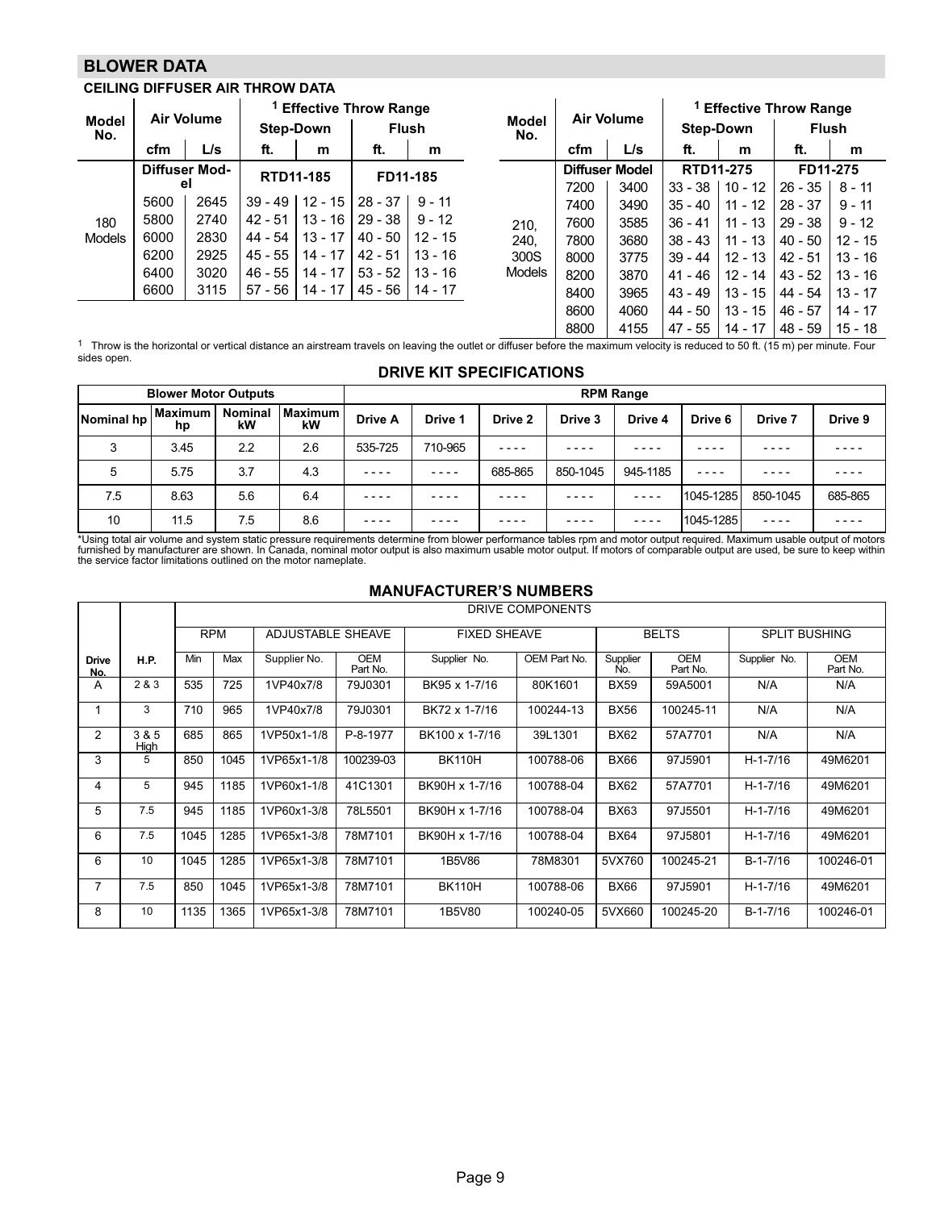## BLOWER DATA

### CEILING DIFFUSER AIR THROW DATA

| Model No. | Air Volume | | [1] Effective Throw Range | | | |
|---|---|---|---|---|---|---|
| | | | Step-Down | | Flush | |
| | cfm | L/s | ft. | m | ft. | m |
| | Diffuser Model | | RTD11-185 | | FD11-185 | |
| 180 Models | 5600 | 2645 | 39 - 49 | 12 - 15 | 28 - 37 | 9 - 11 |
| | 5800 | 2740 | 42 - 51 | 13 - 16 | 29 - 38 | 9 - 12 |
| | 6000 | 2830 | 44 - 54 | 13 - 17 | 40 - 50 | 12 - 15 |
| | 6200 | 2925 | 45 - 55 | 14 - 17 | 42 - 51 | 13 - 16 |
| | 6400 | 3020 | 46 - 55 | 14 - 17 | 53 - 52 | 13 - 16 |
| | 6600 | 3115 | 57 - 56 | 14 - 17 | 45 - 56 | 14 - 17 |

| Model No. | Air Volume | | [1] Effective Throw Range | | | |
|---|---|---|---|---|---|---|
| | | | Step-Down | | Flush | |
| | cfm | L/s | ft. | m | ft. | m |
| | Diffuser Model | | RTD11-275 | | FD11-275 | |
| 210, 240, 300S Models | 7200 | 3400 | 33 - 38 | 10 - 12 | 26 - 35 | 8 - 11 |
| | 7400 | 3490 | 35 - 40 | 11 - 12 | 28 - 37 | 9 - 11 |
| | 7600 | 3585 | 36 - 41 | 11 - 13 | 29 - 38 | 9 - 12 |
| | 7800 | 3680 | 38 - 43 | 11 - 13 | 40 - 50 | 12 - 15 |
| | 8000 | 3775 | 39 - 44 | 12 - 13 | 42 - 51 | 13 - 16 |
| | 8200 | 3870 | 41 - 46 | 12 - 14 | 43 - 52 | 13 - 16 |
| | 8400 | 3965 | 43 - 49 | 13 - 15 | 44 - 54 | 13 - 17 |
| | 8600 | 4060 | 44 - 50 | 13 - 15 | 46 - 57 | 14 - 17 |
| | 8800 | 4155 | 47 - 55 | 14 - 17 | 48 - 59 | 15 - 18 |

[1] Throw is the horizontal or vertical distance an airstream travels on leaving the outlet or diffuser before the maximum velocity is reduced to 50 ft. (15 m) per minute. Four sides open.

### DRIVE KIT SPECIFICATIONS

| Blower Motor Outputs | | | | RPM Range | | | | | | | |
|---|---|---|---|---|---|---|---|---|---|---|---|
| Nominal hp | Maximum hp | Nominal kW | Maximum kW | Drive A | Drive 1 | Drive 2 | Drive 3 | Drive 4 | Drive 6 | Drive 7 | Drive 9 |
| 3 | 3.45 | 2.2 | 2.6 | 535-725 | 710-965 | ---- | ---- | ---- | ---- | ---- | ---- |
| 5 | 5.75 | 3.7 | 4.3 | ---- | ---- | 685-865 | 850-1045 | 945-1185 | ---- | ---- | ---- |
| 7.5 | 8.63 | 5.6 | 6.4 | ---- | ---- | ---- | ---- | ---- | 1045-1285 | 850-1045 | 685-865 |
| 10 | 11.5 | 7.5 | 8.6 | ---- | ---- | ---- | ---- | ---- | 1045-1285 | ---- | ---- |

*Using total air volume and system static pressure requirements determine from blower performance tables rpm and motor output required. Maximum usable output of motors furnished by manufacturer are shown. In Canada, nominal motor output is also maximum usable motor output. If motors of comparable output are used, be sure to keep within the service factor limitations outlined on the motor nameplate.

### MANUFACTURER'S NUMBERS

| | | DRIVE COMPONENTS | | | | | | | | | |
|---|---|---|---|---|---|---|---|---|---|---|---|
| | | RPM | | ADJUSTABLE SHEAVE | | FIXED SHEAVE | | BELTS | | SPLIT BUSHING | |
| Drive No. | H.P. | Min | Max | Supplier No. | OEM Part No. | Supplier No. | OEM Part No. | Supplier No. | OEM Part No. | Supplier No. | OEM Part No. |
| A | 2 & 3 | 535 | 725 | 1VP40x7/8 | 79J0301 | BK95 x 1-7/16 | 80K1601 | BX59 | 59A5001 | N/A | N/A |
| 1 | 3 | 710 | 965 | 1VP40x7/8 | 79J0301 | BK72 x 1-7/16 | 100244-13 | BX56 | 100245-11 | N/A | N/A |
| 2 | 3 & 5 High | 685 | 865 | 1VP50x1-1/8 | P-8-1977 | BK100 x 1-7/16 | 39L1301 | BX62 | 57A7701 | N/A | N/A |
| 3 | 5 | 850 | 1045 | 1VP65x1-1/8 | 100239-03 | BK110H | 100788-06 | BX66 | 97J5901 | H-1-7/16 | 49M6201 |
| 4 | 5 | 945 | 1185 | 1VP60x1-1/8 | 41C1301 | BK90H x 1-7/16 | 100788-04 | BX62 | 57A7701 | H-1-7/16 | 49M6201 |
| 5 | 7.5 | 945 | 1185 | 1VP60x1-3/8 | 78L5501 | BK90H x 1-7/16 | 100788-04 | BX63 | 97J5501 | H-1-7/16 | 49M6201 |
| 6 | 7.5 | 1045 | 1285 | 1VP65x1-3/8 | 78M7101 | BK90H x 1-7/16 | 100788-04 | BX64 | 97J5801 | H-1-7/16 | 49M6201 |
| 6 | 10 | 1045 | 1285 | 1VP65x1-3/8 | 78M7101 | 1B5V86 | 78M8301 | 5VX760 | 100245-21 | B-1-7/16 | 100246-01 |
| 7 | 7.5 | 850 | 1045 | 1VP65x1-3/8 | 78M7101 | BK110H | 100788-06 | BX66 | 97J5901 | H-1-7/16 | 49M6201 |
| 8 | 10 | 1135 | 1365 | 1VP65x1-3/8 | 78M7101 | 1B5V80 | 100240-05 | 5VX660 | 100245-20 | B-1-7/16 | 100246-01 |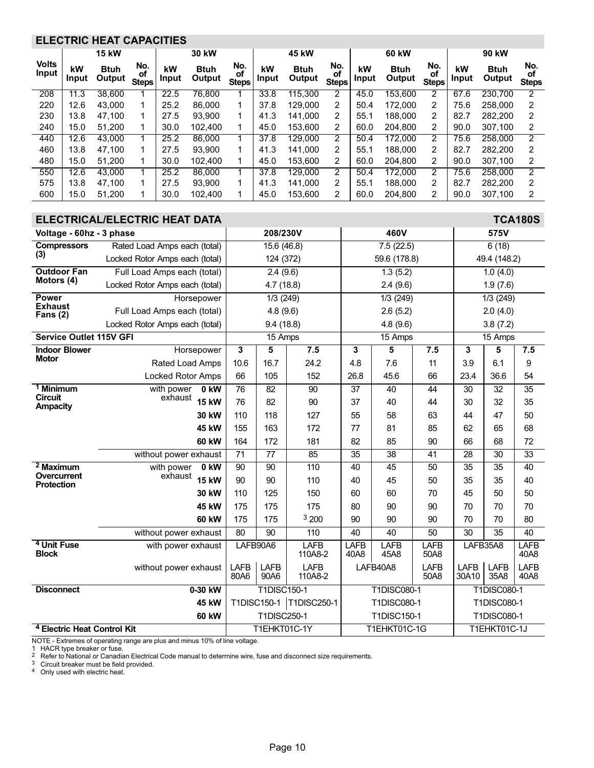## ELECTRIC HEAT CAPACITIES

| Volts Input | 15 kW | | | 30 kW | | | 45 kW | | | 60 kW | | | 90 kW | | |
|---|---|---|---|---|---|---|---|---|---|---|---|---|---|---|---|
| | kW Input | Btuh Output | No. of Steps | kW Input | Btuh Output | No. of Steps | kW Input | Btuh Output | No. of Steps | kW Input | Btuh Output | No. of Steps | kW Input | Btuh Output | No. of Steps |
| 208 | 11.3 | 38,600 | 1 | 22.5 | 76,800 | 1 | 33.8 | 115,300 | 2 | 45.0 | 153,600 | 2 | 67.6 | 230,700 | 2 |
| 220 | 12.6 | 43,000 | 1 | 25.2 | 86,000 | 1 | 37.8 | 129,000 | 2 | 50.4 | 172,000 | 2 | 75.6 | 258,000 | 2 |
| 230 | 13.8 | 47,100 | 1 | 27.5 | 93,900 | 1 | 41.3 | 141,000 | 2 | 55.1 | 188,000 | 2 | 82.7 | 282,200 | 2 |
| 240 | 15.0 | 51,200 | 1 | 30.0 | 102,400 | 1 | 45.0 | 153,600 | 2 | 60.0 | 204,800 | 2 | 90.0 | 307,100 | 2 |
| 440 | 12.6 | 43,000 | 1 | 25.2 | 86,000 | 1 | 37.8 | 129,000 | 2 | 50.4 | 172,000 | 2 | 75.6 | 258,000 | 2 |
| 460 | 13.8 | 47,100 | 1 | 27.5 | 93,900 | 1 | 41.3 | 141,000 | 2 | 55.1 | 188,000 | 2 | 82.7 | 282,200 | 2 |
| 480 | 15.0 | 51,200 | 1 | 30.0 | 102,400 | 1 | 45.0 | 153,600 | 2 | 60.0 | 204,800 | 2 | 90.0 | 307,100 | 2 |
| 550 | 12.6 | 43,000 | 1 | 25.2 | 86,000 | 1 | 37.8 | 129,000 | 2 | 50.4 | 172,000 | 2 | 75.6 | 258,000 | 2 |
| 575 | 13.8 | 47,100 | 1 | 27.5 | 93,900 | 1 | 41.3 | 141,000 | 2 | 55.1 | 188,000 | 2 | 82.7 | 282,200 | 2 |
| 600 | 15.0 | 51,200 | 1 | 30.0 | 102,400 | 1 | 45.0 | 153,600 | 2 | 60.0 | 204,800 | 2 | 90.0 | 307,100 | 2 |

## ELECTRICAL/ELECTRIC HEAT DATA — TCA180S

| Voltage - 60hz - 3 phase | | 208/230V | | | 460V | | | 575V | | |
|---|---|---|---|---|---|---|---|---|---|---|
| Compressors (3) | Rated Load Amps each (total) | 15.6 (46.8) | | | 7.5 (22.5) | | | 6 (18) | | |
| | Locked Rotor Amps each (total) | 124 (372) | | | 59.6 (178.8) | | | 49.4 (148.2) | | |
| Outdoor Fan Motors (4) | Full Load Amps each (total) | 2.4 (9.6) | | | 1.3 (5.2) | | | 1.0 (4.0) | | |
| | Locked Rotor Amps each (total) | 4.7 (18.8) | | | 2.4 (9.6) | | | 1.9 (7.6) | | |
| Power Exhaust Fans (2) | Horsepower | 1/3 (249) | | | 1/3 (249) | | | 1/3 (249) | | |
| | Full Load Amps each (total) | 4.8 (9.6) | | | 2.6 (5.2) | | | 2.0 (4.0) | | |
| | Locked Rotor Amps each (total) | 9.4 (18.8) | | | 4.8 (9.6) | | | 3.8 (7.2) | | |
| Service Outlet 115V GFI | | 15 Amps | | | 15 Amps | | | 15 Amps | | |
| Indoor Blower Motor | Horsepower | 3 | 5 | 7.5 | 3 | 5 | 7.5 | 3 | 5 | 7.5 |
| | Rated Load Amps | 10.6 | 16.7 | 24.2 | 4.8 | 7.6 | 11 | 3.9 | 6.1 | 9 |
| | Locked Rotor Amps | 66 | 105 | 152 | 26.8 | 45.6 | 66 | 23.4 | 36.6 | 54 |
| [1] Minimum Circuit Ampacity | with power exhaust 0 kW | 76 | 82 | 90 | 37 | 40 | 44 | 30 | 32 | 35 |
| | with power exhaust 15 kW | 76 | 82 | 90 | 37 | 40 | 44 | 30 | 32 | 35 |
| | with power exhaust 30 kW | 110 | 118 | 127 | 55 | 58 | 63 | 44 | 47 | 50 |
| | with power exhaust 45 kW | 155 | 163 | 172 | 77 | 81 | 85 | 62 | 65 | 68 |
| | with power exhaust 60 kW | 164 | 172 | 181 | 82 | 85 | 90 | 66 | 68 | 72 |
| | without power exhaust | 71 | 77 | 85 | 35 | 38 | 41 | 28 | 30 | 33 |
| [2] Maximum Overcurrent Protection | with power exhaust 0 kW | 90 | 90 | 110 | 40 | 45 | 50 | 35 | 35 | 40 |
| | with power exhaust 15 kW | 90 | 90 | 110 | 40 | 45 | 50 | 35 | 35 | 40 |
| | with power exhaust 30 kW | 110 | 125 | 150 | 60 | 60 | 70 | 45 | 50 | 50 |
| | with power exhaust 45 kW | 175 | 175 | 175 | 80 | 90 | 90 | 70 | 70 | 70 |
| | with power exhaust 60 kW | 175 | 175 | [3] 200 | 90 | 90 | 90 | 70 | 70 | 80 |
| | without power exhaust | 80 | 90 | 110 | 40 | 40 | 50 | 30 | 35 | 40 |
| [4] Unit Fuse Block | with power exhaust | LAFB90A6 | | LAFB 110A8-2 | LAFB 40A8 | LAFB 45A8 | LAFB 50A8 | LAFB35A8 | | LAFB 40A8 |
| | without power exhaust | LAFB 80A6 | LAFB 90A6 | LAFB 110A8-2 | LAFB40A8 | | LAFB 50A8 | LAFB 30A10 | LAFB 35A8 | LAFB 40A8 |
| Disconnect | 0-30 kW | T1DISC150-1 | | | T1DISC080-1 | | | T1DISC080-1 | | |
| | 45 kW | T1DISC150-1 | | T1DISC250-1 | T1DISC080-1 | | | T1DISC080-1 | | |
| | 60 kW | T1DISC250-1 | | | T1DISC150-1 | | | T1DISC080-1 | | |
| [4] Electric Heat Control Kit | | T1EHKT01C-1Y | | | T1EHKT01C-1G | | | T1EHKT01C-1J | | |

NOTE - Extremes of operating range are plus and minus 10% of line voltage.
[1] HACR type breaker or fuse.
[2] Refer to National or Canadian Electrical Code manual to determine wire, fuse and disconnect size requirements.
[3] Circuit breaker must be field provided.
[4] Only used with electric heat.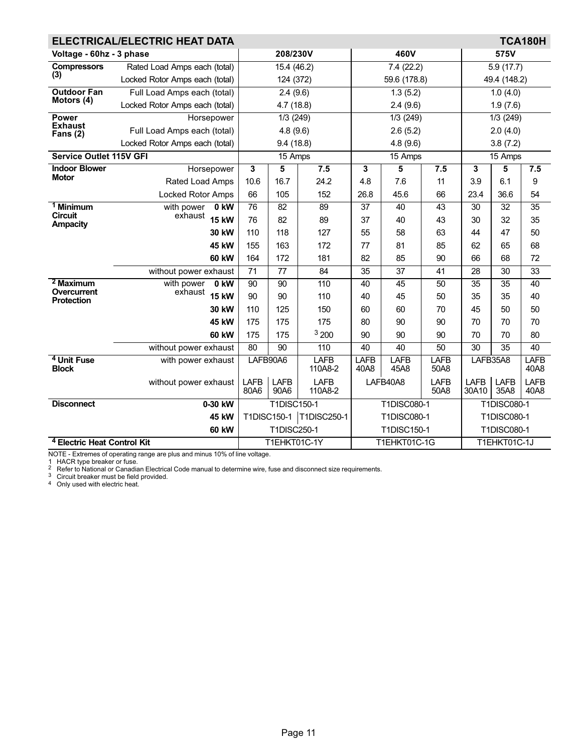## ELECTRICAL/ELECTRIC HEAT DATA — TCA180H

| Voltage - 60hz - 3 phase | | | 208/230V | | | 460V | | | 575V | | |
|---|---|---|---|---|---|---|---|---|---|---|---|
| Compressors (3) | Rated Load Amps each (total) | | 15.4 (46.2) | | | 7.4 (22.2) | | | 5.9 (17.7) | | |
| | Locked Rotor Amps each (total) | | 124 (372) | | | 59.6 (178.8) | | | 49.4 (148.2) | | |
| Outdoor Fan Motors (4) | Full Load Amps each (total) | | 2.4 (9.6) | | | 1.3 (5.2) | | | 1.0 (4.0) | | |
| | Locked Rotor Amps each (total) | | 4.7 (18.8) | | | 2.4 (9.6) | | | 1.9 (7.6) | | |
| Power Exhaust Fans (2) | Horsepower | | 1/3 (249) | | | 1/3 (249) | | | 1/3 (249) | | |
| | Full Load Amps each (total) | | 4.8 (9.6) | | | 2.6 (5.2) | | | 2.0 (4.0) | | |
| | Locked Rotor Amps each (total) | | 9.4 (18.8) | | | 4.8 (9.6) | | | 3.8 (7.2) | | |
| Service Outlet 115V GFI | | | 15 Amps | | | 15 Amps | | | 15 Amps | | |
| Indoor Blower Motor | Horsepower | | 3 | 5 | 7.5 | 3 | 5 | 7.5 | 3 | 5 | 7.5 |
| | Rated Load Amps | | 10.6 | 16.7 | 24.2 | 4.8 | 7.6 | 11 | 3.9 | 6.1 | 9 |
| | Locked Rotor Amps | | 66 | 105 | 152 | 26.8 | 45.6 | 66 | 23.4 | 36.6 | 54 |
| [1] Minimum Circuit Ampacity | with power exhaust | 0 kW | 76 | 82 | 89 | 37 | 40 | 43 | 30 | 32 | 35 |
| | | 15 kW | 76 | 82 | 89 | 37 | 40 | 43 | 30 | 32 | 35 |
| | | 30 kW | 110 | 118 | 127 | 55 | 58 | 63 | 44 | 47 | 50 |
| | | 45 kW | 155 | 163 | 172 | 77 | 81 | 85 | 62 | 65 | 68 |
| | | 60 kW | 164 | 172 | 181 | 82 | 85 | 90 | 66 | 68 | 72 |
| | without power exhaust | | 71 | 77 | 84 | 35 | 37 | 41 | 28 | 30 | 33 |
| [2] Maximum Overcurrent Protection | with power exhaust | 0 kW | 90 | 90 | 110 | 40 | 45 | 50 | 35 | 35 | 40 |
| | | 15 kW | 90 | 90 | 110 | 40 | 45 | 50 | 35 | 35 | 40 |
| | | 30 kW | 110 | 125 | 150 | 60 | 60 | 70 | 45 | 50 | 50 |
| | | 45 kW | 175 | 175 | 175 | 80 | 90 | 90 | 70 | 70 | 70 |
| | | 60 kW | 175 | 175 | [3] 200 | 90 | 90 | 90 | 70 | 70 | 80 |
| | without power exhaust | | 80 | 90 | 110 | 40 | 40 | 50 | 30 | 35 | 40 |
| [4] Unit Fuse Block | with power exhaust | | LAFB90A6 | | LAFB 110A8-2 | LAFB 40A8 | LAFB 45A8 | LAFB 50A8 | LAFB35A8 | | LAFB 40A8 |
| | without power exhaust | | LAFB 80A6 | LAFB 90A6 | LAFB 110A8-2 | LAFB40A8 | | LAFB 50A8 | LAFB 30A10 | LAFB 35A8 | LAFB 40A8 |
| Disconnect | | 0-30 kW | T1DISC150-1 | | | T1DISC080-1 | | | T1DISC080-1 | | |
| | | 45 kW | T1DISC150-1 | | T1DISC250-1 | T1DISC080-1 | | | T1DISC080-1 | | |
| | | 60 kW | T1DISC250-1 | | | T1DISC150-1 | | | T1DISC080-1 | | |
| [4] Electric Heat Control Kit | | | T1EHKT01C-1Y | | | T1EHKT01C-1G | | | T1EHKT01C-1J | | |

NOTE - Extremes of operating range are plus and minus 10% of line voltage.

1 HACR type breaker or fuse.

2 Refer to National or Canadian Electrical Code manual to determine wire, fuse and disconnect size requirements.

3 Circuit breaker must be field provided.

4 Only used with electric heat.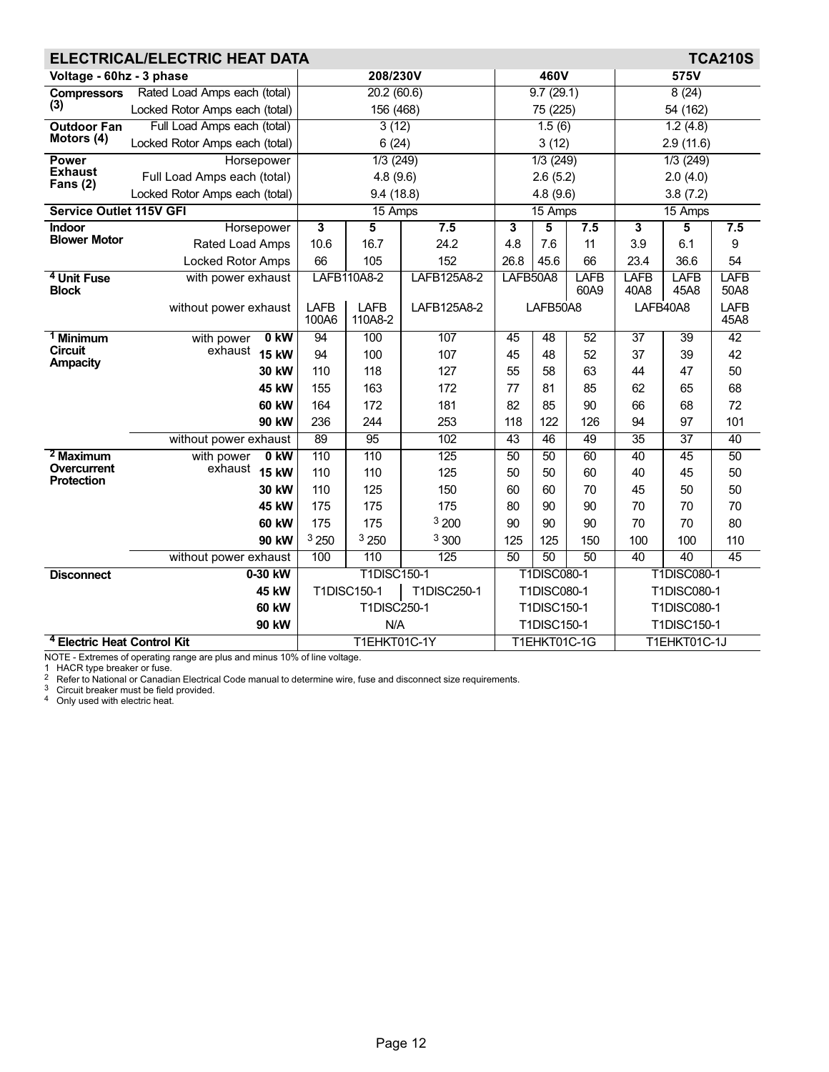## ELECTRICAL/ELECTRIC HEAT DATA — TCA210S

| Voltage - 60hz - 3 phase | | | 208/230V | | | 460V | | | 575V | | |
|---|---|---|---|---|---|---|---|---|---|---|---|
| Compressors (3) | Rated Load Amps each (total) | | 20.2 (60.6) | | | 9.7 (29.1) | | | 8 (24) | | |
| | Locked Rotor Amps each (total) | | 156 (468) | | | 75 (225) | | | 54 (162) | | |
| Outdoor Fan Motors (4) | Full Load Amps each (total) | | 3 (12) | | | 1.5 (6) | | | 1.2 (4.8) | | |
| | Locked Rotor Amps each (total) | | 6 (24) | | | 3 (12) | | | 2.9 (11.6) | | |
| Power Exhaust Fans (2) | Horsepower | | 1/3 (249) | | | 1/3 (249) | | | 1/3 (249) | | |
| | Full Load Amps each (total) | | 4.8 (9.6) | | | 2.6 (5.2) | | | 2.0 (4.0) | | |
| | Locked Rotor Amps each (total) | | 9.4 (18.8) | | | 4.8 (9.6) | | | 3.8 (7.2) | | |
| Service Outlet 115V GFI | | | 15 Amps | | | 15 Amps | | | 15 Amps | | |
| Indoor Blower Motor | Horsepower | | 3 | 5 | 7.5 | 3 | 5 | 7.5 | 3 | 5 | 7.5 |
| | Rated Load Amps | | 10.6 | 16.7 | 24.2 | 4.8 | 7.6 | 11 | 3.9 | 6.1 | 9 |
| | Locked Rotor Amps | | 66 | 105 | 152 | 26.8 | 45.6 | 66 | 23.4 | 36.6 | 54 |
| [4] Unit Fuse Block | with power exhaust | | LAFB110A8-2 | | LAFB125A8-2 | LAFB50A8 | | LAFB 60A9 | LAFB 40A8 | LAFB 45A8 | LAFB 50A8 |
| | without power exhaust | | LAFB 100A6 | LAFB 110A8-2 | LAFB125A8-2 | LAFB50A8 | | | LAFB40A8 | | LAFB 45A8 |
| [1] Minimum Circuit Ampacity | with power exhaust | 0 kW | 94 | 100 | 107 | 45 | 48 | 52 | 37 | 39 | 42 |
| | | 15 kW | 94 | 100 | 107 | 45 | 48 | 52 | 37 | 39 | 42 |
| | | 30 kW | 110 | 118 | 127 | 55 | 58 | 63 | 44 | 47 | 50 |
| | | 45 kW | 155 | 163 | 172 | 77 | 81 | 85 | 62 | 65 | 68 |
| | | 60 kW | 164 | 172 | 181 | 82 | 85 | 90 | 66 | 68 | 72 |
| | | 90 kW | 236 | 244 | 253 | 118 | 122 | 126 | 94 | 97 | 101 |
| | without power exhaust | | 89 | 95 | 102 | 43 | 46 | 49 | 35 | 37 | 40 |
| [2] Maximum Overcurrent Protection | with power exhaust | 0 kW | 110 | 110 | 125 | 50 | 50 | 60 | 40 | 45 | 50 |
| | | 15 kW | 110 | 110 | 125 | 50 | 50 | 60 | 40 | 45 | 50 |
| | | 30 kW | 110 | 125 | 150 | 60 | 60 | 70 | 45 | 50 | 50 |
| | | 45 kW | 175 | 175 | 175 | 80 | 90 | 90 | 70 | 70 | 70 |
| | | 60 kW | 175 | 175 | [3] 200 | 90 | 90 | 90 | 70 | 70 | 80 |
| | | 90 kW | [3] 250 | [3] 250 | [3] 300 | 125 | 125 | 150 | 100 | 100 | 110 |
| | without power exhaust | | 100 | 110 | 125 | 50 | 50 | 50 | 40 | 40 | 45 |
| Disconnect | | 0-30 kW | T1DISC150-1 | | | T1DISC080-1 | | | T1DISC080-1 | | |
| | | 45 kW | T1DISC150-1 | | T1DISC250-1 | T1DISC080-1 | | | T1DISC080-1 | | |
| | | 60 kW | T1DISC250-1 | | | T1DISC150-1 | | | T1DISC080-1 | | |
| | | 90 kW | N/A | | | T1DISC150-1 | | | T1DISC150-1 | | |
| [4] Electric Heat Control Kit | | | T1EHKT01C-1Y | | | T1EHKT01C-1G | | | T1EHKT01C-1J | | |

NOTE - Extremes of operating range are plus and minus 10% of line voltage.

1 HACR type breaker or fuse.

2 Refer to National or Canadian Electrical Code manual to determine wire, fuse and disconnect size requirements.

3 Circuit breaker must be field provided.

4 Only used with electric heat.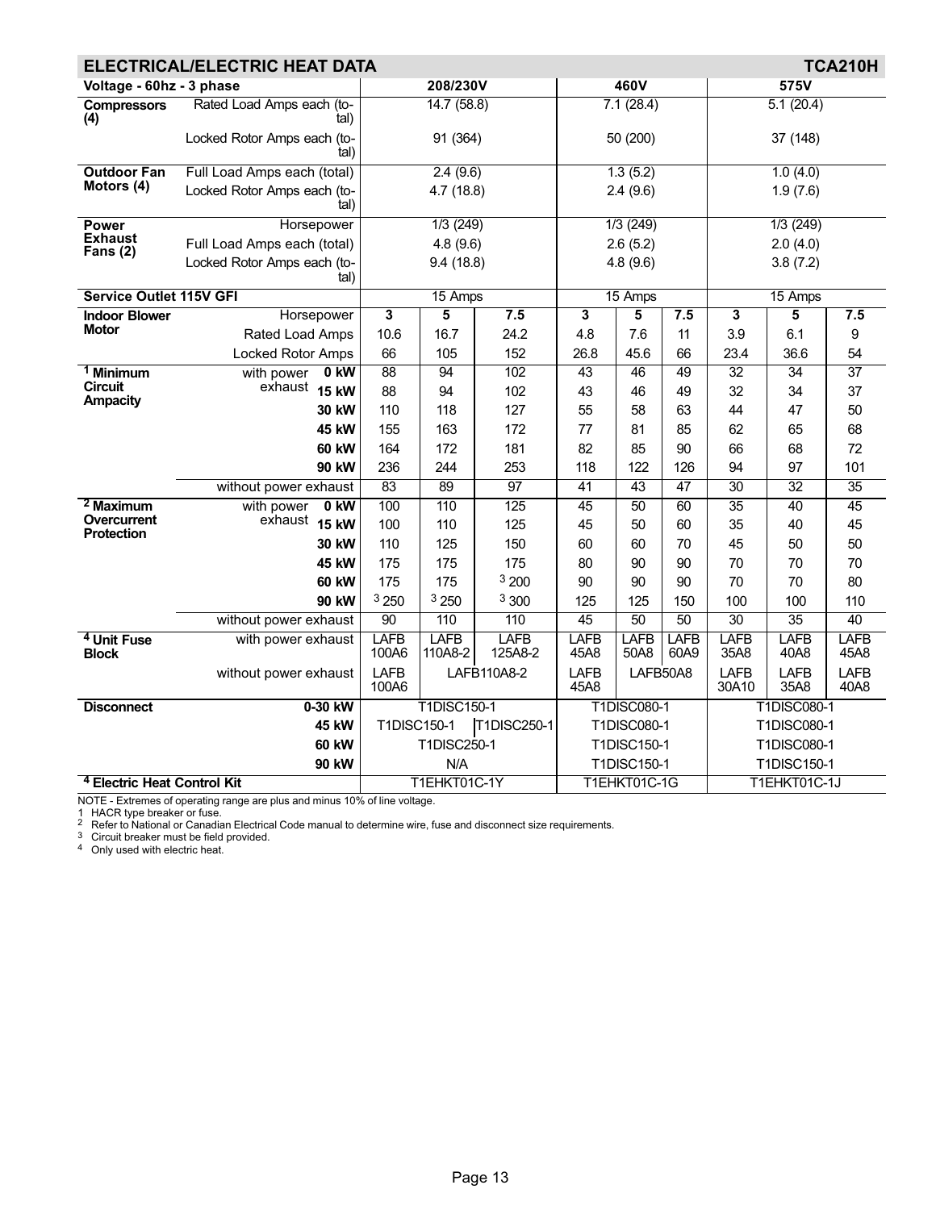## ELECTRICAL/ELECTRIC HEAT DATA — TCA210H

| Voltage - 60hz - 3 phase | | | 208/230V | | | 460V | | | 575V | | |
|---|---|---|---|---|---|---|---|---|---|---|---|
| **Compressors (4)** | Rated Load Amps each (total) | | 14.7 (58.8) | | | 7.1 (28.4) | | | 5.1 (20.4) | | |
| | Locked Rotor Amps each (total) | | 91 (364) | | | 50 (200) | | | 37 (148) | | |
| **Outdoor Fan Motors (4)** | Full Load Amps each (total) | | 2.4 (9.6) | | | 1.3 (5.2) | | | 1.0 (4.0) | | |
| | Locked Rotor Amps each (total) | | 4.7 (18.8) | | | 2.4 (9.6) | | | 1.9 (7.6) | | |
| **Power Exhaust Fans (2)** | Horsepower | | 1/3 (249) | | | 1/3 (249) | | | 1/3 (249) | | |
| | Full Load Amps each (total) | | 4.8 (9.6) | | | 2.6 (5.2) | | | 2.0 (4.0) | | |
| | Locked Rotor Amps each (total) | | 9.4 (18.8) | | | 4.8 (9.6) | | | 3.8 (7.2) | | |
| **Service Outlet 115V GFI** | | | 15 Amps | | | 15 Amps | | | 15 Amps | | |
| **Indoor Blower Motor** | Horsepower | | **3** | **5** | **7.5** | **3** | **5** | **7.5** | **3** | **5** | **7.5** |
| | Rated Load Amps | | 10.6 | 16.7 | 24.2 | 4.8 | 7.6 | 11 | 3.9 | 6.1 | 9 |
| | Locked Rotor Amps | | 66 | 105 | 152 | 26.8 | 45.6 | 66 | 23.4 | 36.6 | 54 |
| **[1] Minimum Circuit Ampacity** | with power exhaust | **0 kW** | 88 | 94 | 102 | 43 | 46 | 49 | 32 | 34 | 37 |
| | | **15 kW** | 88 | 94 | 102 | 43 | 46 | 49 | 32 | 34 | 37 |
| | | **30 kW** | 110 | 118 | 127 | 55 | 58 | 63 | 44 | 47 | 50 |
| | | **45 kW** | 155 | 163 | 172 | 77 | 81 | 85 | 62 | 65 | 68 |
| | | **60 kW** | 164 | 172 | 181 | 82 | 85 | 90 | 66 | 68 | 72 |
| | | **90 kW** | 236 | 244 | 253 | 118 | 122 | 126 | 94 | 97 | 101 |
| | without power exhaust | | 83 | 89 | 97 | 41 | 43 | 47 | 30 | 32 | 35 |
| **[2] Maximum Overcurrent Protection** | with power exhaust | **0 kW** | 100 | 110 | 125 | 45 | 50 | 60 | 35 | 40 | 45 |
| | | **15 kW** | 100 | 110 | 125 | 45 | 50 | 60 | 35 | 40 | 45 |
| | | **30 kW** | 110 | 125 | 150 | 60 | 60 | 70 | 45 | 50 | 50 |
| | | **45 kW** | 175 | 175 | 175 | 80 | 90 | 90 | 70 | 70 | 70 |
| | | **60 kW** | 175 | 175 | [3] 200 | 90 | 90 | 90 | 70 | 70 | 80 |
| | | **90 kW** | [3] 250 | [3] 250 | [3] 300 | 125 | 125 | 150 | 100 | 100 | 110 |
| | without power exhaust | | 90 | 110 | 110 | 45 | 50 | 50 | 30 | 35 | 40 |
| **[4] Unit Fuse Block** | with power exhaust | | LAFB 100A6 | LAFB 110A8-2 | LAFB 125A8-2 | LAFB 45A8 | LAFB 50A8 | LAFB 60A9 | LAFB 35A8 | LAFB 40A8 | LAFB 45A8 |
| | without power exhaust | | LAFB 100A6 | LAFB110A8-2 | | LAFB 45A8 | LAFB50A8 | | LAFB 30A10 | LAFB 35A8 | LAFB 40A8 |
| **Disconnect** | | **0-30 kW** | T1DISC150-1 | | | T1DISC080-1 | | | T1DISC080-1 | | |
| | | **45 kW** | T1DISC150-1 | | T1DISC250-1 | T1DISC080-1 | | | T1DISC080-1 | | |
| | | **60 kW** | T1DISC250-1 | | | T1DISC150-1 | | | T1DISC080-1 | | |
| | | **90 kW** | N/A | | | T1DISC150-1 | | | T1DISC150-1 | | |
| **[4] Electric Heat Control Kit** | | | T1EHKT01C-1Y | | | T1EHKT01C-1G | | | T1EHKT01C-1J | | |

NOTE - Extremes of operating range are plus and minus 10% of line voltage.

1 HACR type breaker or fuse.

2 Refer to National or Canadian Electrical Code manual to determine wire, fuse and disconnect size requirements.

3 Circuit breaker must be field provided.

4 Only used with electric heat.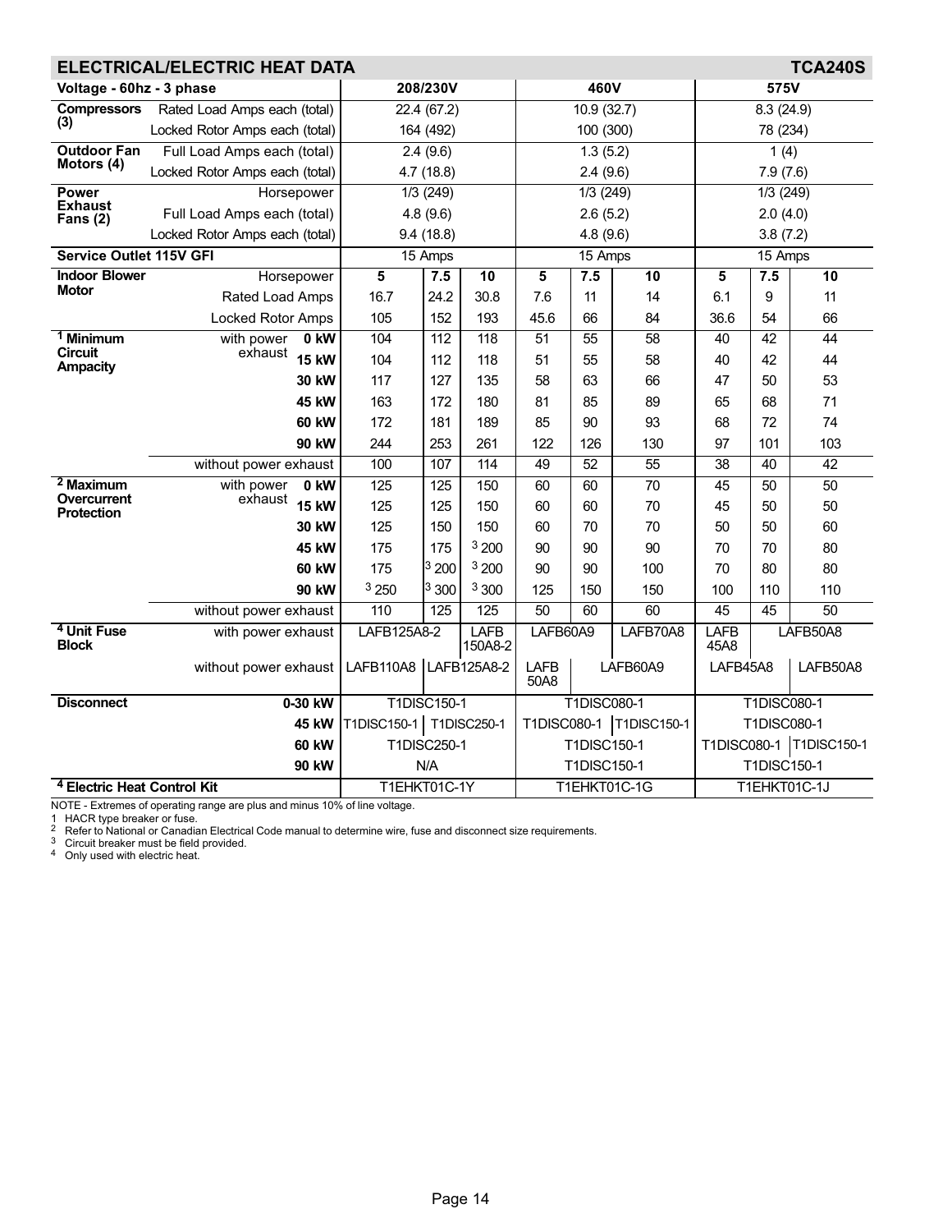## ELECTRICAL/ELECTRIC HEAT DATA — TCA240S

| Voltage - 60hz - 3 phase | | 208/230V | | | 460V | | | 575V | | |
|---|---|---|---|---|---|---|---|---|---|---|
| **Compressors (3)** | Rated Load Amps each (total) | 22.4 (67.2) | | | 10.9 (32.7) | | | 8.3 (24.9) | | |
| | Locked Rotor Amps each (total) | 164 (492) | | | 100 (300) | | | 78 (234) | | |
| **Outdoor Fan Motors (4)** | Full Load Amps each (total) | 2.4 (9.6) | | | 1.3 (5.2) | | | 1 (4) | | |
| | Locked Rotor Amps each (total) | 4.7 (18.8) | | | 2.4 (9.6) | | | 7.9 (7.6) | | |
| **Power Exhaust Fans (2)** | Horsepower | 1/3 (249) | | | 1/3 (249) | | | 1/3 (249) | | |
| | Full Load Amps each (total) | 4.8 (9.6) | | | 2.6 (5.2) | | | 2.0 (4.0) | | |
| | Locked Rotor Amps each (total) | 9.4 (18.8) | | | 4.8 (9.6) | | | 3.8 (7.2) | | |
| **Service Outlet 115V GFI** | | 15 Amps | | | 15 Amps | | | 15 Amps | | |
| **Indoor Blower Motor** | Horsepower | **5** | **7.5** | **10** | **5** | **7.5** | **10** | **5** | **7.5** | **10** |
| | Rated Load Amps | 16.7 | 24.2 | 30.8 | 7.6 | 11 | 14 | 6.1 | 9 | 11 |
| | Locked Rotor Amps | 105 | 152 | 193 | 45.6 | 66 | 84 | 36.6 | 54 | 66 |
| **[1] Minimum Circuit Ampacity** | with power exhaust **0 kW** | 104 | 112 | 118 | 51 | 55 | 58 | 40 | 42 | 44 |
| | **15 kW** | 104 | 112 | 118 | 51 | 55 | 58 | 40 | 42 | 44 |
| | **30 kW** | 117 | 127 | 135 | 58 | 63 | 66 | 47 | 50 | 53 |
| | **45 kW** | 163 | 172 | 180 | 81 | 85 | 89 | 65 | 68 | 71 |
| | **60 kW** | 172 | 181 | 189 | 85 | 90 | 93 | 68 | 72 | 74 |
| | **90 kW** | 244 | 253 | 261 | 122 | 126 | 130 | 97 | 101 | 103 |
| | without power exhaust | 100 | 107 | 114 | 49 | 52 | 55 | 38 | 40 | 42 |
| **[2] Maximum Overcurrent Protection** | with power exhaust **0 kW** | 125 | 125 | 150 | 60 | 60 | 70 | 45 | 50 | 50 |
| | **15 kW** | 125 | 125 | 150 | 60 | 60 | 70 | 45 | 50 | 50 |
| | **30 kW** | 125 | 150 | 150 | 60 | 70 | 70 | 50 | 50 | 60 |
| | **45 kW** | 175 | 175 | [3] 200 | 90 | 90 | 90 | 70 | 70 | 80 |
| | **60 kW** | 175 | [3] 200 | [3] 200 | 90 | 90 | 100 | 70 | 80 | 80 |
| | **90 kW** | [3] 250 | [3] 300 | [3] 300 | 125 | 150 | 150 | 100 | 110 | 110 |
| | without power exhaust | 110 | 125 | 125 | 50 | 60 | 60 | 45 | 45 | 50 |
| **[4] Unit Fuse Block** | with power exhaust | LAFB125A8-2 | | LAFB 150A8-2 | LAFB60A9 | | LAFB70A8 | LAFB 45A8 | LAFB50A8 | |
| | without power exhaust | LAFB110A8 | LAFB125A8-2 | | LAFB 50A8 | LAFB60A9 | | LAFB45A8 | | LAFB50A8 |
| **Disconnect** | **0-30 kW** | T1DISC150-1 | | | T1DISC080-1 | | | T1DISC080-1 | | |
| | **45 kW** | T1DISC150-1 | T1DISC250-1 | | T1DISC080-1 | | T1DISC150-1 | T1DISC080-1 | | |
| | **60 kW** | T1DISC250-1 | | | T1DISC150-1 | | | T1DISC080-1 | | T1DISC150-1 |
| | **90 kW** | N/A | | | T1DISC150-1 | | | T1DISC150-1 | | |
| **[4] Electric Heat Control Kit** | | T1EHKT01C-1Y | | | T1EHKT01C-1G | | | T1EHKT01C-1J | | |

NOTE - Extremes of operating range are plus and minus 10% of line voltage.

1 HACR type breaker or fuse.

2 Refer to National or Canadian Electrical Code manual to determine wire, fuse and disconnect size requirements.

3 Circuit breaker must be field provided.

4 Only used with electric heat.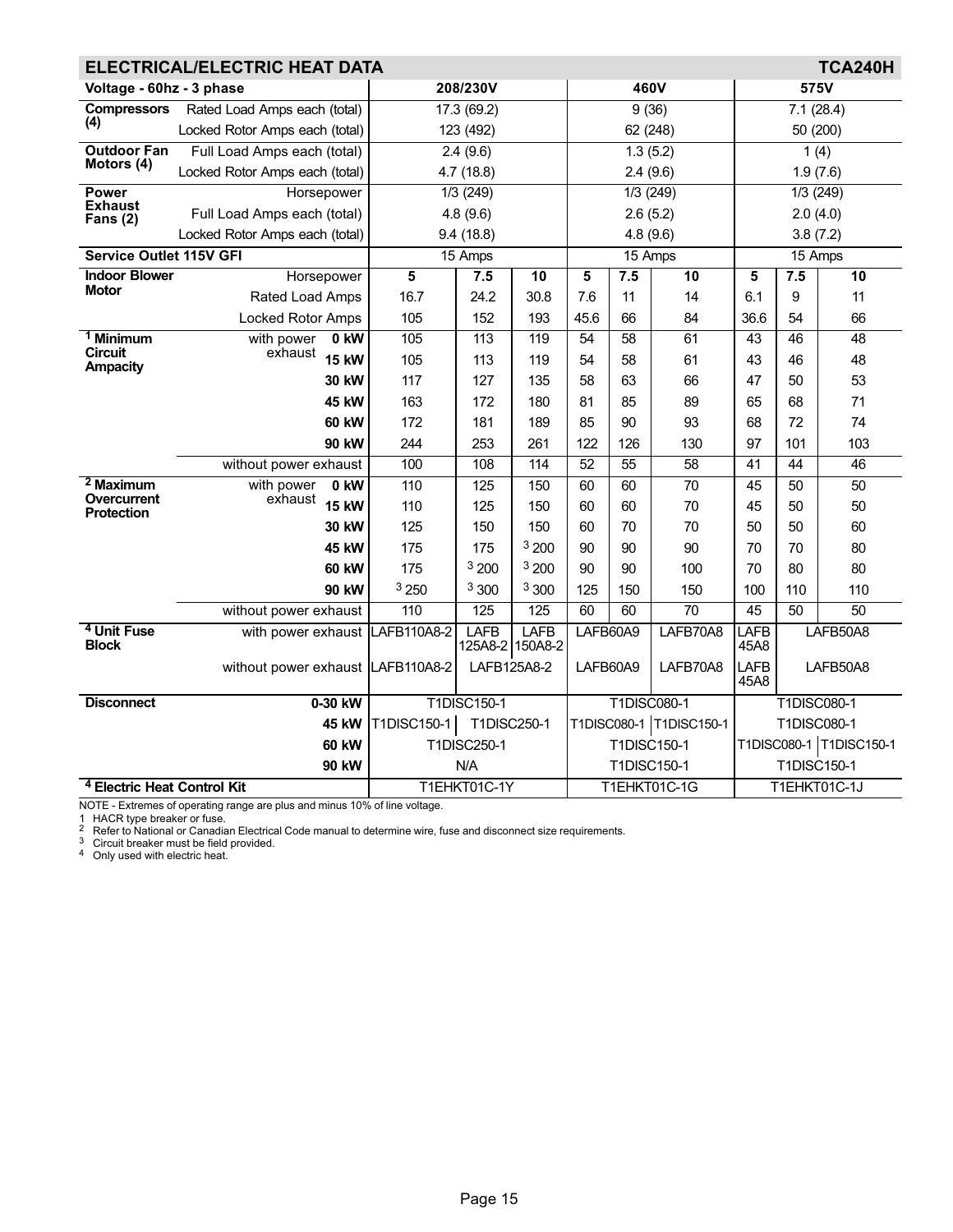## ELECTRICAL/ELECTRIC HEAT DATA — TCA240H

| Voltage - 60hz - 3 phase | | | 208/230V | | | 460V | | | 575V | | |
|---|---|---|---|---|---|---|---|---|---|---|---|
| Compressors (4) | Rated Load Amps each (total) | | 17.3 (69.2) | | | 9 (36) | | | 7.1 (28.4) | | |
| | Locked Rotor Amps each (total) | | 123 (492) | | | 62 (248) | | | 50 (200) | | |
| Outdoor Fan Motors (4) | Full Load Amps each (total) | | 2.4 (9.6) | | | 1.3 (5.2) | | | 1 (4) | | |
| | Locked Rotor Amps each (total) | | 4.7 (18.8) | | | 2.4 (9.6) | | | 1.9 (7.6) | | |
| Power Exhaust Fans (2) | Horsepower | | 1/3 (249) | | | 1/3 (249) | | | 1/3 (249) | | |
| | Full Load Amps each (total) | | 4.8 (9.6) | | | 2.6 (5.2) | | | 2.0 (4.0) | | |
| | Locked Rotor Amps each (total) | | 9.4 (18.8) | | | 4.8 (9.6) | | | 3.8 (7.2) | | |
| Service Outlet 115V GFI | | | 15 Amps | | | 15 Amps | | | 15 Amps | | |
| Indoor Blower Motor | Horsepower | | 5 | 7.5 | 10 | 5 | 7.5 | 10 | 5 | 7.5 | 10 |
| | Rated Load Amps | | 16.7 | 24.2 | 30.8 | 7.6 | 11 | 14 | 6.1 | 9 | 11 |
| | Locked Rotor Amps | | 105 | 152 | 193 | 45.6 | 66 | 84 | 36.6 | 54 | 66 |
| [1] Minimum Circuit Ampacity | with power exhaust | 0 kW | 105 | 113 | 119 | 54 | 58 | 61 | 43 | 46 | 48 |
| | | 15 kW | 105 | 113 | 119 | 54 | 58 | 61 | 43 | 46 | 48 |
| | | 30 kW | 117 | 127 | 135 | 58 | 63 | 66 | 47 | 50 | 53 |
| | | 45 kW | 163 | 172 | 180 | 81 | 85 | 89 | 65 | 68 | 71 |
| | | 60 kW | 172 | 181 | 189 | 85 | 90 | 93 | 68 | 72 | 74 |
| | | 90 kW | 244 | 253 | 261 | 122 | 126 | 130 | 97 | 101 | 103 |
| | without power exhaust | | 100 | 108 | 114 | 52 | 55 | 58 | 41 | 44 | 46 |
| [2] Maximum Overcurrent Protection | with power exhaust | 0 kW | 110 | 125 | 150 | 60 | 60 | 70 | 45 | 50 | 50 |
| | | 15 kW | 110 | 125 | 150 | 60 | 60 | 70 | 45 | 50 | 50 |
| | | 30 kW | 125 | 150 | 150 | 60 | 70 | 70 | 50 | 50 | 60 |
| | | 45 kW | 175 | 175 | [3] 200 | 90 | 90 | 90 | 70 | 70 | 80 |
| | | 60 kW | 175 | [3] 200 | [3] 200 | 90 | 90 | 100 | 70 | 80 | 80 |
| | | 90 kW | [3] 250 | [3] 300 | [3] 300 | 125 | 150 | 150 | 100 | 110 | 110 |
| | without power exhaust | | 110 | 125 | 125 | 60 | 60 | 70 | 45 | 50 | 50 |
| [4] Unit Fuse Block | with power exhaust | | LAFB110A8-2 | LAFB 125A8-2 | LAFB 150A8-2 | LAFB60A9 | | LAFB70A8 | LAFB 45A8 | LAFB50A8 | |
| | without power exhaust | | LAFB110A8-2 | LAFB125A8-2 | | LAFB60A9 | | LAFB70A8 | LAFB 45A8 | LAFB50A8 | |
| Disconnect | 0-30 kW | | T1DISC150-1 | | | T1DISC080-1 | | | T1DISC080-1 | | |
| | 45 kW | | T1DISC150-1 | T1DISC250-1 | | T1DISC080-1 | | T1DISC150-1 | T1DISC080-1 | | |
| | 60 kW | | T1DISC250-1 | | | T1DISC150-1 | | | T1DISC080-1 | | T1DISC150-1 |
| | 90 kW | | N/A | | | T1DISC150-1 | | | T1DISC150-1 | | |
| [4] Electric Heat Control Kit | | | T1EHKT01C-1Y | | | T1EHKT01C-1G | | | T1EHKT01C-1J | | |

NOTE - Extremes of operating range are plus and minus 10% of line voltage.

1 HACR type breaker or fuse.

2 Refer to National or Canadian Electrical Code manual to determine wire, fuse and disconnect size requirements.

3 Circuit breaker must be field provided.

4 Only used with electric heat.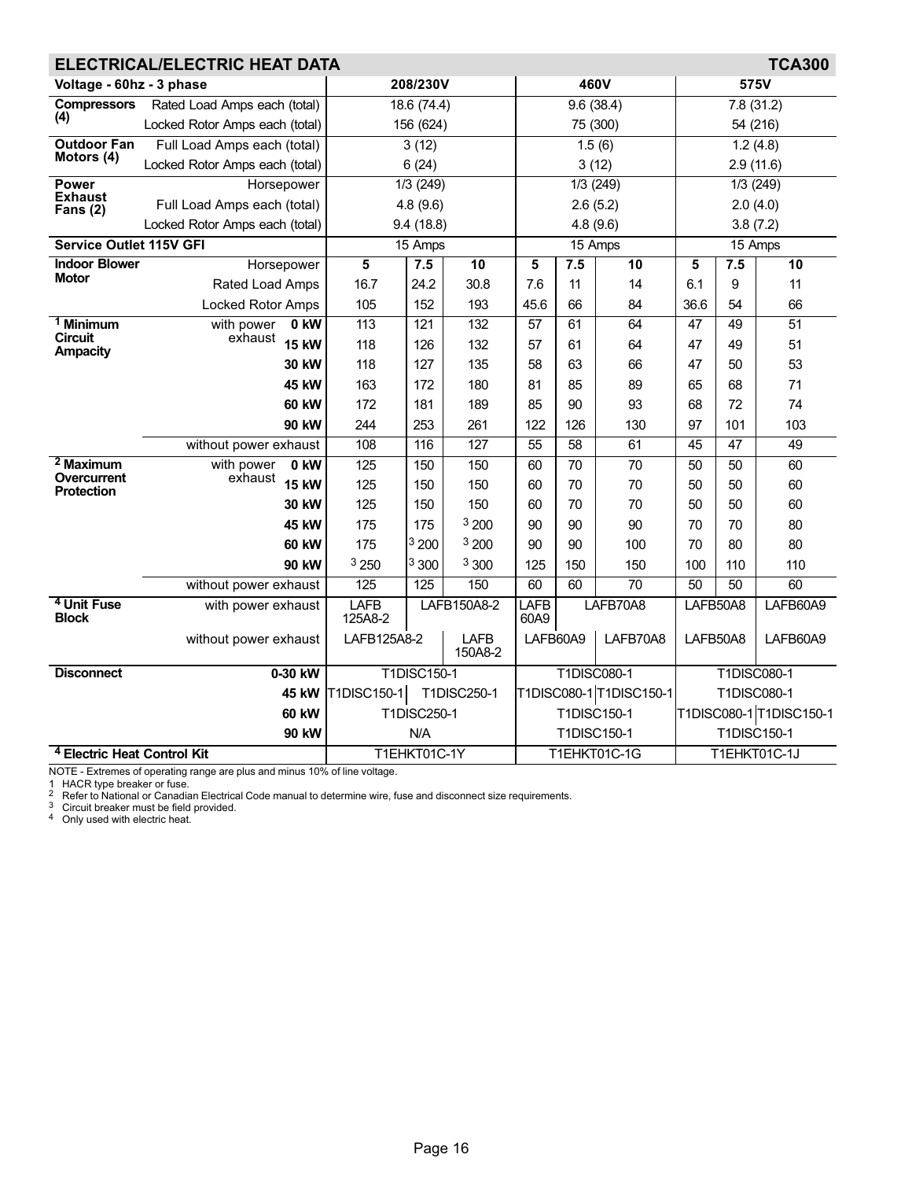## ELECTRICAL/ELECTRIC HEAT DATA — TCA300

| Voltage - 60hz - 3 phase | | 208/230V | | | 460V | | | 575V | | |
|---|---|---|---|---|---|---|---|---|---|---|
| **Compressors (4)** | Rated Load Amps each (total) | 18.6 (74.4) | | | 9.6 (38.4) | | | 7.8 (31.2) | | |
| | Locked Rotor Amps each (total) | 156 (624) | | | 75 (300) | | | 54 (216) | | |
| **Outdoor Fan Motors (4)** | Full Load Amps each (total) | 3 (12) | | | 1.5 (6) | | | 1.2 (4.8) | | |
| | Locked Rotor Amps each (total) | 6 (24) | | | 3 (12) | | | 2.9 (11.6) | | |
| **Power Exhaust Fans (2)** | Horsepower | 1/3 (249) | | | 1/3 (249) | | | 1/3 (249) | | |
| | Full Load Amps each (total) | 4.8 (9.6) | | | 2.6 (5.2) | | | 2.0 (4.0) | | |
| | Locked Rotor Amps each (total) | 9.4 (18.8) | | | 4.8 (9.6) | | | 3.8 (7.2) | | |
| **Service Outlet 115V GFI** | | 15 Amps | | | 15 Amps | | | 15 Amps | | |
| **Indoor Blower Motor** | Horsepower | **5** | **7.5** | **10** | **5** | **7.5** | **10** | **5** | **7.5** | **10** |
| | Rated Load Amps | 16.7 | 24.2 | 30.8 | 7.6 | 11 | 14 | 6.1 | 9 | 11 |
| | Locked Rotor Amps | 105 | 152 | 193 | 45.6 | 66 | 84 | 36.6 | 54 | 66 |
| **[1] Minimum Circuit Ampacity** | with power exhaust **0 kW** | 113 | 121 | 132 | 57 | 61 | 64 | 47 | 49 | 51 |
| | **15 kW** | 118 | 126 | 132 | 57 | 61 | 64 | 47 | 49 | 51 |
| | **30 kW** | 118 | 127 | 135 | 58 | 63 | 66 | 47 | 50 | 53 |
| | **45 kW** | 163 | 172 | 180 | 81 | 85 | 89 | 65 | 68 | 71 |
| | **60 kW** | 172 | 181 | 189 | 85 | 90 | 93 | 68 | 72 | 74 |
| | **90 kW** | 244 | 253 | 261 | 122 | 126 | 130 | 97 | 101 | 103 |
| | without power exhaust | 108 | 116 | 127 | 55 | 58 | 61 | 45 | 47 | 49 |
| **[2] Maximum Overcurrent Protection** | with power exhaust **0 kW** | 125 | 150 | 150 | 60 | 70 | 70 | 50 | 50 | 60 |
| | **15 kW** | 125 | 150 | 150 | 60 | 70 | 70 | 50 | 50 | 60 |
| | **30 kW** | 125 | 150 | 150 | 60 | 70 | 70 | 50 | 50 | 60 |
| | **45 kW** | 175 | 175 | [3] 200 | 90 | 90 | 90 | 70 | 70 | 80 |
| | **60 kW** | 175 | [3] 200 | [3] 200 | 90 | 90 | 100 | 70 | 80 | 80 |
| | **90 kW** | [3] 250 | [3] 300 | [3] 300 | 125 | 150 | 150 | 100 | 110 | 110 |
| | without power exhaust | 125 | 125 | 150 | 60 | 60 | 70 | 50 | 50 | 60 |
| **[4] Unit Fuse Block** | with power exhaust | LAFB 125A8-2 | LAFB150A8-2 | | LAFB 60A9 | LAFB70A8 | | LAFB50A8 | | LAFB60A9 |
| | without power exhaust | LAFB125A8-2 | | LAFB 150A8-2 | LAFB60A9 | | LAFB70A8 | LAFB50A8 | | LAFB60A9 |
| **Disconnect** | **0-30 kW** | T1DISC150-1 | | | T1DISC080-1 | | | T1DISC080-1 | | |
| | **45 kW** | T1DISC150-1 | T1DISC250-1 | | T1DISC080-1 | | T1DISC150-1 | T1DISC080-1 | | |
| | **60 kW** | T1DISC250-1 | | | T1DISC150-1 | | | T1DISC080-1 | | T1DISC150-1 |
| | **90 kW** | N/A | | | T1DISC150-1 | | | T1DISC150-1 | | |
| **[4] Electric Heat Control Kit** | | T1EHKT01C-1Y | | | T1EHKT01C-1G | | | T1EHKT01C-1J | | |

NOTE - Extremes of operating range are plus and minus 10% of line voltage.

1 HACR type breaker or fuse.

2 Refer to National or Canadian Electrical Code manual to determine wire, fuse and disconnect size requirements.

3 Circuit breaker must be field provided.

4 Only used with electric heat.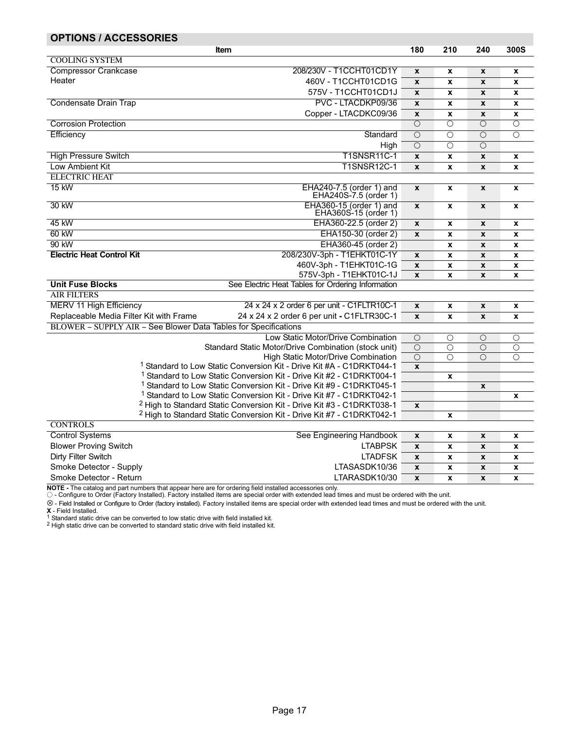## OPTIONS / ACCESSORIES

| Item | | 180 | 210 | 240 | 300S |
|---|---|---|---|---|---|
| **COOLING SYSTEM** | | | | | |
| Compressor Crankcase Heater | 208/230V - T1CCHT01CD1Y | x | x | x | x |
| | 460V - T1CCHT01CD1G | x | x | x | x |
| | 575V - T1CCHT01CD1J | x | x | x | x |
| Condensate Drain Trap | PVC - LTACDKP09/36 | x | x | x | x |
| | Copper - LTACDKC09/36 | x | x | x | x |
| Corrosion Protection | | ○ | ○ | ○ | ○ |
| Efficiency | Standard | ○ | ○ | ○ | ○ |
| | High | ○ | ○ | ○ | |
| High Pressure Switch | T1SNSR11C-1 | x | x | x | x |
| Low Ambient Kit | T1SNSR12C-1 | x | x | x | x |
| **ELECTRIC HEAT** | | | | | |
| 15 kW | EHA240-7.5 (order 1) and EHA240S-7.5 (order 1) | x | x | x | x |
| 30 kW | EHA360-15 (order 1) and EHA360S-15 (order 1) | x | x | x | x |
| 45 kW | EHA360-22.5 (order 2) | x | x | x | x |
| 60 kW | EHA150-30 (order 2) | x | x | x | x |
| 90 kW | EHA360-45 (order 2) | | x | x | x |
| **Electric Heat Control Kit** | 208/230V-3ph - T1EHKT01C-1Y | x | x | x | x |
| | 460V-3ph - T1EHKT01C-1G | x | x | x | x |
| | 575V-3ph - T1EHKT01C-1J | x | x | x | x |
| **Unit Fuse Blocks** | See Electric Heat Tables for Ordering Information | | | | |
| **AIR FILTERS** | | | | | |
| MERV 11 High Efficiency | 24 x 24 x 2 order 6 per unit - C1FLTR10C-1 | x | x | x | x |
| Replaceable Media Filter Kit with Frame | 24 x 24 x 2 order 6 per unit - C1FLTR30C-1 | x | x | x | x |
| **BLOWER – SUPPLY AIR – See Blower Data Tables for Specifications** | | | | | |
| | Low Static Motor/Drive Combination | ○ | ○ | ○ | ○ |
| | Standard Static Motor/Drive Combination (stock unit) | ○ | ○ | ○ | ○ |
| | High Static Motor/Drive Combination | ○ | ○ | ○ | ○ |
| | [1] Standard to Low Static Conversion Kit - Drive Kit #A - C1DRKT044-1 | x | | | |
| | [1] Standard to Low Static Conversion Kit - Drive Kit #2 - C1DRKT004-1 | | x | | |
| | [1] Standard to Low Static Conversion Kit - Drive Kit #9 - C1DRKT045-1 | | | x | |
| | [1] Standard to Low Static Conversion Kit - Drive Kit #7 - C1DRKT042-1 | | | | x |
| | [2] High to Standard Static Conversion Kit - Drive Kit #3 - C1DRKT038-1 | x | | | |
| | [2] High to Standard Static Conversion Kit - Drive Kit #7 - C1DRKT042-1 | | x | | |
| **CONTROLS** | | | | | |
| Control Systems | See Engineering Handbook | x | x | x | x |
| Blower Proving Switch | LTABPSK | x | x | x | x |
| Dirty Filter Switch | LTADFSK | x | x | x | x |
| Smoke Detector - Supply | LTASASDK10/36 | x | x | x | x |
| Smoke Detector - Return | LTARASDK10/30 | x | x | x | x |

**NOTE -** The catalog and part numbers that appear here are for ordering field installed accessories only.

○ - Configure to Order (Factory Installed). Factory installed items are special order with extended lead times and must be ordered with the unit.

⊗ - Field Installed or Configure to Order (factory installed). Factory installed items are special order with extended lead times and must be ordered with the unit.

**X** - Field Installed.

[1] Standard static drive can be converted to low static drive with field installed kit.

[2] High static drive can be converted to standard static drive with field installed kit.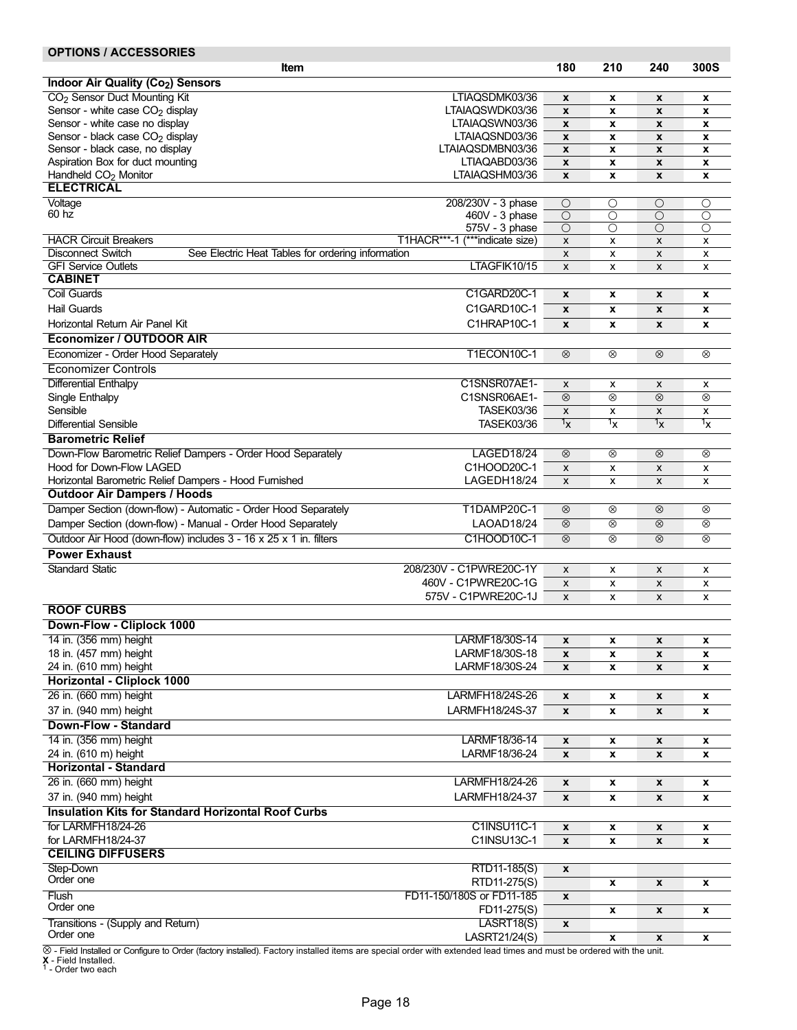## OPTIONS / ACCESSORIES

| Item | | 180 | 210 | 240 | 300S |
|---|---|---|---|---|---|
| **Indoor Air Quality ($CO_2$) Sensors** | | | | | |
| $CO_2$ Sensor Duct Mounting Kit | LTIAQSDMK03/36 | x | x | x | x |
| Sensor - white case $CO_2$ display | LTAIAQSWDK03/36 | x | x | x | x |
| Sensor - white case no display | LTAIAQSWN03/36 | x | x | x | x |
| Sensor - black case $CO_2$ display | LTAIAQSND03/36 | x | x | x | x |
| Sensor - black case, no display | LTAIAQSDMBN03/36 | x | x | x | x |
| Aspiration Box for duct mounting | LTIAQABD03/36 | x | x | x | x |
| Handheld $CO_2$ Monitor | LTAIAQSHM03/36 | x | x | x | x |
| **ELECTRICAL** | | | | | |
| Voltage 60 hz | 208/230V - 3 phase | ○ | ○ | ○ | ○ |
| | 460V - 3 phase | ○ | ○ | ○ | ○ |
| | 575V - 3 phase | ○ | ○ | ○ | ○ |
| HACR Circuit Breakers | T1HACR***-1 (***indicate size) | x | x | x | x |
| Disconnect Switch | See Electric Heat Tables for ordering information | x | x | x | x |
| GFI Service Outlets | LTAGFIK10/15 | x | x | x | x |
| **CABINET** | | | | | |
| Coil Guards | C1GARD20C-1 | x | x | x | x |
| Hail Guards | C1GARD10C-1 | x | x | x | x |
| Horizontal Return Air Panel Kit | C1HRAP10C-1 | x | x | x | x |
| **Economizer / OUTDOOR AIR** | | | | | |
| Economizer - Order Hood Separately | T1ECON10C-1 | ⊗ | ⊗ | ⊗ | ⊗ |
| Economizer Controls | | | | | |
| Differential Enthalpy | C1SNSR07AE1- | x | x | x | x |
| Single Enthalpy | C1SNSR06AE1- | ⊗ | ⊗ | ⊗ | ⊗ |
| Sensible | TASEK03/36 | x | x | x | x |
| Differential Sensible | TASEK03/36 | [1]x | [1]x | [1]x | [1]x |
| **Barometric Relief** | | | | | |
| Down-Flow Barometric Relief Dampers - Order Hood Separately | LAGED18/24 | ⊗ | ⊗ | ⊗ | ⊗ |
| Hood for Down-Flow LAGED | C1HOOD20C-1 | x | x | x | x |
| Horizontal Barometric Relief Dampers - Hood Furnished | LAGEDH18/24 | x | x | x | x |
| **Outdoor Air Dampers / Hoods** | | | | | |
| Damper Section (down-flow) - Automatic - Order Hood Separately | T1DAMP20C-1 | ⊗ | ⊗ | ⊗ | ⊗ |
| Damper Section (down-flow) - Manual - Order Hood Separately | LAOAD18/24 | ⊗ | ⊗ | ⊗ | ⊗ |
| Outdoor Air Hood (down-flow) includes 3 - 16 x 25 x 1 in. filters | C1HOOD10C-1 | ⊗ | ⊗ | ⊗ | ⊗ |
| **Power Exhaust** | | | | | |
| Standard Static | 208/230V - C1PWRE20C-1Y | x | x | x | x |
| | 460V - C1PWRE20C-1G | x | x | x | x |
| | 575V - C1PWRE20C-1J | x | x | x | x |
| **ROOF CURBS** | | | | | |
| **Down-Flow - Cliplock 1000** | | | | | |
| 14 in. (356 mm) height | LARMF18/30S-14 | x | x | x | x |
| 18 in. (457 mm) height | LARMF18/30S-18 | x | x | x | x |
| 24 in. (610 mm) height | LARMF18/30S-24 | x | x | x | x |
| **Horizontal - Cliplock 1000** | | | | | |
| 26 in. (660 mm) height | LARMFH18/24S-26 | x | x | x | x |
| 37 in. (940 mm) height | LARMFH18/24S-37 | x | x | x | x |
| **Down-Flow - Standard** | | | | | |
| 14 in. (356 mm) height | LARMF18/36-14 | x | x | x | x |
| 24 in. (610 m) height | LARMF18/36-24 | x | x | x | x |
| **Horizontal - Standard** | | | | | |
| 26 in. (660 mm) height | LARMFH18/24-26 | x | x | x | x |
| 37 in. (940 mm) height | LARMFH18/24-37 | x | x | x | x |
| **Insulation Kits for Standard Horizontal Roof Curbs** | | | | | |
| for LARMFH18/24-26 | C1INSU11C-1 | x | x | x | x |
| for LARMFH18/24-37 | C1INSU13C-1 | x | x | x | x |
| **CEILING DIFFUSERS** | | | | | |
| Step-Down Order one | RTD11-185(S) | x | | | |
| | RTD11-275(S) | | x | x | x |
| Flush Order one | FD11-150/180S or FD11-185 | x | | | |
| | FD11-275(S) | | x | x | x |
| Transitions - (Supply and Return) Order one | LASRT18(S) | x | | | |
| | LASRT21/24(S) | | x | x | x |

⊗ - Field Installed or Configure to Order (factory installed). Factory installed items are special order with extended lead times and must be ordered with the unit.
**X** - Field Installed.
[1] - Order two each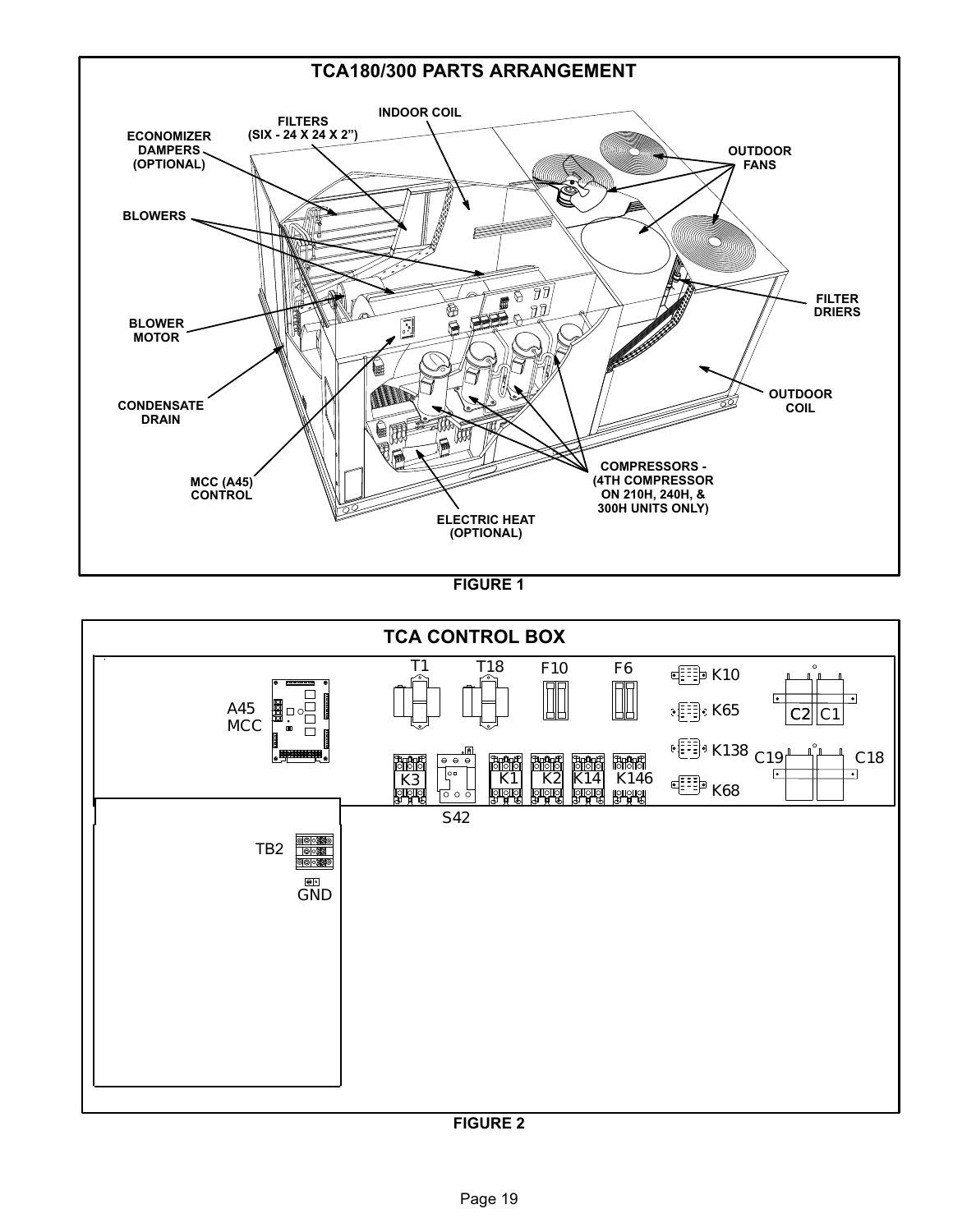## TCA180/300 PARTS ARRANGEMENT

ECONOMIZER DAMPERS (OPTIONAL)

FILTERS (SIX - 24 X 24 X 2")

INDOOR COIL

OUTDOOR FANS

BLOWERS

FILTER DRIERS

BLOWER MOTOR

CONDENSATE DRAIN

OUTDOOR COIL

MCC (A45) CONTROL

COMPRESSORS - (4TH COMPRESSOR ON 210H, 240H, & 300H UNITS ONLY)

ELECTRIC HEAT (OPTIONAL)

**FIGURE 1**

## TCA CONTROL BOX

A45 MCC

T1

T18

F10

F6

K10

K65

K138

K68

C2 C1

C19

C18

K3

S42

K1

K2

K14

K146

TB2

GND

**FIGURE 2**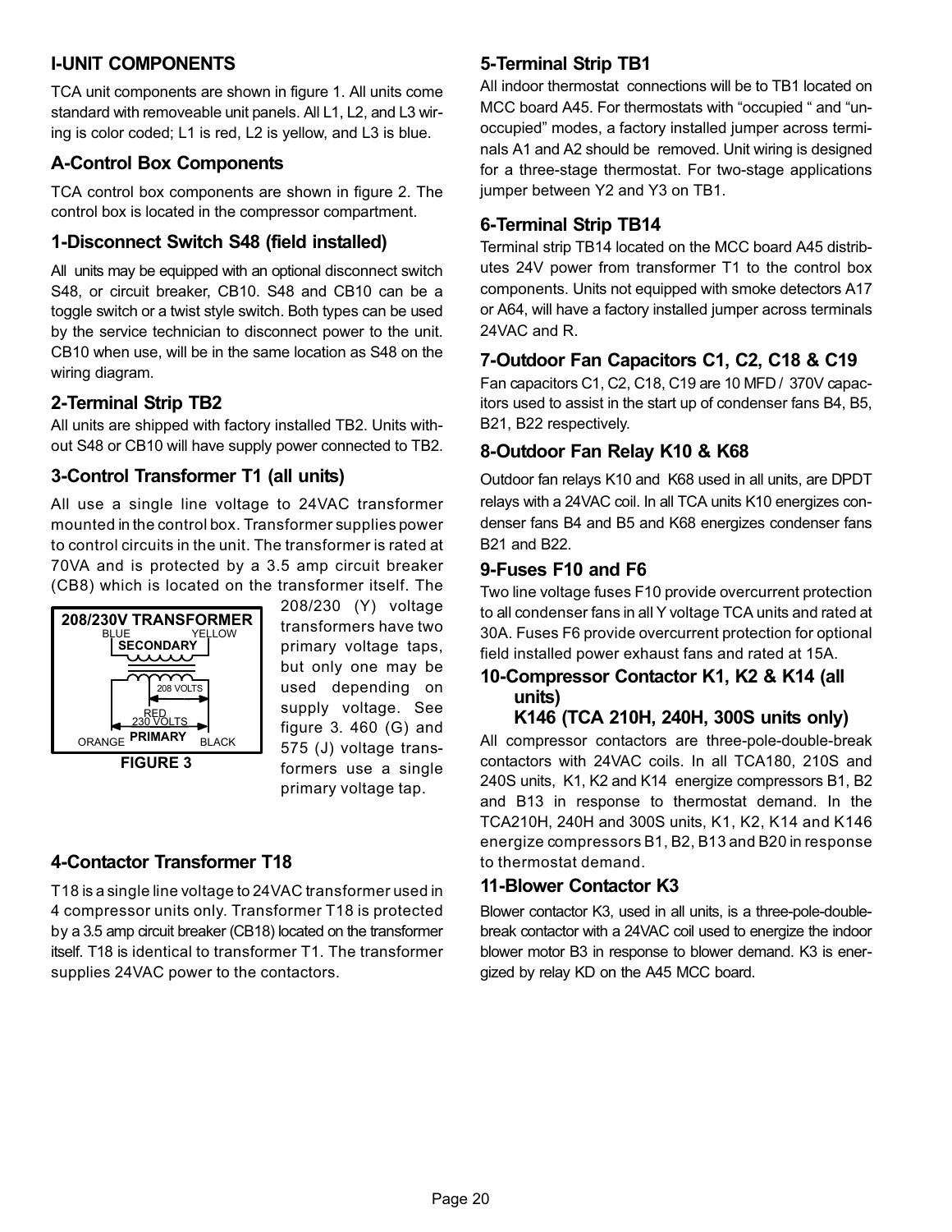## I-UNIT COMPONENTS

TCA unit components are shown in figure 1. All units come standard with removeable unit panels. All L1, L2, and L3 wiring is color coded; L1 is red, L2 is yellow, and L3 is blue.

### A-Control Box Components

TCA control box components are shown in figure 2. The control box is located in the compressor compartment.

#### 1-Disconnect Switch S48 (field installed)

All units may be equipped with an optional disconnect switch S48, or circuit breaker, CB10. S48 and CB10 can be a toggle switch or a twist style switch. Both types can be used by the service technician to disconnect power to the unit. CB10 when use, will be in the same location as S48 on the wiring diagram.

#### 2-Terminal Strip TB2

All units are shipped with factory installed TB2. Units without S48 or CB10 will have supply power connected to TB2.

#### 3-Control Transformer T1 (all units)

All use a single line voltage to 24VAC transformer mounted in the control box. Transformer supplies power to control circuits in the unit. The transformer is rated at 70VA and is protected by a 3.5 amp circuit breaker (CB8) which is located on the transformer itself. The 208/230 (Y) voltage transformers have two primary voltage taps, but only one may be used depending on supply voltage. See figure 3. 460 (G) and 575 (J) voltage transformers use a single primary voltage tap.

208/230V TRANSFORMER
BLUE YELLOW
SECONDARY
208 VOLTS
RED
230 VOLTS
ORANGE PRIMARY BLACK

FIGURE 3

#### 4-Contactor Transformer T18

T18 is a single line voltage to 24VAC transformer used in 4 compressor units only. Transformer T18 is protected by a 3.5 amp circuit breaker (CB18) located on the transformer itself. T18 is identical to transformer T1. The transformer supplies 24VAC power to the contactors.

#### 5-Terminal Strip TB1

All indoor thermostat connections will be to TB1 located on MCC board A45. For thermostats with "occupied " and "unoccupied" modes, a factory installed jumper across terminals A1 and A2 should be removed. Unit wiring is designed for a three-stage thermostat. For two-stage applications jumper between Y2 and Y3 on TB1.

#### 6-Terminal Strip TB14

Terminal strip TB14 located on the MCC board A45 distributes 24V power from transformer T1 to the control box components. Units not equipped with smoke detectors A17 or A64, will have a factory installed jumper across terminals 24VAC and R.

#### 7-Outdoor Fan Capacitors C1, C2, C18 & C19

Fan capacitors C1, C2, C18, C19 are 10 MFD / 370V capacitors used to assist in the start up of condenser fans B4, B5, B21, B22 respectively.

#### 8-Outdoor Fan Relay K10 & K68

Outdoor fan relays K10 and K68 used in all units, are DPDT relays with a 24VAC coil. In all TCA units K10 energizes condenser fans B4 and B5 and K68 energizes condenser fans B21 and B22.

#### 9-Fuses F10 and F6

Two line voltage fuses F10 provide overcurrent protection to all condenser fans in all Y voltage TCA units and rated at 30A. Fuses F6 provide overcurrent protection for optional field installed power exhaust fans and rated at 15A.

#### 10-Compressor Contactor K1, K2 & K14 (all units) K146 (TCA 210H, 240H, 300S units only)

All compressor contactors are three-pole-double-break contactors with 24VAC coils. In all TCA180, 210S and 240S units, K1, K2 and K14 energize compressors B1, B2 and B13 in response to thermostat demand. In the TCA210H, 240H and 300S units, K1, K2, K14 and K146 energize compressors B1, B2, B13 and B20 in response to thermostat demand.

#### 11-Blower Contactor K3

Blower contactor K3, used in all units, is a three-pole-double-break contactor with a 24VAC coil used to energize the indoor blower motor B3 in response to blower demand. K3 is energized by relay KD on the A45 MCC board.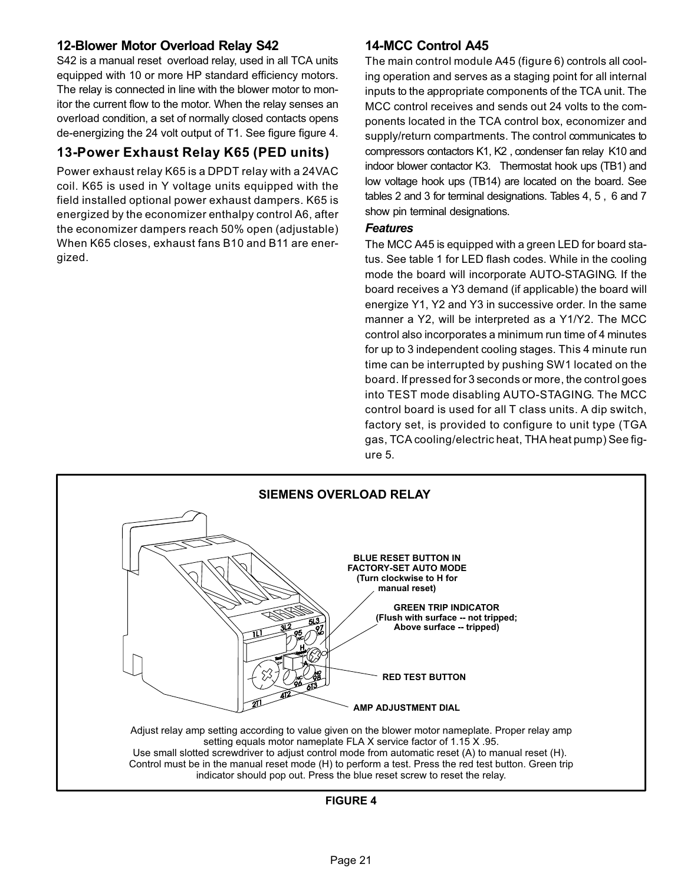## 12-Blower Motor Overload Relay S42

S42 is a manual reset overload relay, used in all TCA units equipped with 10 or more HP standard efficiency motors. The relay is connected in line with the blower motor to monitor the current flow to the motor. When the relay senses an overload condition, a set of normally closed contacts opens de-energizing the 24 volt output of T1. See figure figure 4.

## 13-Power Exhaust Relay K65 (PED units)

Power exhaust relay K65 is a DPDT relay with a 24VAC coil. K65 is used in Y voltage units equipped with the field installed optional power exhaust dampers. K65 is energized by the economizer enthalpy control A6, after the economizer dampers reach 50% open (adjustable) When K65 closes, exhaust fans B10 and B11 are energized.

## 14-MCC Control A45

The main control module A45 (figure 6) controls all cooling operation and serves as a staging point for all internal inputs to the appropriate components of the TCA unit. The MCC control receives and sends out 24 volts to the components located in the TCA control box, economizer and supply/return compartments. The control communicates to compressors contactors K1, K2 , condenser fan relay K10 and indoor blower contactor K3. Thermostat hook ups (TB1) and low voltage hook ups (TB14) are located on the board. See tables 2 and 3 for terminal designations. Tables 4, 5 , 6 and 7 show pin terminal designations.

### *Features*

The MCC A45 is equipped with a green LED for board status. See table 1 for LED flash codes. While in the cooling mode the board will incorporate AUTO-STAGING. If the board receives a Y3 demand (if applicable) the board will energize Y1, Y2 and Y3 in successive order. In the same manner a Y2, will be interpreted as a Y1/Y2. The MCC control also incorporates a minimum run time of 4 minutes for up to 3 independent cooling stages. This 4 minute run time can be interrupted by pushing SW1 located on the board. If pressed for 3 seconds or more, the control goes into TEST mode disabling AUTO-STAGING. The MCC control board is used for all T class units. A dip switch, factory set, is provided to configure to unit type (TGA gas, TCA cooling/electric heat, THA heat pump) See figure 5.

**SIEMENS OVERLOAD RELAY**

BLUE RESET BUTTON IN FACTORY-SET AUTO MODE (Turn clockwise to H for manual reset)

GREEN TRIP INDICATOR (Flush with surface -- not tripped; Above surface -- tripped)

RED TEST BUTTON

AMP ADJUSTMENT DIAL

Adjust relay amp setting according to value given on the blower motor nameplate. Proper relay amp setting equals motor nameplate FLA X service factor of 1.15 X .95.
Use small slotted screwdriver to adjust control mode from automatic reset (A) to manual reset (H).
Control must be in the manual reset mode (H) to perform a test. Press the red test button. Green trip indicator should pop out. Press the blue reset screw to reset the relay.

**FIGURE 4**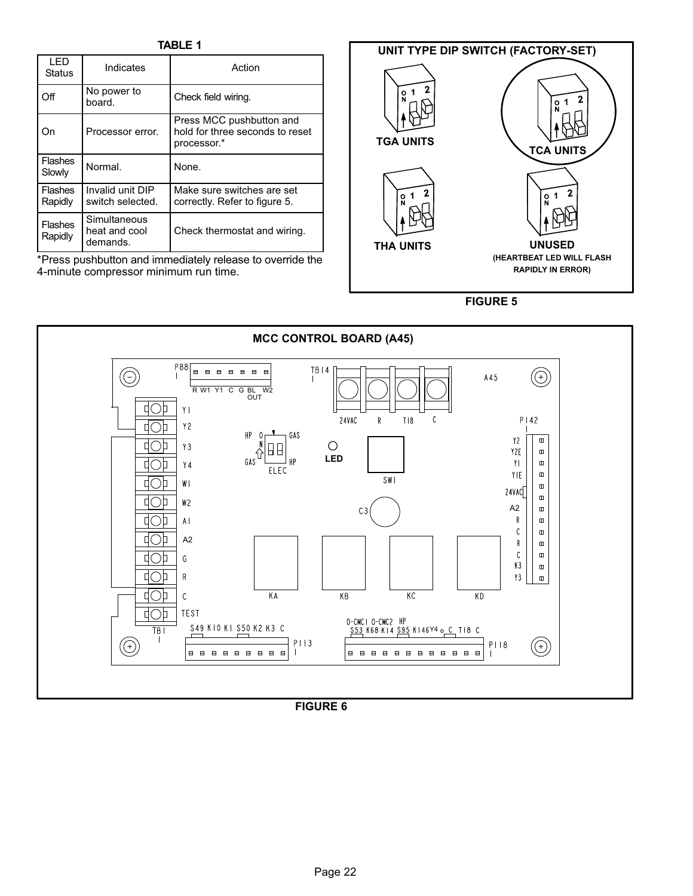**TABLE 1**

| LED Status | Indicates | Action |
| --- | --- | --- |
| Off | No power to board. | Check field wiring. |
| On | Processor error. | Press MCC pushbutton and hold for three seconds to reset processor.* |
| Flashes Slowly | Normal. | None. |
| Flashes Rapidly | Invalid unit DIP switch selected. | Make sure switches are set correctly. Refer to figure 5. |
| Flashes Rapidly | Simultaneous heat and cool demands. | Check thermostat and wiring. |

*Press pushbutton and immediately release to override the 4-minute compressor minimum run time.

**UNIT TYPE DIP SWITCH (FACTORY-SET)**

TGA UNITS

TCA UNITS

THA UNITS

UNUSED (HEARTBEAT LED WILL FLASH RAPIDLY IN ERROR)

**FIGURE 5**

**MCC CONTROL BOARD (A45)**

**FIGURE 6**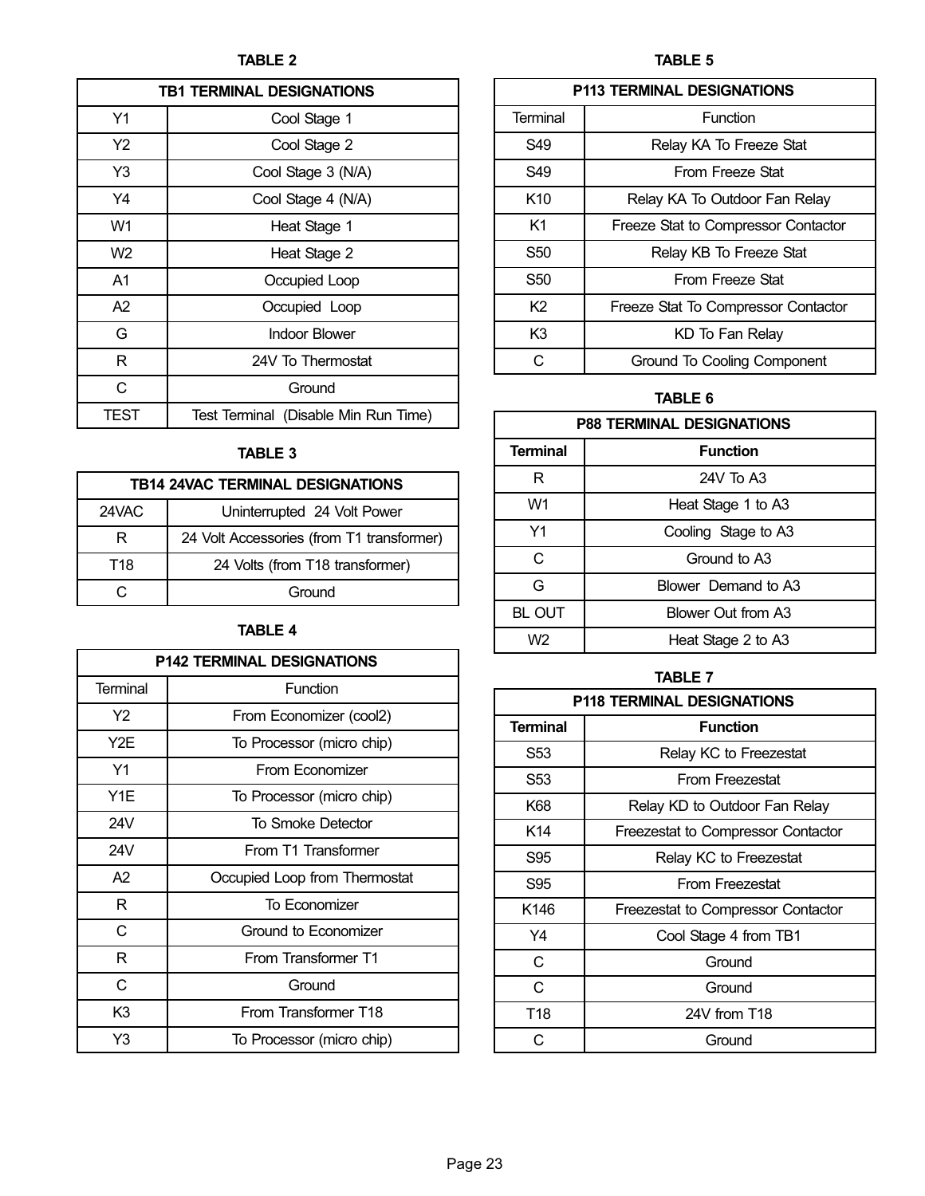**TABLE 2**

| TB1 TERMINAL DESIGNATIONS | |
|---|---|
| Y1 | Cool Stage 1 |
| Y2 | Cool Stage 2 |
| Y3 | Cool Stage 3 (N/A) |
| Y4 | Cool Stage 4 (N/A) |
| W1 | Heat Stage 1 |
| W2 | Heat Stage 2 |
| A1 | Occupied Loop |
| A2 | Occupied Loop |
| G | Indoor Blower |
| R | 24V To Thermostat |
| C | Ground |
| TEST | Test Terminal (Disable Min Run Time) |

**TABLE 3**

| TB14 24VAC TERMINAL DESIGNATIONS | |
|---|---|
| 24VAC | Uninterrupted 24 Volt Power |
| R | 24 Volt Accessories (from T1 transformer) |
| T18 | 24 Volts (from T18 transformer) |
| C | Ground |

**TABLE 4**

| P142 TERMINAL DESIGNATIONS | |
|---|---|
| Terminal | Function |
| Y2 | From Economizer (cool2) |
| Y2E | To Processor (micro chip) |
| Y1 | From Economizer |
| Y1E | To Processor (micro chip) |
| 24V | To Smoke Detector |
| 24V | From T1 Transformer |
| A2 | Occupied Loop from Thermostat |
| R | To Economizer |
| C | Ground to Economizer |
| R | From Transformer T1 |
| C | Ground |
| K3 | From Transformer T18 |
| Y3 | To Processor (micro chip) |

**TABLE 5**

| P113 TERMINAL DESIGNATIONS | |
|---|---|
| Terminal | Function |
| S49 | Relay KA To Freeze Stat |
| S49 | From Freeze Stat |
| K10 | Relay KA To Outdoor Fan Relay |
| K1 | Freeze Stat to Compressor Contactor |
| S50 | Relay KB To Freeze Stat |
| S50 | From Freeze Stat |
| K2 | Freeze Stat To Compressor Contactor |
| K3 | KD To Fan Relay |
| C | Ground To Cooling Component |

**TABLE 6**

| P88 TERMINAL DESIGNATIONS | |
|---|---|
| **Terminal** | **Function** |
| R | 24V To A3 |
| W1 | Heat Stage 1 to A3 |
| Y1 | Cooling Stage to A3 |
| C | Ground to A3 |
| G | Blower Demand to A3 |
| BL OUT | Blower Out from A3 |
| W2 | Heat Stage 2 to A3 |

**TABLE 7**

| P118 TERMINAL DESIGNATIONS | |
|---|---|
| **Terminal** | **Function** |
| S53 | Relay KC to Freezestat |
| S53 | From Freezestat |
| K68 | Relay KD to Outdoor Fan Relay |
| K14 | Freezestat to Compressor Contactor |
| S95 | Relay KC to Freezestat |
| S95 | From Freezestat |
| K146 | Freezestat to Compressor Contactor |
| Y4 | Cool Stage 4 from TB1 |
| C | Ground |
| C | Ground |
| T18 | 24V from T18 |
| C | Ground |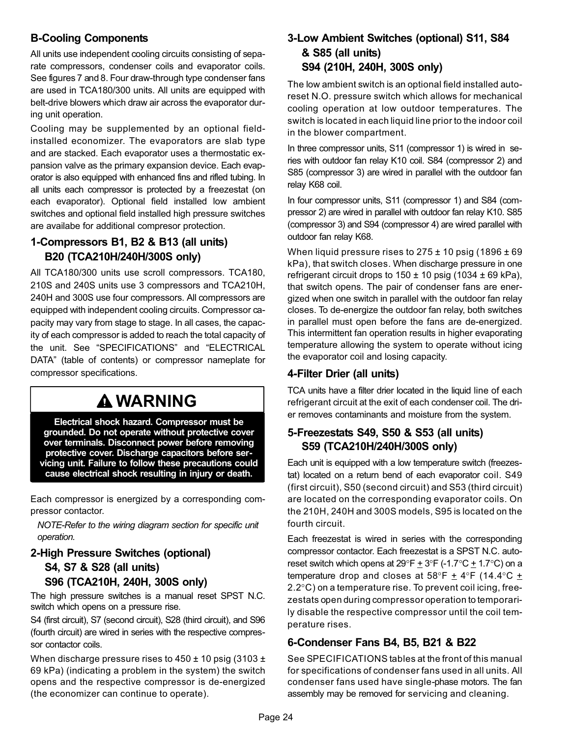## B-Cooling Components

All units use independent cooling circuits consisting of separate compressors, condenser coils and evaporator coils. See figures 7 and 8. Four draw-through type condenser fans are used in TCA180/300 units. All units are equipped with belt-drive blowers which draw air across the evaporator during unit operation.

Cooling may be supplemented by an optional field-installed economizer. The evaporators are slab type and are stacked. Each evaporator uses a thermostatic expansion valve as the primary expansion device. Each evaporator is also equipped with enhanced fins and rifled tubing. In all units each compressor is protected by a freezestat (on each evaporator). Optional field installed low ambient switches and optional field installed high pressure switches are availabe for additional compresor protection.

### 1-Compressors B1, B2 & B13 (all units) B20 (TCA210H/240H/300S only)

All TCA180/300 units use scroll compressors. TCA180, 210S and 240S units use 3 compressors and TCA210H, 240H and 300S use four compressors. All compressors are equipped with independent cooling circuits. Compressor capacity may vary from stage to stage. In all cases, the capacity of each compressor is added to reach the total capacity of the unit. See “SPECIFICATIONS” and “ELECTRICAL DATA” (table of contents) or compressor nameplate for compressor specifications.

> **⚠ WARNING**
>
> **Electrical shock hazard. Compressor must be grounded. Do not operate without protective cover over terminals. Disconnect power before removing protective cover. Discharge capacitors before servicing unit. Failure to follow these precautions could cause electrical shock resulting in injury or death.**

Each compressor is energized by a corresponding compressor contactor.

*NOTE-Refer to the wiring diagram section for specific unit operation.*

### 2-High Pressure Switches (optional) S4, S7 & S28 (all units) S96 (TCA210H, 240H, 300S only)

The high pressure switches is a manual reset SPST N.C. switch which opens on a pressure rise.

S4 (first circuit), S7 (second circuit), S28 (third circuit), and S96 (fourth circuit) are wired in series with the respective compressor contactor coils.

When discharge pressure rises to 450 ± 10 psig (3103 ± 69 kPa) (indicating a problem in the system) the switch opens and the respective compressor is de-energized (the economizer can continue to operate).

### 3-Low Ambient Switches (optional) S11, S84 & S85 (all units) S94 (210H, 240H, 300S only)

The low ambient switch is an optional field installed auto-reset N.O. pressure switch which allows for mechanical cooling operation at low outdoor temperatures. The switch is located in each liquid line prior to the indoor coil in the blower compartment.

In three compressor units, S11 (compressor 1) is wired in series with outdoor fan relay K10 coil. S84 (compressor 2) and S85 (compressor 3) are wired in parallel with the outdoor fan relay K68 coil.

In four compressor units, S11 (compressor 1) and S84 (compressor 2) are wired in parallel with outdoor fan relay K10. S85 (compressor 3) and S94 (compressor 4) are wired parallel with outdoor fan relay K68.

When liquid pressure rises to 275 ± 10 psig (1896 ± 69 kPa), that switch closes. When discharge pressure in one refrigerant circuit drops to 150 ± 10 psig (1034 ± 69 kPa), that switch opens. The pair of condenser fans are energized when one switch in parallel with the outdoor fan relay closes. To de-energize the outdoor fan relay, both switches in parallel must open before the fans are de-energized. This intermittent fan operation results in higher evaporating temperature allowing the system to operate without icing the evaporator coil and losing capacity.

### 4-Filter Drier (all units)

TCA units have a filter drier located in the liquid line of each refrigerant circuit at the exit of each condenser coil. The drier removes contaminants and moisture from the system.

### 5-Freezestats S49, S50 & S53 (all units) S59 (TCA210H/240H/300S only)

Each unit is equipped with a low temperature switch (freezestat) located on a return bend of each evaporator coil. S49 (first circuit), S50 (second circuit) and S53 (third circuit) are located on the corresponding evaporator coils. On the 210H, 240H and 300S models, S95 is located on the fourth circuit.

Each freezestat is wired in series with the corresponding compressor contactor. Each freezestat is a SPST N.C. auto-reset switch which opens at 29°F ± 3°F (-1.7°C ± 1.7°C) on a temperature drop and closes at 58°F ± 4°F (14.4°C ± 2.2°C) on a temperature rise. To prevent coil icing, freezestats open during compressor operation to temporarily disable the respective compressor until the coil temperature rises.

### 6-Condenser Fans B4, B5, B21 & B22

See SPECIFICATIONS tables at the front of this manual for specifications of condenser fans used in all units. All condenser fans used have single-phase motors. The fan assembly may be removed for servicing and cleaning.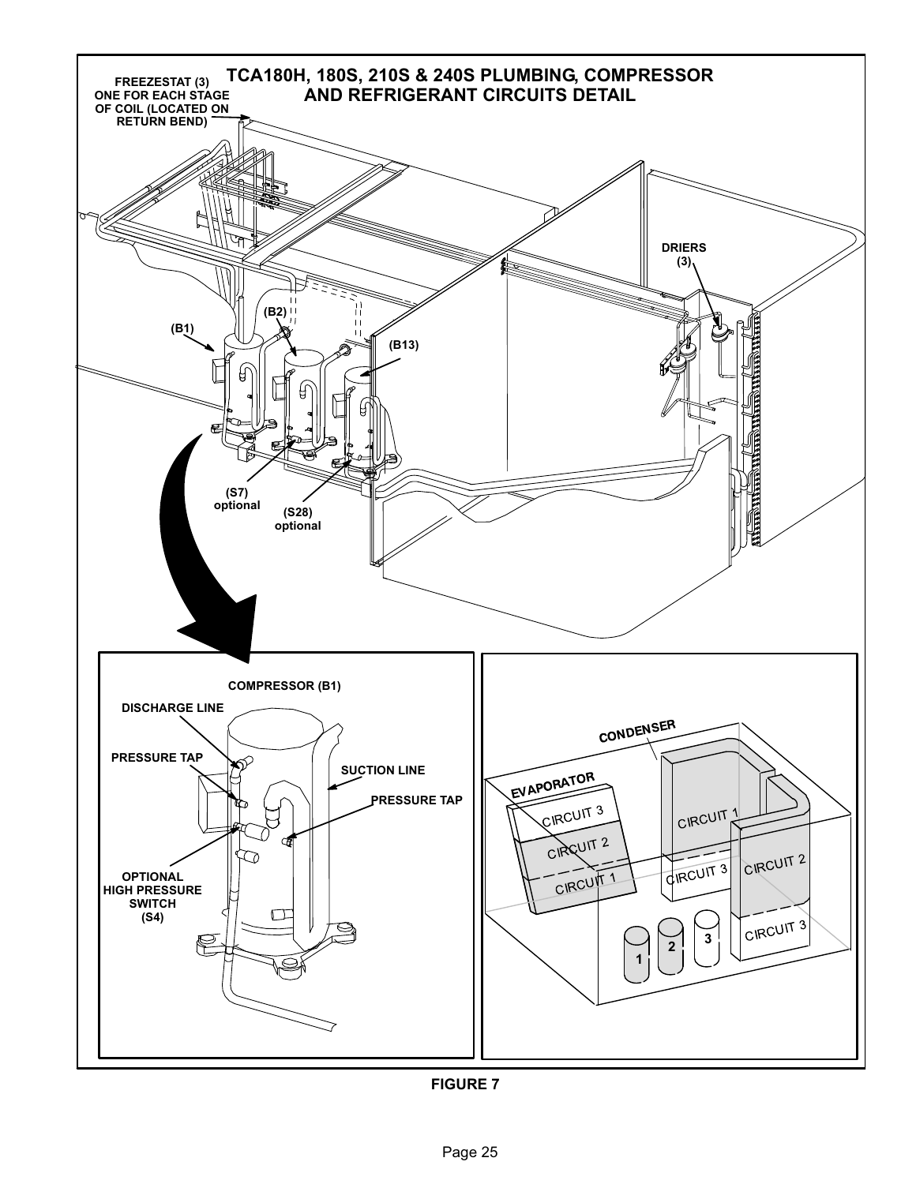TCA180H, 180S, 210S & 240S PLUMBING, COMPRESSOR AND REFRIGERANT CIRCUITS DETAIL

FREEZESTAT (3) ONE FOR EACH STAGE OF COIL (LOCATED ON RETURN BEND)

DRIERS (3)

(B1)

(B2)

(B13)

(S7) optional

(S28) optional

COMPRESSOR (B1)

DISCHARGE LINE

PRESSURE TAP

SUCTION LINE

PRESSURE TAP

OPTIONAL HIGH PRESSURE SWITCH (S4)

CONDENSER

EVAPORATOR

CIRCUIT 3

CIRCUIT 2

CIRCUIT 1

CIRCUIT 1

CIRCUIT 3

CIRCUIT 2

CIRCUIT 3

1 2 3

FIGURE 7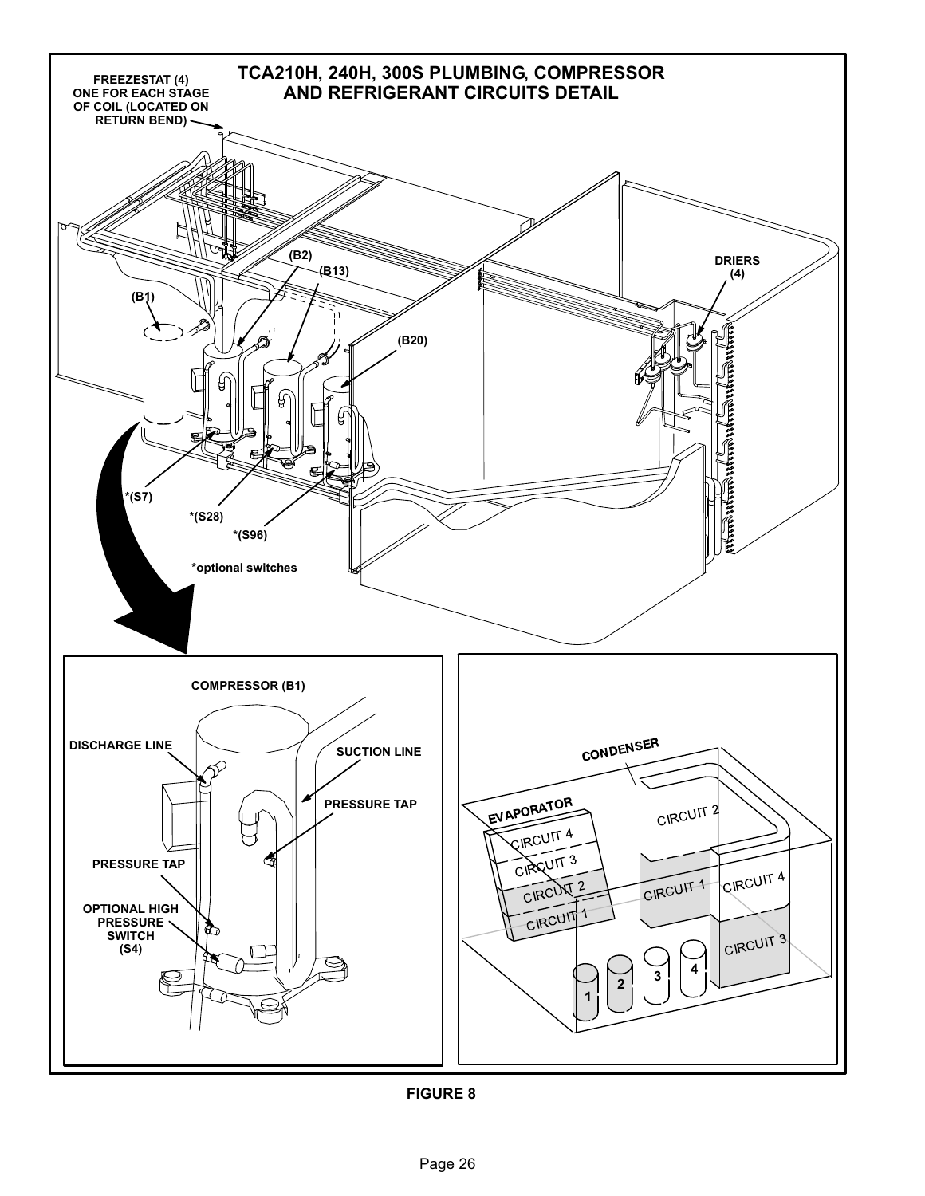TCA210H, 240H, 300S PLUMBING, COMPRESSOR AND REFRIGERANT CIRCUITS DETAIL

FREEZESTAT (4) ONE FOR EACH STAGE OF COIL (LOCATED ON RETURN BEND)

(B1)

(B2)

(B13)

(B20)

DRIERS (4)

*(S7)

*(S28)

*(S96)

*optional switches

COMPRESSOR (B1)

DISCHARGE LINE

SUCTION LINE

PRESSURE TAP

PRESSURE TAP

OPTIONAL HIGH PRESSURE SWITCH (S4)

CONDENSER

EVAPORATOR

CIRCUIT 4

CIRCUIT 3

CIRCUIT 2

CIRCUIT 1

CIRCUIT 2

CIRCUIT 1

CIRCUIT 4

CIRCUIT 3

1 2 3 4

FIGURE 8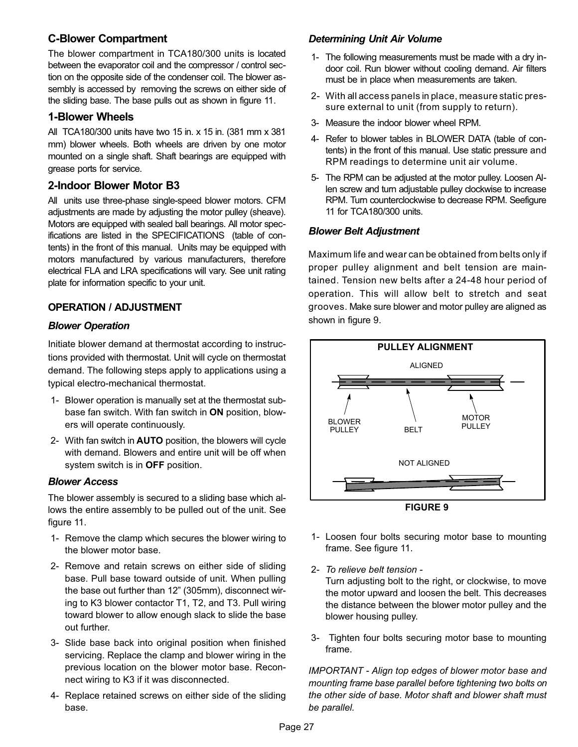## C-Blower Compartment

The blower compartment in TCA180/300 units is located between the evaporator coil and the compressor / control section on the opposite side of the condenser coil. The blower assembly is accessed by removing the screws on either side of the sliding base. The base pulls out as shown in figure 11.

### 1-Blower Wheels

All TCA180/300 units have two 15 in. x 15 in. (381 mm x 381 mm) blower wheels. Both wheels are driven by one motor mounted on a single shaft. Shaft bearings are equipped with grease ports for service.

### 2-Indoor Blower Motor B3

All units use three-phase single-speed blower motors. CFM adjustments are made by adjusting the motor pulley (sheave). Motors are equipped with sealed ball bearings. All motor specifications are listed in the SPECIFICATIONS (table of contents) in the front of this manual. Units may be equipped with motors manufactured by various manufacturers, therefore electrical FLA and LRA specifications will vary. See unit rating plate for information specific to your unit.

#### OPERATION / ADJUSTMENT

*Blower Operation*

Initiate blower demand at thermostat according to instructions provided with thermostat. Unit will cycle on thermostat demand. The following steps apply to applications using a typical electro-mechanical thermostat.

1- Blower operation is manually set at the thermostat subbase fan switch. With fan switch in **ON** position, blowers will operate continuously.

2- With fan switch in **AUTO** position, the blowers will cycle with demand. Blowers and entire unit will be off when system switch is in **OFF** position.

*Blower Access*

The blower assembly is secured to a sliding base which allows the entire assembly to be pulled out of the unit. See figure 11.

1- Remove the clamp which secures the blower wiring to the blower motor base.

2- Remove and retain screws on either side of sliding base. Pull base toward outside of unit. When pulling the base out further than 12" (305mm), disconnect wiring to K3 blower contactor T1, T2, and T3. Pull wiring toward blower to allow enough slack to slide the base out further.

3- Slide base back into original position when finished servicing. Replace the clamp and blower wiring in the previous location on the blower motor base. Reconnect wiring to K3 if it was disconnected.

4- Replace retained screws on either side of the sliding base.

*Determining Unit Air Volume*

1- The following measurements must be made with a dry indoor coil. Run blower without cooling demand. Air filters must be in place when measurements are taken.

2- With all access panels in place, measure static pressure external to unit (from supply to return).

3- Measure the indoor blower wheel RPM.

4- Refer to blower tables in BLOWER DATA (table of contents) in the front of this manual. Use static pressure and RPM readings to determine unit air volume.

5- The RPM can be adjusted at the motor pulley. Loosen Allen screw and turn adjustable pulley clockwise to increase RPM. Turn counterclockwise to decrease RPM. Seefigure 11 for TCA180/300 units.

*Blower Belt Adjustment*

Maximum life and wear can be obtained from belts only if proper pulley alignment and belt tension are maintained. Tension new belts after a 24-48 hour period of operation. This will allow belt to stretch and seat grooves. Make sure blower and motor pulley are aligned as shown in figure 9.

PULLEY ALIGNMENT

ALIGNED

BLOWER PULLEY — BELT — MOTOR PULLEY

NOT ALIGNED

**FIGURE 9**

1- Loosen four bolts securing motor base to mounting frame. See figure 11.

2- *To relieve belt tension -*
Turn adjusting bolt to the right, or clockwise, to move the motor upward and loosen the belt. This decreases the distance between the blower motor pulley and the blower housing pulley.

3- Tighten four bolts securing motor base to mounting frame.

*IMPORTANT - Align top edges of blower motor base and mounting frame base parallel before tightening two bolts on the other side of base. Motor shaft and blower shaft must be parallel.*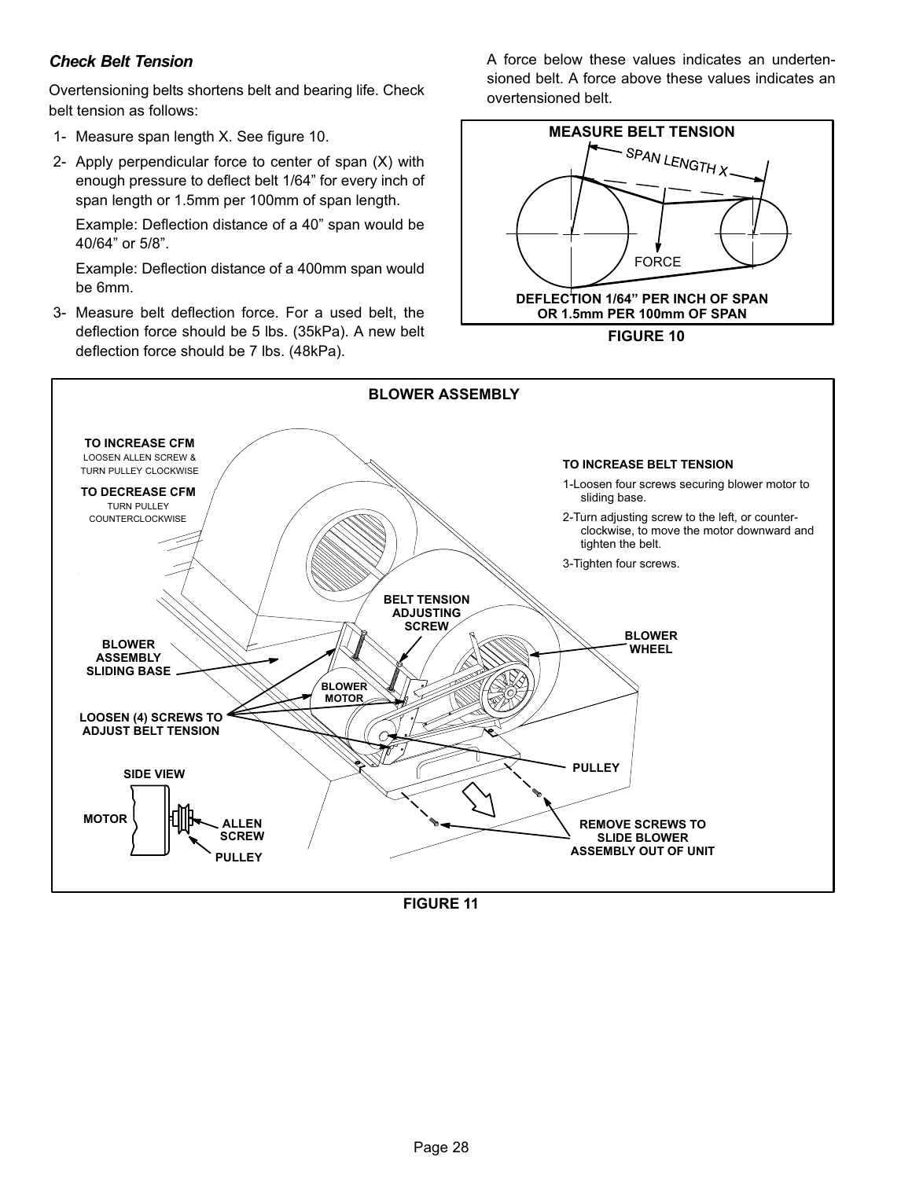### *Check Belt Tension*

Overtensioning belts shortens belt and bearing life. Check belt tension as follows:

1- Measure span length X. See figure 10.

2- Apply perpendicular force to center of span (X) with enough pressure to deflect belt 1/64" for every inch of span length or 1.5mm per 100mm of span length.

Example: Deflection distance of a 40" span would be 40/64" or 5/8".

Example: Deflection distance of a 400mm span would be 6mm.

3- Measure belt deflection force. For a used belt, the deflection force should be 5 lbs. (35kPa). A new belt deflection force should be 7 lbs. (48kPa).

A force below these values indicates an undertensioned belt. A force above these values indicates an overtensioned belt.

**MEASURE BELT TENSION**

SPAN LENGTH X

FORCE

**DEFLECTION 1/64" PER INCH OF SPAN OR 1.5mm PER 100mm OF SPAN**

**FIGURE 10**

**BLOWER ASSEMBLY**

**TO INCREASE CFM**
LOOSEN ALLEN SCREW & TURN PULLEY CLOCKWISE

**TO DECREASE CFM**
TURN PULLEY COUNTERCLOCKWISE

**TO INCREASE BELT TENSION**

1-Loosen four screws securing blower motor to sliding base.

2-Turn adjusting screw to the left, or counterclockwise, to move the motor downward and tighten the belt.

3-Tighten four screws.

**BELT TENSION ADJUSTING SCREW**

**BLOWER WHEEL**

**BLOWER ASSEMBLY SLIDING BASE**

**BLOWER MOTOR**

**LOOSEN (4) SCREWS TO ADJUST BELT TENSION**

**PULLEY**

**SIDE VIEW**

**MOTOR**

**ALLEN SCREW**

**PULLEY**

**REMOVE SCREWS TO SLIDE BLOWER ASSEMBLY OUT OF UNIT**

**FIGURE 11**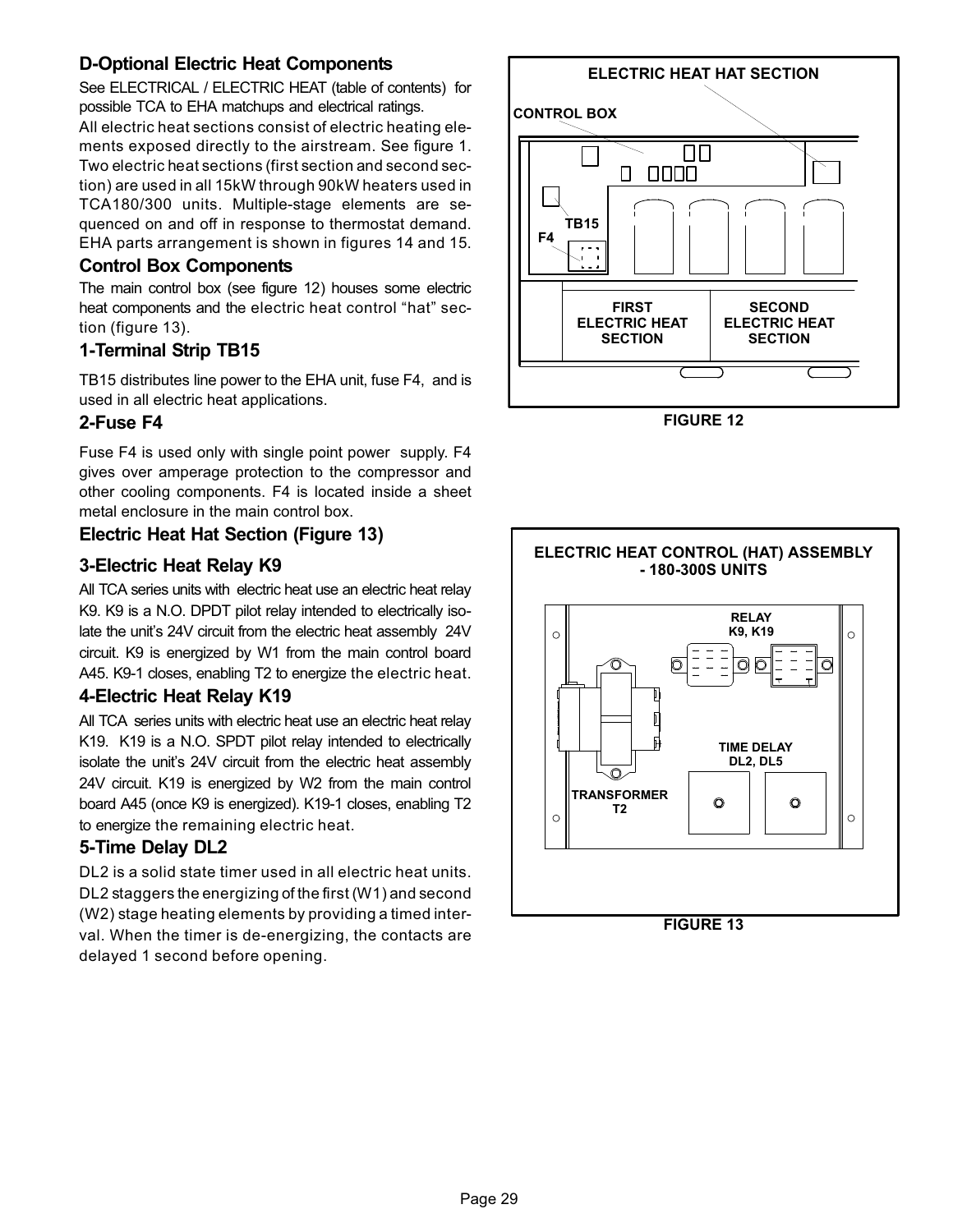## D-Optional Electric Heat Components

See ELECTRICAL / ELECTRIC HEAT (table of contents) for possible TCA to EHA matchups and electrical ratings.

All electric heat sections consist of electric heating elements exposed directly to the airstream. See figure 1. Two electric heat sections (first section and second section) are used in all 15kW through 90kW heaters used in TCA180/300 units. Multiple-stage elements are sequenced on and off in response to thermostat demand. EHA parts arrangement is shown in figures 14 and 15.

### Control Box Components

The main control box (see figure 12) houses some electric heat components and the electric heat control "hat" section (figure 13).

### 1-Terminal Strip TB15

TB15 distributes line power to the EHA unit, fuse F4, and is used in all electric heat applications.

### 2-Fuse F4

Fuse F4 is used only with single point power supply. F4 gives over amperage protection to the compressor and other cooling components. F4 is located inside a sheet metal enclosure in the main control box.

### Electric Heat Hat Section (Figure 13)

### 3-Electric Heat Relay K9

All TCA series units with electric heat use an electric heat relay K9. K9 is a N.O. DPDT pilot relay intended to electrically isolate the unit's 24V circuit from the electric heat assembly 24V circuit. K9 is energized by W1 from the main control board A45. K9-1 closes, enabling T2 to energize the electric heat.

### 4-Electric Heat Relay K19

All TCA series units with electric heat use an electric heat relay K19. K19 is a N.O. SPDT pilot relay intended to electrically isolate the unit's 24V circuit from the electric heat assembly 24V circuit. K19 is energized by W2 from the main control board A45 (once K9 is energized). K19-1 closes, enabling T2 to energize the remaining electric heat.

### 5-Time Delay DL2

DL2 is a solid state timer used in all electric heat units. DL2 staggers the energizing of the first (W1) and second (W2) stage heating elements by providing a timed interval. When the timer is de-energizing, the contacts are delayed 1 second before opening.

ELECTRIC HEAT HAT SECTION
CONTROL BOX
TB15
F4
FIRST ELECTRIC HEAT SECTION
SECOND ELECTRIC HEAT SECTION

FIGURE 12

ELECTRIC HEAT CONTROL (HAT) ASSEMBLY - 180-300S UNITS
RELAY K9, K19
TIME DELAY DL2, DL5
TRANSFORMER T2

FIGURE 13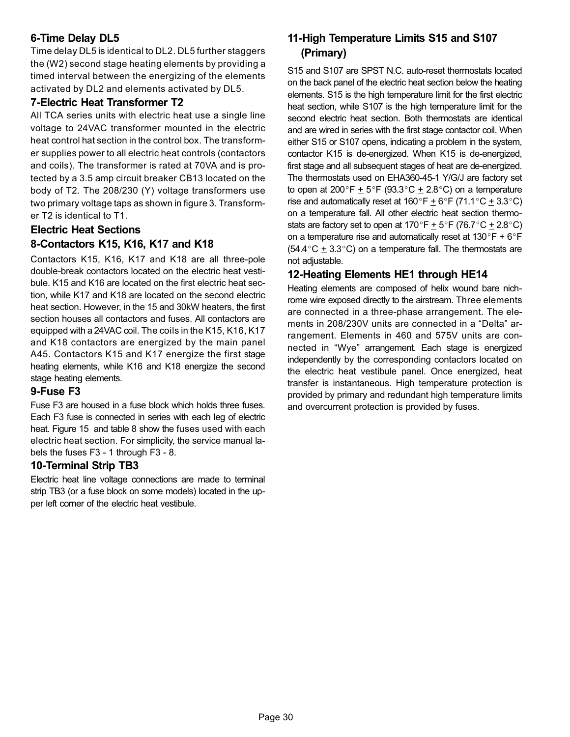### 6-Time Delay DL5

Time delay DL5 is identical to DL2. DL5 further staggers the (W2) second stage heating elements by providing a timed interval between the energizing of the elements activated by DL2 and elements activated by DL5.

### 7-Electric Heat Transformer T2

All TCA series units with electric heat use a single line voltage to 24VAC transformer mounted in the electric heat control hat section in the control box. The transformer supplies power to all electric heat controls (contactors and coils). The transformer is rated at 70VA and is protected by a 3.5 amp circuit breaker CB13 located on the body of T2. The 208/230 (Y) voltage transformers use two primary voltage taps as shown in figure 3. Transformer T2 is identical to T1.

## Electric Heat Sections

### 8-Contactors K15, K16, K17 and K18

Contactors K15, K16, K17 and K18 are all three-pole double-break contactors located on the electric heat vestibule. K15 and K16 are located on the first electric heat section, while K17 and K18 are located on the second electric heat section. However, in the 15 and 30kW heaters, the first section houses all contactors and fuses. All contactors are equipped with a 24VAC coil. The coils in the K15, K16, K17 and K18 contactors are energized by the main panel A45. Contactors K15 and K17 energize the first stage heating elements, while K16 and K18 energize the second stage heating elements.

### 9-Fuse F3

Fuse F3 are housed in a fuse block which holds three fuses. Each F3 fuse is connected in series with each leg of electric heat. Figure 15 and table 8 show the fuses used with each electric heat section. For simplicity, the service manual labels the fuses F3 - 1 through F3 - 8.

### 10-Terminal Strip TB3

Electric heat line voltage connections are made to terminal strip TB3 (or a fuse block on some models) located in the upper left corner of the electric heat vestibule.

### 11-High Temperature Limits S15 and S107 (Primary)

S15 and S107 are SPST N.C. auto-reset thermostats located on the back panel of the electric heat section below the heating elements. S15 is the high temperature limit for the first electric heat section, while S107 is the high temperature limit for the second electric heat section. Both thermostats are identical and are wired in series with the first stage contactor coil. When either S15 or S107 opens, indicating a problem in the system, contactor K15 is de-energized. When K15 is de-energized, first stage and all subsequent stages of heat are de-energized. The thermostats used on EHA360-45-1 Y/G/J are factory set to open at 200°F ± 5°F (93.3°C ± 2.8°C) on a temperature rise and automatically reset at 160°F ± 6°F (71.1°C ± 3.3°C) on a temperature fall. All other electric heat section thermostats are factory set to open at 170°F ± 5°F (76.7°C ± 2.8°C) on a temperature rise and automatically reset at 130°F ± 6°F (54.4°C ± 3.3°C) on a temperature fall. The thermostats are not adjustable.

### 12-Heating Elements HE1 through HE14

Heating elements are composed of helix wound bare nichrome wire exposed directly to the airstream. Three elements are connected in a three-phase arrangement. The elements in 208/230V units are connected in a “Delta” arrangement. Elements in 460 and 575V units are connected in “Wye” arrangement. Each stage is energized independently by the corresponding contactors located on the electric heat vestibule panel. Once energized, heat transfer is instantaneous. High temperature protection is provided by primary and redundant high temperature limits and overcurrent protection is provided by fuses.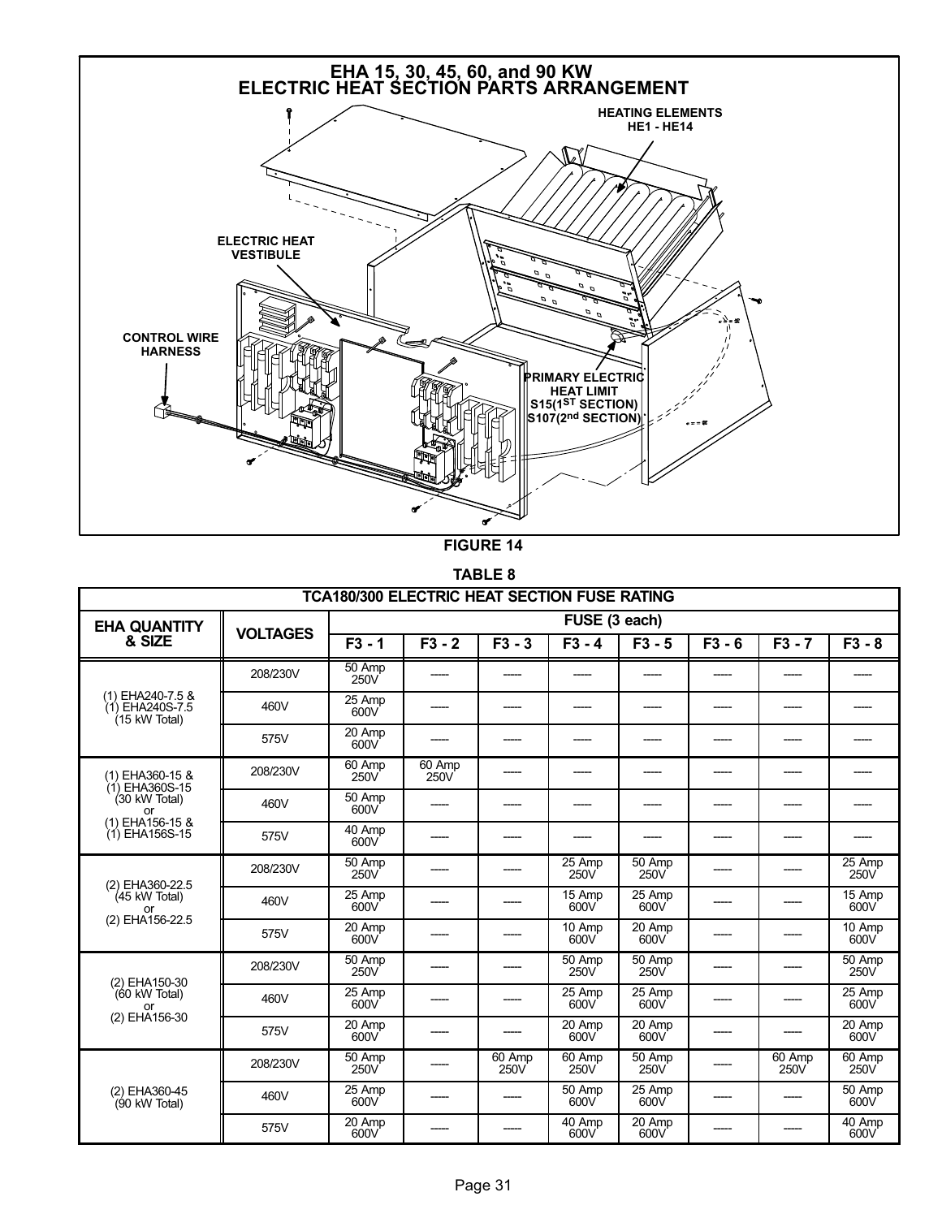## EHA 15, 30, 45, 60, and 90 KW ELECTRIC HEAT SECTION PARTS ARRANGEMENT

HEATING ELEMENTS HE1 - HE14

ELECTRIC HEAT VESTIBULE

CONTROL WIRE HARNESS

PRIMARY ELECTRIC HEAT LIMIT S15(1ST SECTION) S107(2nd SECTION)

**FIGURE 14**

**TABLE 8**

| TCA180/300 ELECTRIC HEAT SECTION FUSE RATING | | | | | | | | | |
|---|---|---|---|---|---|---|---|---|---|
| **EHA QUANTITY & SIZE** | **VOLTAGES** | **FUSE (3 each)** | | | | | | | |
| | | **F3 - 1** | **F3 - 2** | **F3 - 3** | **F3 - 4** | **F3 - 5** | **F3 - 6** | **F3 - 7** | **F3 - 8** |
| (1) EHA240-7.5 & (1) EHA240S-7.5 (15 kW Total) | 208/230V | 50 Amp 250V | ----- | ----- | ----- | ----- | ----- | ----- | ----- |
| | 460V | 25 Amp 600V | ----- | ----- | ----- | ----- | ----- | ----- | ----- |
| | 575V | 20 Amp 600V | ----- | ----- | ----- | ----- | ----- | ----- | ----- |
| (1) EHA360-15 & (1) EHA360S-15 (30 kW Total) or (1) EHA156-15 & (1) EHA156S-15 | 208/230V | 60 Amp 250V | 60 Amp 250V | ----- | ----- | ----- | ----- | ----- | ----- |
| | 460V | 50 Amp 600V | ----- | ----- | ----- | ----- | ----- | ----- | ----- |
| | 575V | 40 Amp 600V | ----- | ----- | ----- | ----- | ----- | ----- | ----- |
| (2) EHA360-22.5 (45 kW Total) or (2) EHA156-22.5 | 208/230V | 50 Amp 250V | ----- | ----- | 25 Amp 250V | 50 Amp 250V | ----- | ----- | 25 Amp 250V |
| | 460V | 25 Amp 600V | ----- | ----- | 15 Amp 600V | 25 Amp 600V | ----- | ----- | 15 Amp 600V |
| | 575V | 20 Amp 600V | ----- | ----- | 10 Amp 600V | 20 Amp 600V | ----- | ----- | 10 Amp 600V |
| (2) EHA150-30 (60 kW Total) or (2) EHA156-30 | 208/230V | 50 Amp 250V | ----- | ----- | 50 Amp 250V | 50 Amp 250V | ----- | ----- | 50 Amp 250V |
| | 460V | 25 Amp 600V | ----- | ----- | 25 Amp 600V | 25 Amp 600V | ----- | ----- | 25 Amp 600V |
| | 575V | 20 Amp 600V | ----- | ----- | 20 Amp 600V | 20 Amp 600V | ----- | ----- | 20 Amp 600V |
| (2) EHA360-45 (90 kW Total) | 208/230V | 50 Amp 250V | ----- | 60 Amp 250V | 60 Amp 250V | 50 Amp 250V | ----- | 60 Amp 250V | 60 Amp 250V |
| | 460V | 25 Amp 600V | ----- | ----- | 50 Amp 600V | 25 Amp 600V | ----- | ----- | 50 Amp 600V |
| | 575V | 20 Amp 600V | ----- | ----- | 40 Amp 600V | 20 Amp 600V | ----- | ----- | 40 Amp 600V |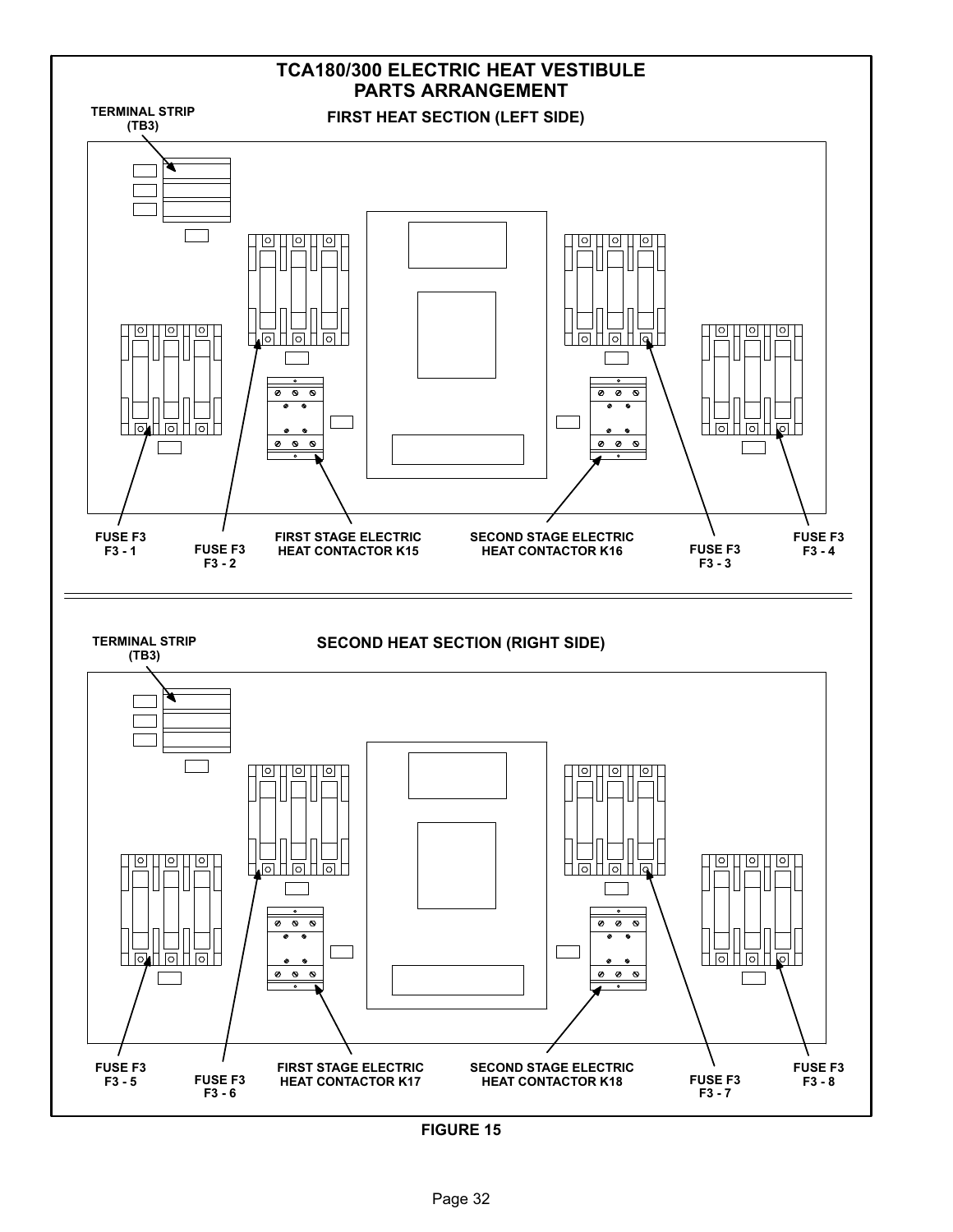## TCA180/300 ELECTRIC HEAT VESTIBULE PARTS ARRANGEMENT

### FIRST HEAT SECTION (LEFT SIDE)

TERMINAL STRIP (TB3)

FUSE F3 F3 - 1

FUSE F3 F3 - 2

FIRST STAGE ELECTRIC HEAT CONTACTOR K15

SECOND STAGE ELECTRIC HEAT CONTACTOR K16

FUSE F3 F3 - 3

FUSE F3 F3 - 4

### SECOND HEAT SECTION (RIGHT SIDE)

TERMINAL STRIP (TB3)

FUSE F3 F3 - 5

FUSE F3 F3 - 6

FIRST STAGE ELECTRIC HEAT CONTACTOR K17

SECOND STAGE ELECTRIC HEAT CONTACTOR K18

FUSE F3 F3 - 7

FUSE F3 F3 - 8

**FIGURE 15**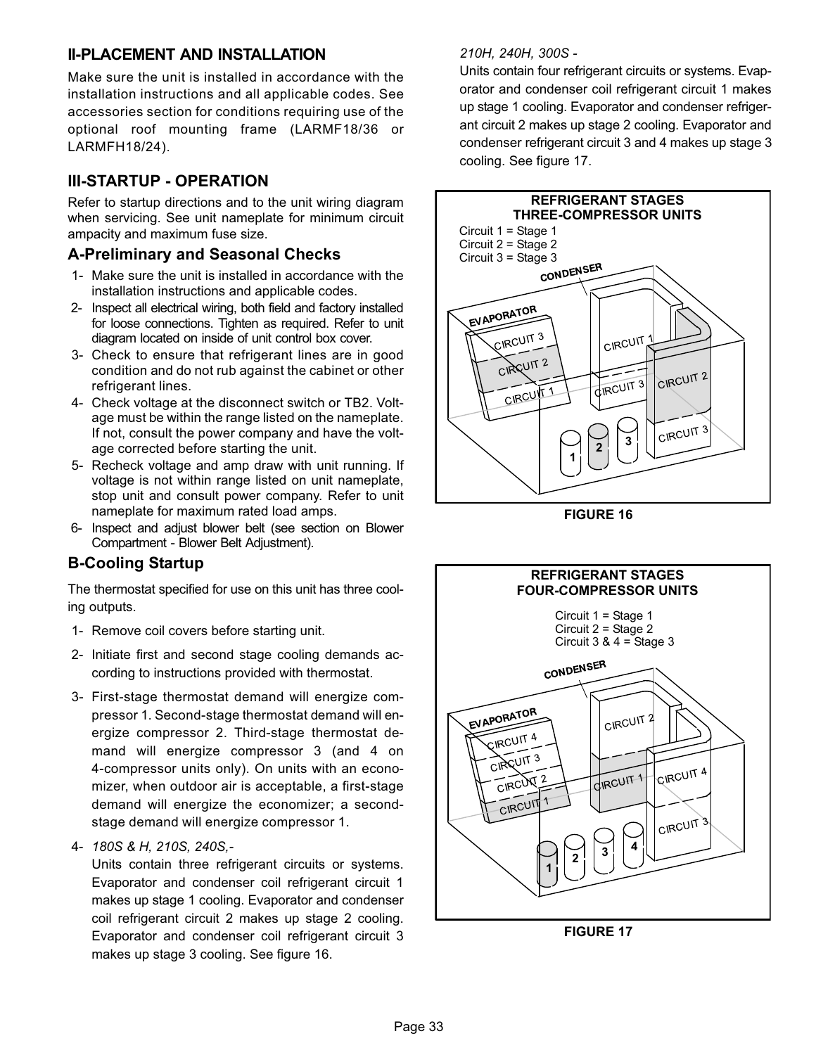## II-PLACEMENT AND INSTALLATION

Make sure the unit is installed in accordance with the installation instructions and all applicable codes. See accessories section for conditions requiring use of the optional roof mounting frame (LARMF18/36 or LARMFH18/24).

## III-STARTUP - OPERATION

Refer to startup directions and to the unit wiring diagram when servicing. See unit nameplate for minimum circuit ampacity and maximum fuse size.

### A-Preliminary and Seasonal Checks

1- Make sure the unit is installed in accordance with the installation instructions and applicable codes.
2- Inspect all electrical wiring, both field and factory installed for loose connections. Tighten as required. Refer to unit diagram located on inside of unit control box cover.
3- Check to ensure that refrigerant lines are in good condition and do not rub against the cabinet or other refrigerant lines.
4- Check voltage at the disconnect switch or TB2. Voltage must be within the range listed on the nameplate. If not, consult the power company and have the voltage corrected before starting the unit.
5- Recheck voltage and amp draw with unit running. If voltage is not within range listed on unit nameplate, stop unit and consult power company. Refer to unit nameplate for maximum rated load amps.
6- Inspect and adjust blower belt (see section on Blower Compartment - Blower Belt Adjustment).

### B-Cooling Startup

The thermostat specified for use on this unit has three cooling outputs.

1- Remove coil covers before starting unit.
2- Initiate first and second stage cooling demands according to instructions provided with thermostat.
3- First-stage thermostat demand will energize compressor 1. Second-stage thermostat demand will energize compressor 2. Third-stage thermostat demand will energize compressor 3 (and 4 on 4-compressor units only). On units with an economizer, when outdoor air is acceptable, a first-stage demand will energize the economizer; a second-stage demand will energize compressor 1.
4- *180S & H, 210S, 240S,-*
   Units contain three refrigerant circuits or systems. Evaporator and condenser coil refrigerant circuit 1 makes up stage 1 cooling. Evaporator and condenser coil refrigerant circuit 2 makes up stage 2 cooling. Evaporator and condenser coil refrigerant circuit 3 makes up stage 3 cooling. See figure 16.

*210H, 240H, 300S -*
Units contain four refrigerant circuits or systems. Evaporator and condenser coil refrigerant circuit 1 makes up stage 1 cooling. Evaporator and condenser refrigerant circuit 2 makes up stage 2 cooling. Evaporator and condenser refrigerant circuit 3 and 4 makes up stage 3 cooling. See figure 17.

**REFRIGERANT STAGES THREE-COMPRESSOR UNITS**

Circuit 1 = Stage 1
Circuit 2 = Stage 2
Circuit 3 = Stage 3

**FIGURE 16**

**REFRIGERANT STAGES FOUR-COMPRESSOR UNITS**

Circuit 1 = Stage 1
Circuit 2 = Stage 2
Circuit 3 & 4 = Stage 3

**FIGURE 17**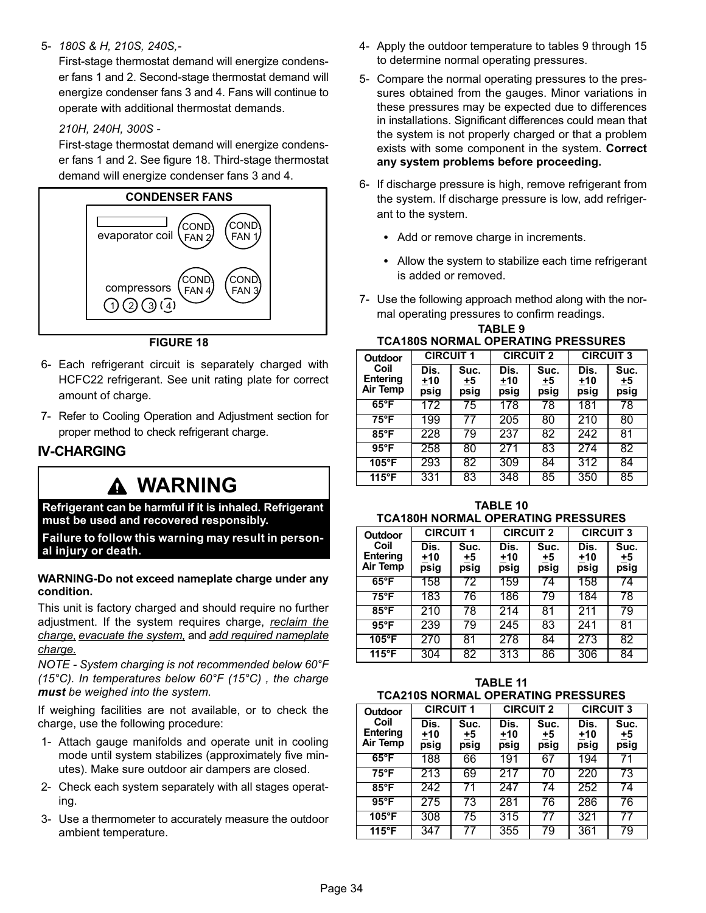5- *180S & H, 210S, 240S,-*

First-stage thermostat demand will energize condenser fans 1 and 2. Second-stage thermostat demand will energize condenser fans 3 and 4. Fans will continue to operate with additional thermostat demands.

*210H, 240H, 300S -*

First-stage thermostat demand will energize condenser fans 1 and 2. See figure 18. Third-stage thermostat demand will energize condenser fans 3 and 4.

**CONDENSER FANS**

evaporator coil — COND. FAN 2 — COND. FAN 1

compressors 1 2 3 4 — COND. FAN 4 — COND. FAN 3

**FIGURE 18**

6- Each refrigerant circuit is separately charged with HCFC22 refrigerant. See unit rating plate for correct amount of charge.

7- Refer to Cooling Operation and Adjustment section for proper method to check refrigerant charge.

## IV-CHARGING

**WARNING**

**Refrigerant can be harmful if it is inhaled. Refrigerant must be used and recovered responsibly.**

**Failure to follow this warning may result in personal injury or death.**

**WARNING-Do not exceed nameplate charge under any condition.**

This unit is factory charged and should require no further adjustment. If the system requires charge, reclaim the charge, evacuate the system, and add required nameplate charge.

*NOTE - System charging is not recommended below 60°F (15°C). In temperatures below 60°F (15°C) , the charge **must** be weighed into the system.*

If weighing facilities are not available, or to check the charge, use the following procedure:

1- Attach gauge manifolds and operate unit in cooling mode until system stabilizes (approximately five minutes). Make sure outdoor air dampers are closed.

2- Check each system separately with all stages operating.

3- Use a thermometer to accurately measure the outdoor ambient temperature.

4- Apply the outdoor temperature to tables 9 through 15 to determine normal operating pressures.

5- Compare the normal operating pressures to the pressures obtained from the gauges. Minor variations in these pressures may be expected due to differences in installations. Significant differences could mean that the system is not properly charged or that a problem exists with some component in the system. **Correct any system problems before proceeding.**

6- If discharge pressure is high, remove refrigerant from the system. If discharge pressure is low, add refrigerant to the system.

- Add or remove charge in increments.
- Allow the system to stabilize each time refrigerant is added or removed.

7- Use the following approach method along with the normal operating pressures to confirm readings.

**TABLE 9**
**TCA180S NORMAL OPERATING PRESSURES**

| Outdoor Coil Entering Air Temp | CIRCUIT 1 | | CIRCUIT 2 | | CIRCUIT 3 | |
|---|---|---|---|---|---|---|
| | Dis. ±10 psig | Suc. ±5 psig | Dis. ±10 psig | Suc. ±5 psig | Dis. ±10 psig | Suc. ±5 psig |
| 65°F | 172 | 75 | 178 | 78 | 181 | 78 |
| 75°F | 199 | 77 | 205 | 80 | 210 | 80 |
| 85°F | 228 | 79 | 237 | 82 | 242 | 81 |
| 95°F | 258 | 80 | 271 | 83 | 274 | 82 |
| 105°F | 293 | 82 | 309 | 84 | 312 | 84 |
| 115°F | 331 | 83 | 348 | 85 | 350 | 85 |

**TABLE 10**
**TCA180H NORMAL OPERATING PRESSURES**

| Outdoor Coil Entering Air Temp | CIRCUIT 1 | | CIRCUIT 2 | | CIRCUIT 3 | |
|---|---|---|---|---|---|---|
| | Dis. ±10 psig | Suc. ±5 psig | Dis. ±10 psig | Suc. ±5 psig | Dis. ±10 psig | Suc. ±5 psig |
| 65°F | 158 | 72 | 159 | 74 | 158 | 74 |
| 75°F | 183 | 76 | 186 | 79 | 184 | 78 |
| 85°F | 210 | 78 | 214 | 81 | 211 | 79 |
| 95°F | 239 | 79 | 245 | 83 | 241 | 81 |
| 105°F | 270 | 81 | 278 | 84 | 273 | 82 |
| 115°F | 304 | 82 | 313 | 86 | 306 | 84 |

**TABLE 11**
**TCA210S NORMAL OPERATING PRESSURES**

| Outdoor Coil Entering Air Temp | CIRCUIT 1 | | CIRCUIT 2 | | CIRCUIT 3 | |
|---|---|---|---|---|---|---|
| | Dis. ±10 psig | Suc. ±5 psig | Dis. ±10 psig | Suc. ±5 psig | Dis. ±10 psig | Suc. ±5 psig |
| 65°F | 188 | 66 | 191 | 67 | 194 | 71 |
| 75°F | 213 | 69 | 217 | 70 | 220 | 73 |
| 85°F | 242 | 71 | 247 | 74 | 252 | 74 |
| 95°F | 275 | 73 | 281 | 76 | 286 | 76 |
| 105°F | 308 | 75 | 315 | 77 | 321 | 77 |
| 115°F | 347 | 77 | 355 | 79 | 361 | 79 |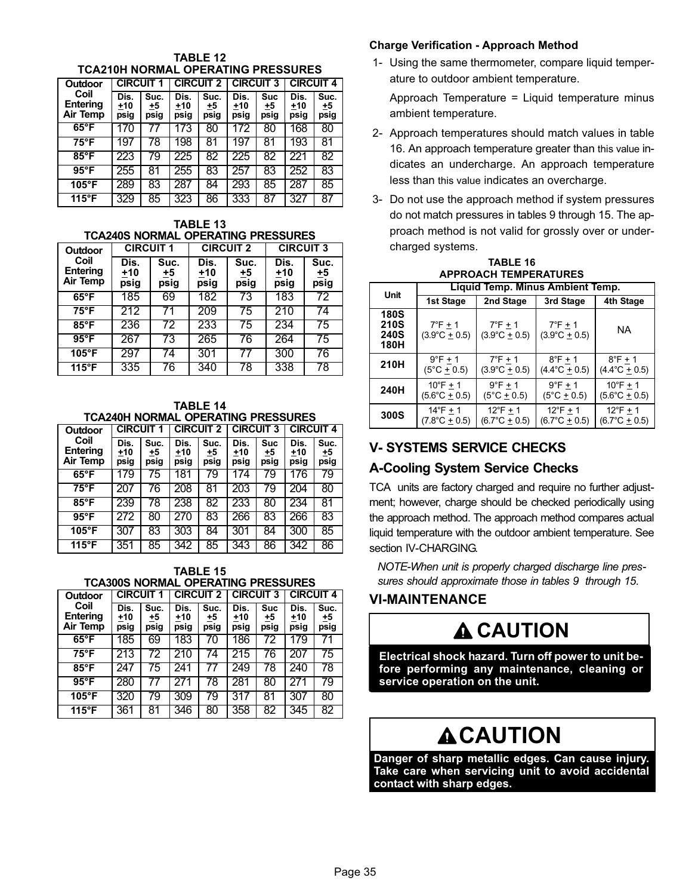**TABLE 12**
**TCA210H NORMAL OPERATING PRESSURES**

| Outdoor Coil Entering Air Temp | CIRCUIT 1 | | CIRCUIT 2 | | CIRCUIT 3 | | CIRCUIT 4 | |
|---|---|---|---|---|---|---|---|---|
| | Dis. +10 psig | Suc. +5 psig | Dis. +10 psig | Suc. +5 psig | Dis. +10 psig | Suc +5 psig | Dis. +10 psig | Suc. +5 psig |
| 65°F | 170 | 77 | 173 | 80 | 172 | 80 | 168 | 80 |
| 75°F | 197 | 78 | 198 | 81 | 197 | 81 | 193 | 81 |
| 85°F | 223 | 79 | 225 | 82 | 225 | 82 | 221 | 82 |
| 95°F | 255 | 81 | 255 | 83 | 257 | 83 | 252 | 83 |
| 105°F | 289 | 83 | 287 | 84 | 293 | 85 | 287 | 85 |
| 115°F | 329 | 85 | 323 | 86 | 333 | 87 | 327 | 87 |

**TABLE 13**
**TCA240S NORMAL OPERATING PRESSURES**

| Outdoor Coil Entering Air Temp | CIRCUIT 1 | | CIRCUIT 2 | | CIRCUIT 3 | |
|---|---|---|---|---|---|---|
| | Dis. +10 psig | Suc. +5 psig | Dis. +10 psig | Suc. +5 psig | Dis. +10 psig | Suc. +5 psig |
| 65°F | 185 | 69 | 182 | 73 | 183 | 72 |
| 75°F | 212 | 71 | 209 | 75 | 210 | 74 |
| 85°F | 236 | 72 | 233 | 75 | 234 | 75 |
| 95°F | 267 | 73 | 265 | 76 | 264 | 75 |
| 105°F | 297 | 74 | 301 | 77 | 300 | 76 |
| 115°F | 335 | 76 | 340 | 78 | 338 | 78 |

**TABLE 14**
**TCA240H NORMAL OPERATING PRESSURES**

| Outdoor Coil Entering Air Temp | CIRCUIT 1 | | CIRCUIT 2 | | CIRCUIT 3 | | CIRCUIT 4 | |
|---|---|---|---|---|---|---|---|---|
| | Dis. +10 psig | Suc. +5 psig | Dis. +10 psig | Suc. +5 psig | Dis. +10 psig | Suc +5 psig | Dis. +10 psig | Suc. +5 psig |
| 65°F | 179 | 75 | 181 | 79 | 174 | 79 | 176 | 79 |
| 75°F | 207 | 76 | 208 | 81 | 203 | 79 | 204 | 80 |
| 85°F | 239 | 78 | 238 | 82 | 233 | 80 | 234 | 81 |
| 95°F | 272 | 80 | 270 | 83 | 266 | 83 | 266 | 83 |
| 105°F | 307 | 83 | 303 | 84 | 301 | 84 | 300 | 85 |
| 115°F | 351 | 85 | 342 | 85 | 343 | 86 | 342 | 86 |

**TABLE 15**
**TCA300S NORMAL OPERATING PRESSURES**

| Outdoor Coil Entering Air Temp | CIRCUIT 1 | | CIRCUIT 2 | | CIRCUIT 3 | | CIRCUIT 4 | |
|---|---|---|---|---|---|---|---|---|
| | Dis. +10 psig | Suc. +5 psig | Dis. +10 psig | Suc. +5 psig | Dis. +10 psig | Suc +5 psig | Dis. +10 psig | Suc. +5 psig |
| 65°F | 185 | 69 | 183 | 70 | 186 | 72 | 179 | 71 |
| 75°F | 213 | 72 | 210 | 74 | 215 | 76 | 207 | 75 |
| 85°F | 247 | 75 | 241 | 77 | 249 | 78 | 240 | 78 |
| 95°F | 280 | 77 | 271 | 78 | 281 | 80 | 271 | 79 |
| 105°F | 320 | 79 | 309 | 79 | 317 | 81 | 307 | 80 |
| 115°F | 361 | 81 | 346 | 80 | 358 | 82 | 345 | 82 |

**Charge Verification - Approach Method**

1- Using the same thermometer, compare liquid temperature to outdoor ambient temperature.

   Approach Temperature = Liquid temperature minus ambient temperature.

2- Approach temperatures should match values in table 16. An approach temperature greater than this value indicates an undercharge. An approach temperature less than this value indicates an overcharge.

3- Do not use the approach method if system pressures do not match pressures in tables 9 through 15. The approach method is not valid for grossly over or undercharged systems.

**TABLE 16**
**APPROACH TEMPERATURES**

| Unit | Liquid Temp. Minus Ambient Temp. | | | |
|---|---|---|---|---|
| | 1st Stage | 2nd Stage | 3rd Stage | 4th Stage |
| 180S 210S 240S 180H | 7°F + 1 (3.9°C + 0.5) | 7°F + 1 (3.9°C + 0.5) | 7°F + 1 (3.9°C + 0.5) | NA |
| 210H | 9°F + 1 (5°C + 0.5) | 7°F + 1 (3.9°C + 0.5) | 8°F + 1 (4.4°C + 0.5) | 8°F + 1 (4.4°C + 0.5) |
| 240H | 10°F + 1 (5.6°C + 0.5) | 9°F + 1 (5°C + 0.5) | 9°F + 1 (5°C + 0.5) | 10°F + 1 (5.6°C + 0.5) |
| 300S | 14°F + 1 (7.8°C + 0.5) | 12°F + 1 (6.7°C + 0.5) | 12°F + 1 (6.7°C + 0.5) | 12°F + 1 (6.7°C + 0.5) |

## V- SYSTEMS SERVICE CHECKS

### A-Cooling System Service Checks

TCA units are factory charged and require no further adjustment; however, charge should be checked periodically using the approach method. The approach method compares actual liquid temperature with the outdoor ambient temperature. See section IV-CHARGING.

*NOTE-When unit is properly charged discharge line pressures should approximate those in tables 9 through 15.*

## VI-MAINTENANCE

**CAUTION**

**Electrical shock hazard. Turn off power to unit before performing any maintenance, cleaning or service operation on the unit.**

**CAUTION**

**Danger of sharp metallic edges. Can cause injury. Take care when servicing unit to avoid accidental contact with sharp edges.**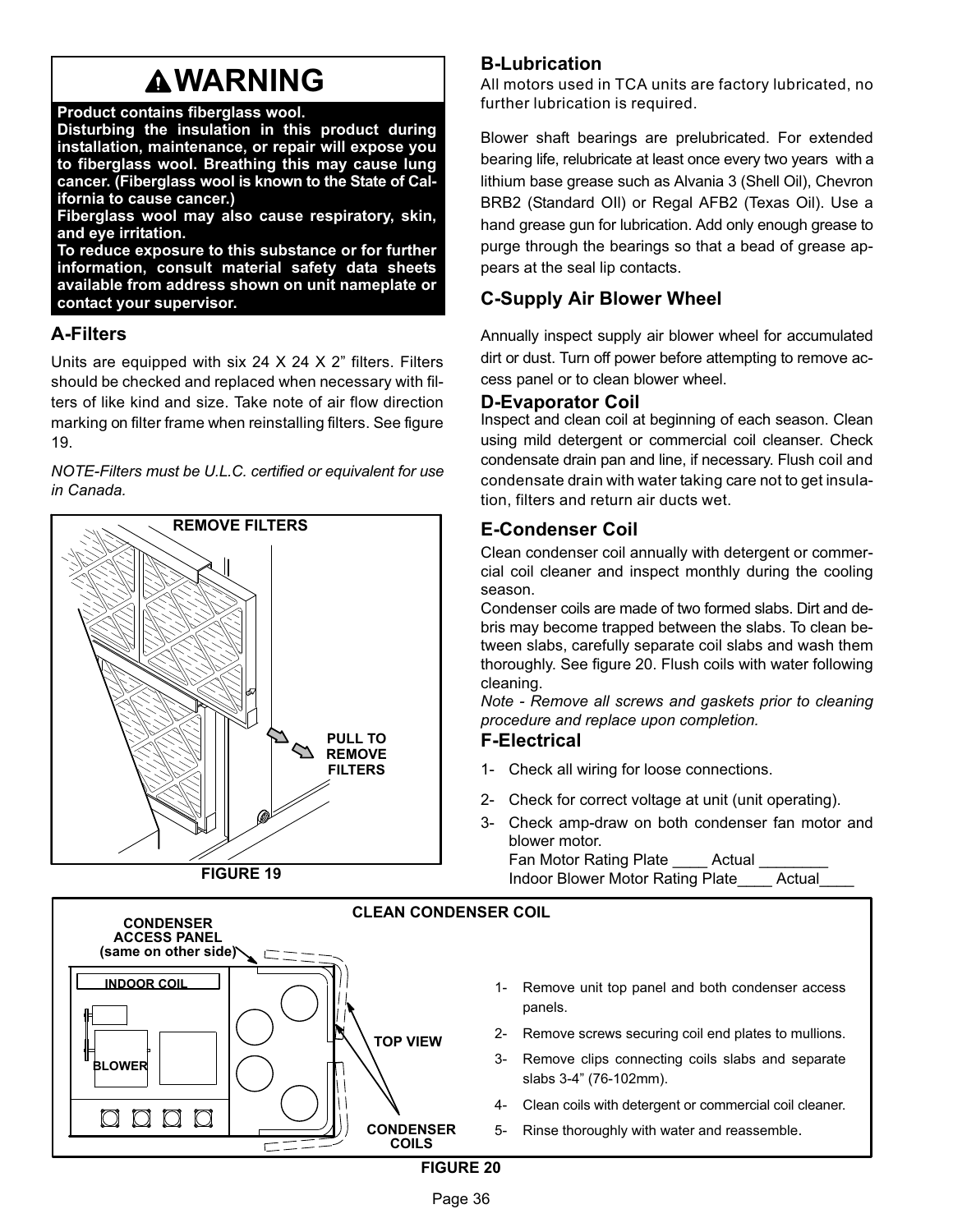# ⚠WARNING

**Product contains fiberglass wool.**
**Disturbing the insulation in this product during installation, maintenance, or repair will expose you to fiberglass wool. Breathing this may cause lung cancer. (Fiberglass wool is known to the State of California to cause cancer.)**
**Fiberglass wool may also cause respiratory, skin, and eye irritation.**
**To reduce exposure to this substance or for further information, consult material safety data sheets available from address shown on unit nameplate or contact your supervisor.**

## A-Filters

Units are equipped with six 24 X 24 X 2" filters. Filters should be checked and replaced when necessary with filters of like kind and size. Take note of air flow direction marking on filter frame when reinstalling filters. See figure 19.

*NOTE-Filters must be U.L.C. certified or equivalent for use in Canada.*

REMOVE FILTERS

PULL TO REMOVE FILTERS

FIGURE 19

## B-Lubrication

All motors used in TCA units are factory lubricated, no further lubrication is required.

Blower shaft bearings are prelubricated. For extended bearing life, relubricate at least once every two years with a lithium base grease such as Alvania 3 (Shell Oil), Chevron BRB2 (Standard OIl) or Regal AFB2 (Texas Oil). Use a hand grease gun for lubrication. Add only enough grease to purge through the bearings so that a bead of grease appears at the seal lip contacts.

## C-Supply Air Blower Wheel

Annually inspect supply air blower wheel for accumulated dirt or dust. Turn off power before attempting to remove access panel or to clean blower wheel.

## D-Evaporator Coil

Inspect and clean coil at beginning of each season. Clean using mild detergent or commercial coil cleanser. Check condensate drain pan and line, if necessary. Flush coil and condensate drain with water taking care not to get insulation, filters and return air ducts wet.

## E-Condenser Coil

Clean condenser coil annually with detergent or commercial coil cleaner and inspect monthly during the cooling season.

Condenser coils are made of two formed slabs. Dirt and debris may become trapped between the slabs. To clean between slabs, carefully separate coil slabs and wash them thoroughly. See figure 20. Flush coils with water following cleaning.

*Note - Remove all screws and gaskets prior to cleaning procedure and replace upon completion.*

## F-Electrical

1- Check all wiring for loose connections.
2- Check for correct voltage at unit (unit operating).
3- Check amp-draw on both condenser fan motor and blower motor.
   Fan Motor Rating Plate ____ Actual ________
   Indoor Blower Motor Rating Plate____ Actual____

CLEAN CONDENSER COIL

CONDENSER ACCESS PANEL (same on other side)

INDOOR COIL

BLOWER

TOP VIEW

CONDENSER COILS

1- Remove unit top panel and both condenser access panels.
2- Remove screws securing coil end plates to mullions.
3- Remove clips connecting coils slabs and separate slabs 3-4" (76-102mm).
4- Clean coils with detergent or commercial coil cleaner.
5- Rinse thoroughly with water and reassemble.

FIGURE 20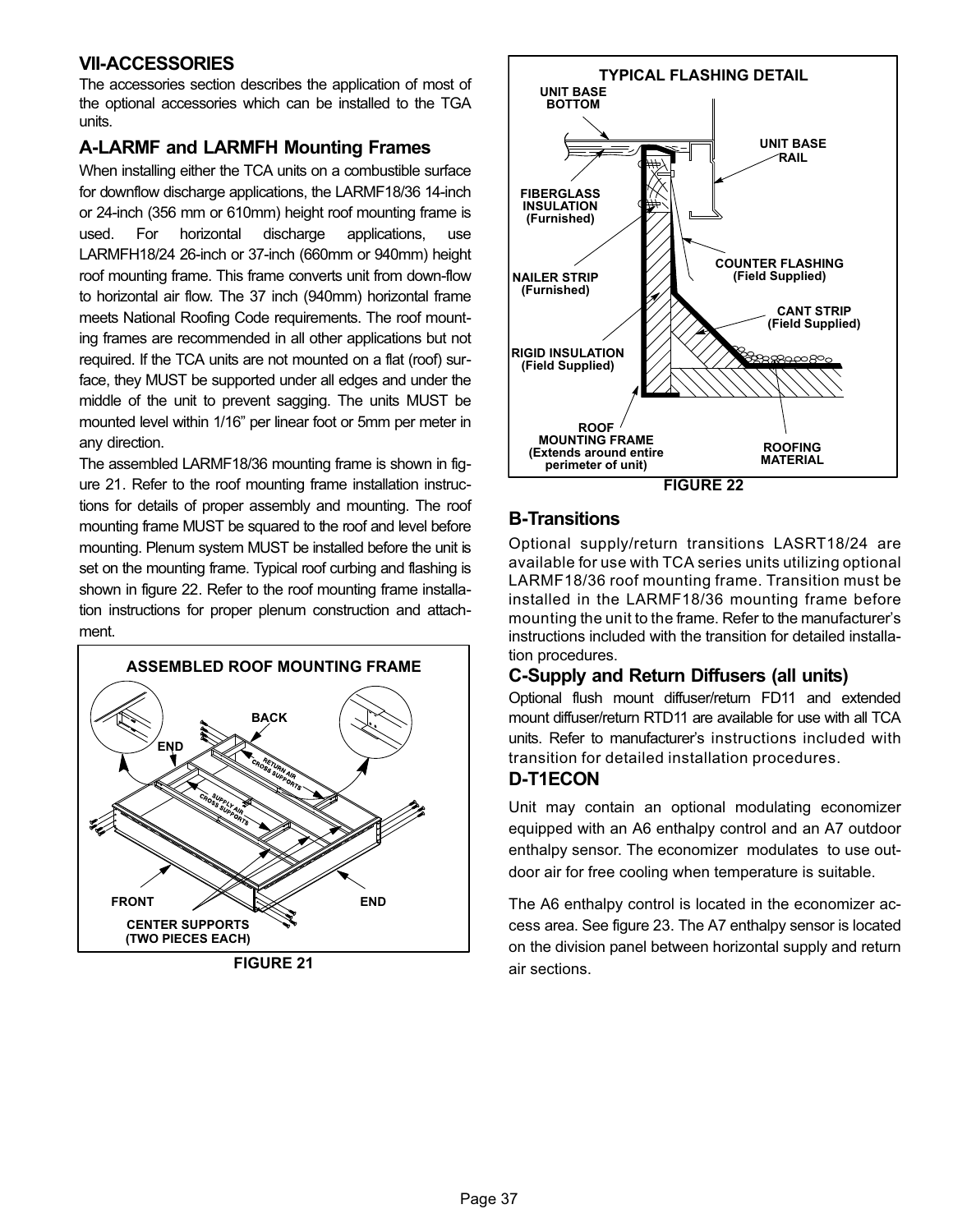## VII-ACCESSORIES

The accessories section describes the application of most of the optional accessories which can be installed to the TGA units.

### A-LARMF and LARMFH Mounting Frames

When installing either the TCA units on a combustible surface for downflow discharge applications, the LARMF18/36 14-inch or 24-inch (356 mm or 610mm) height roof mounting frame is used. For horizontal discharge applications, use LARMFH18/24 26-inch or 37-inch (660mm or 940mm) height roof mounting frame. This frame converts unit from down-flow to horizontal air flow. The 37 inch (940mm) horizontal frame meets National Roofing Code requirements. The roof mounting frames are recommended in all other applications but not required. If the TCA units are not mounted on a flat (roof) surface, they MUST be supported under all edges and under the middle of the unit to prevent sagging. The units MUST be mounted level within 1/16" per linear foot or 5mm per meter in any direction.

The assembled LARMF18/36 mounting frame is shown in figure 21. Refer to the roof mounting frame installation instructions for details of proper assembly and mounting. The roof mounting frame MUST be squared to the roof and level before mounting. Plenum system MUST be installed before the unit is set on the mounting frame. Typical roof curbing and flashing is shown in figure 22. Refer to the roof mounting frame installation instructions for proper plenum construction and attachment.

**ASSEMBLED ROOF MOUNTING FRAME**

BACK, END, RETURN AIR CROSS SUPPORTS, SUPPLY AIR CROSS SUPPORTS, FRONT, END, CENTER SUPPORTS (TWO PIECES EACH)

FIGURE 21

**TYPICAL FLASHING DETAIL**

UNIT BASE BOTTOM, UNIT BASE RAIL, FIBERGLASS INSULATION (Furnished), COUNTER FLASHING (Field Supplied), NAILER STRIP (Furnished), CANT STRIP (Field Supplied), RIGID INSULATION (Field Supplied), ROOF MOUNTING FRAME (Extends around entire perimeter of unit), ROOFING MATERIAL

FIGURE 22

### B-Transitions

Optional supply/return transitions LASRT18/24 are available for use with TCA series units utilizing optional LARMF18/36 roof mounting frame. Transition must be installed in the LARMF18/36 mounting frame before mounting the unit to the frame. Refer to the manufacturer's instructions included with the transition for detailed installation procedures.

### C-Supply and Return Diffusers (all units)

Optional flush mount diffuser/return FD11 and extended mount diffuser/return RTD11 are available for use with all TCA units. Refer to manufacturer's instructions included with transition for detailed installation procedures.

### D-T1ECON

Unit may contain an optional modulating economizer equipped with an A6 enthalpy control and an A7 outdoor enthalpy sensor. The economizer modulates to use outdoor air for free cooling when temperature is suitable.

The A6 enthalpy control is located in the economizer access area. See figure 23. The A7 enthalpy sensor is located on the division panel between horizontal supply and return air sections.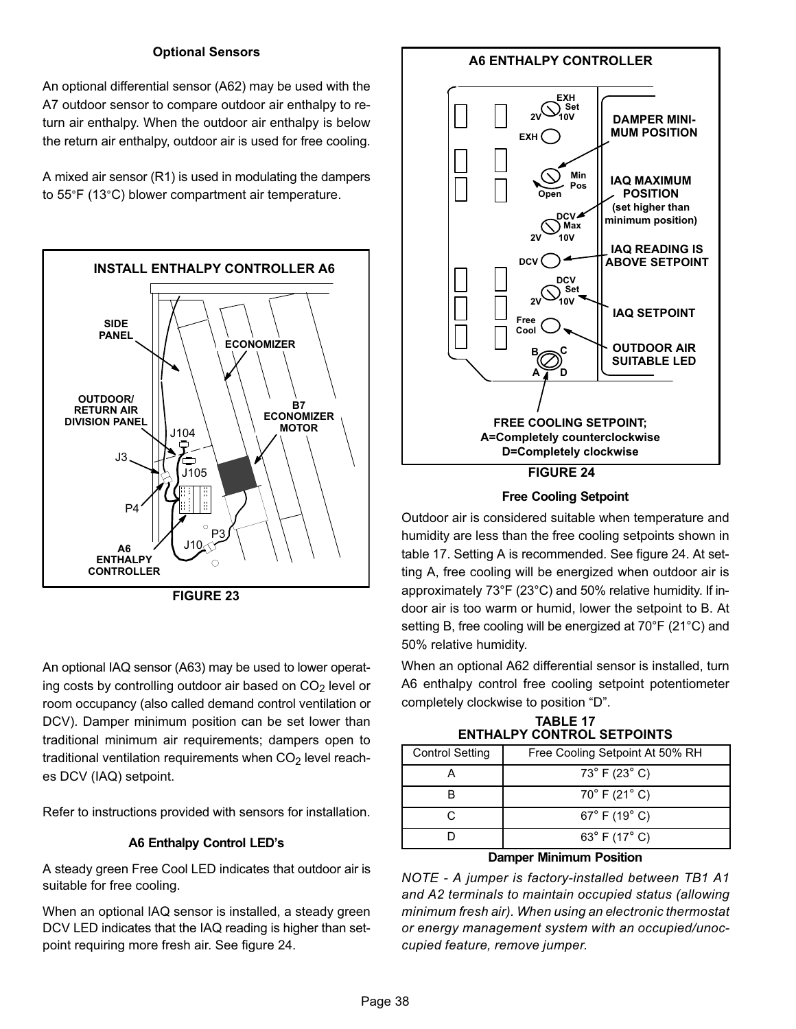### Optional Sensors

An optional differential sensor (A62) may be used with the A7 outdoor sensor to compare outdoor air enthalpy to return air enthalpy. When the outdoor air enthalpy is below the return air enthalpy, outdoor air is used for free cooling.

A mixed air sensor (R1) is used in modulating the dampers to 55°F (13°C) blower compartment air temperature.

**INSTALL ENTHALPY CONTROLLER A6**

SIDE PANEL, ECONOMIZER, OUTDOOR/ RETURN AIR DIVISION PANEL, B7 ECONOMIZER MOTOR, J104, J3, J105, P4, P3, J10, A6 ENTHALPY CONTROLLER

FIGURE 23

An optional IAQ sensor (A63) may be used to lower operating costs by controlling outdoor air based on $CO_2$ level or room occupancy (also called demand control ventilation or DCV). Damper minimum position can be set lower than traditional minimum air requirements; dampers open to traditional ventilation requirements when $CO_2$ level reaches DCV (IAQ) setpoint.

Refer to instructions provided with sensors for installation.

### A6 Enthalpy Control LED's

A steady green Free Cool LED indicates that outdoor air is suitable for free cooling.

When an optional IAQ sensor is installed, a steady green DCV LED indicates that the IAQ reading is higher than setpoint requiring more fresh air. See figure 24.

**A6 ENTHALPY CONTROLLER**

EXH Set 2V 10V; EXH; DAMPER MINIMUM POSITION (Min Pos, Open); IAQ MAXIMUM POSITION (set higher than minimum position) (DCV Max 2V 10V); IAQ READING IS ABOVE SETPOINT (DCV); IAQ SETPOINT (DCV Set 2V 10V); OUTDOOR AIR SUITABLE LED (Free Cool); FREE COOLING SETPOINT; A=Completely counterclockwise D=Completely clockwise (A B C D)

FIGURE 24

### Free Cooling Setpoint

Outdoor air is considered suitable when temperature and humidity are less than the free cooling setpoints shown in table 17. Setting A is recommended. See figure 24. At setting A, free cooling will be energized when outdoor air is approximately 73°F (23°C) and 50% relative humidity. If indoor air is too warm or humid, lower the setpoint to B. At setting B, free cooling will be energized at 70°F (21°C) and 50% relative humidity.

When an optional A62 differential sensor is installed, turn A6 enthalpy control free cooling setpoint potentiometer completely clockwise to position "D".

**TABLE 17**
**ENTHALPY CONTROL SETPOINTS**

| Control Setting | Free Cooling Setpoint At 50% RH |
|---|---|
| A | 73° F (23° C) |
| B | 70° F (21° C) |
| C | 67° F (19° C) |
| D | 63° F (17° C) |

### Damper Minimum Position

*NOTE - A jumper is factory-installed between TB1 A1 and A2 terminals to maintain occupied status (allowing minimum fresh air). When using an electronic thermostat or energy management system with an occupied/unoccupied feature, remove jumper.*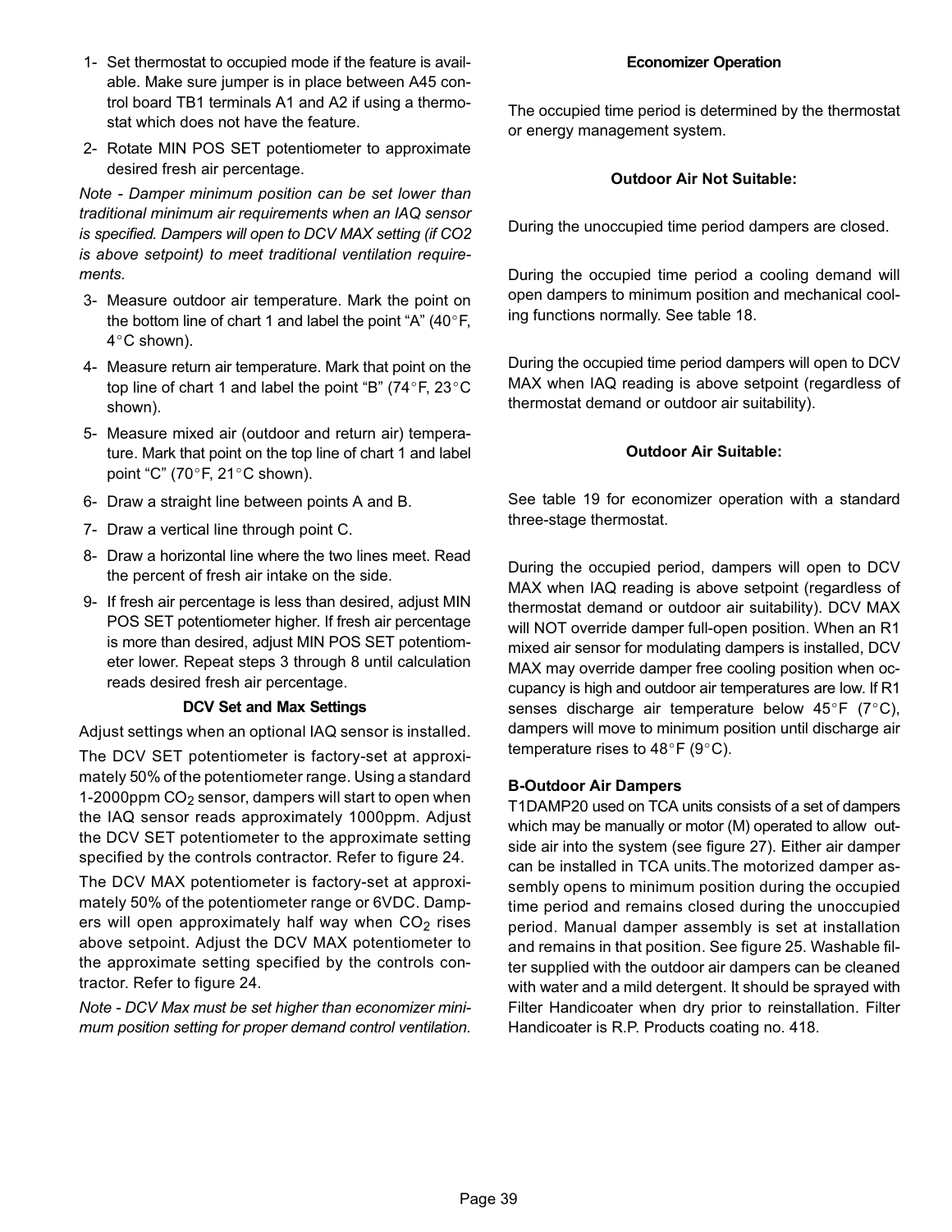1- Set thermostat to occupied mode if the feature is available. Make sure jumper is in place between A45 control board TB1 terminals A1 and A2 if using a thermostat which does not have the feature.

2- Rotate MIN POS SET potentiometer to approximate desired fresh air percentage.

*Note - Damper minimum position can be set lower than traditional minimum air requirements when an IAQ sensor is specified. Dampers will open to DCV MAX setting (if CO2 is above setpoint) to meet traditional ventilation requirements.*

3- Measure outdoor air temperature. Mark the point on the bottom line of chart 1 and label the point "A" (40°F, 4°C shown).

4- Measure return air temperature. Mark that point on the top line of chart 1 and label the point "B" (74°F, 23°C shown).

5- Measure mixed air (outdoor and return air) temperature. Mark that point on the top line of chart 1 and label point "C" (70°F, 21°C shown).

6- Draw a straight line between points A and B.

7- Draw a vertical line through point C.

8- Draw a horizontal line where the two lines meet. Read the percent of fresh air intake on the side.

9- If fresh air percentage is less than desired, adjust MIN POS SET potentiometer higher. If fresh air percentage is more than desired, adjust MIN POS SET potentiometer lower. Repeat steps 3 through 8 until calculation reads desired fresh air percentage.

**DCV Set and Max Settings**

Adjust settings when an optional IAQ sensor is installed.

The DCV SET potentiometer is factory-set at approximately 50% of the potentiometer range. Using a standard 1-2000ppm $CO_2$ sensor, dampers will start to open when the IAQ sensor reads approximately 1000ppm. Adjust the DCV SET potentiometer to the approximate setting specified by the controls contractor. Refer to figure 24.

The DCV MAX potentiometer is factory-set at approximately 50% of the potentiometer range or 6VDC. Dampers will open approximately half way when $CO_2$ rises above setpoint. Adjust the DCV MAX potentiometer to the approximate setting specified by the controls contractor. Refer to figure 24.

*Note - DCV Max must be set higher than economizer minimum position setting for proper demand control ventilation.*

**Economizer Operation**

The occupied time period is determined by the thermostat or energy management system.

**Outdoor Air Not Suitable:**

During the unoccupied time period dampers are closed.

During the occupied time period a cooling demand will open dampers to minimum position and mechanical cooling functions normally. See table 18.

During the occupied time period dampers will open to DCV MAX when IAQ reading is above setpoint (regardless of thermostat demand or outdoor air suitability).

**Outdoor Air Suitable:**

See table 19 for economizer operation with a standard three-stage thermostat.

During the occupied period, dampers will open to DCV MAX when IAQ reading is above setpoint (regardless of thermostat demand or outdoor air suitability). DCV MAX will NOT override damper full-open position. When an R1 mixed air sensor for modulating dampers is installed, DCV MAX may override damper free cooling position when occupancy is high and outdoor air temperatures are low. If R1 senses discharge air temperature below 45°F (7°C), dampers will move to minimum position until discharge air temperature rises to 48°F (9°C).

**B-Outdoor Air Dampers**

T1DAMP20 used on TCA units consists of a set of dampers which may be manually or motor (M) operated to allow outside air into the system (see figure 27). Either air damper can be installed in TCA units.The motorized damper assembly opens to minimum position during the occupied time period and remains closed during the unoccupied period. Manual damper assembly is set at installation and remains in that position. See figure 25. Washable filter supplied with the outdoor air dampers can be cleaned with water and a mild detergent. It should be sprayed with Filter Handicoater when dry prior to reinstallation. Filter Handicoater is R.P. Products coating no. 418.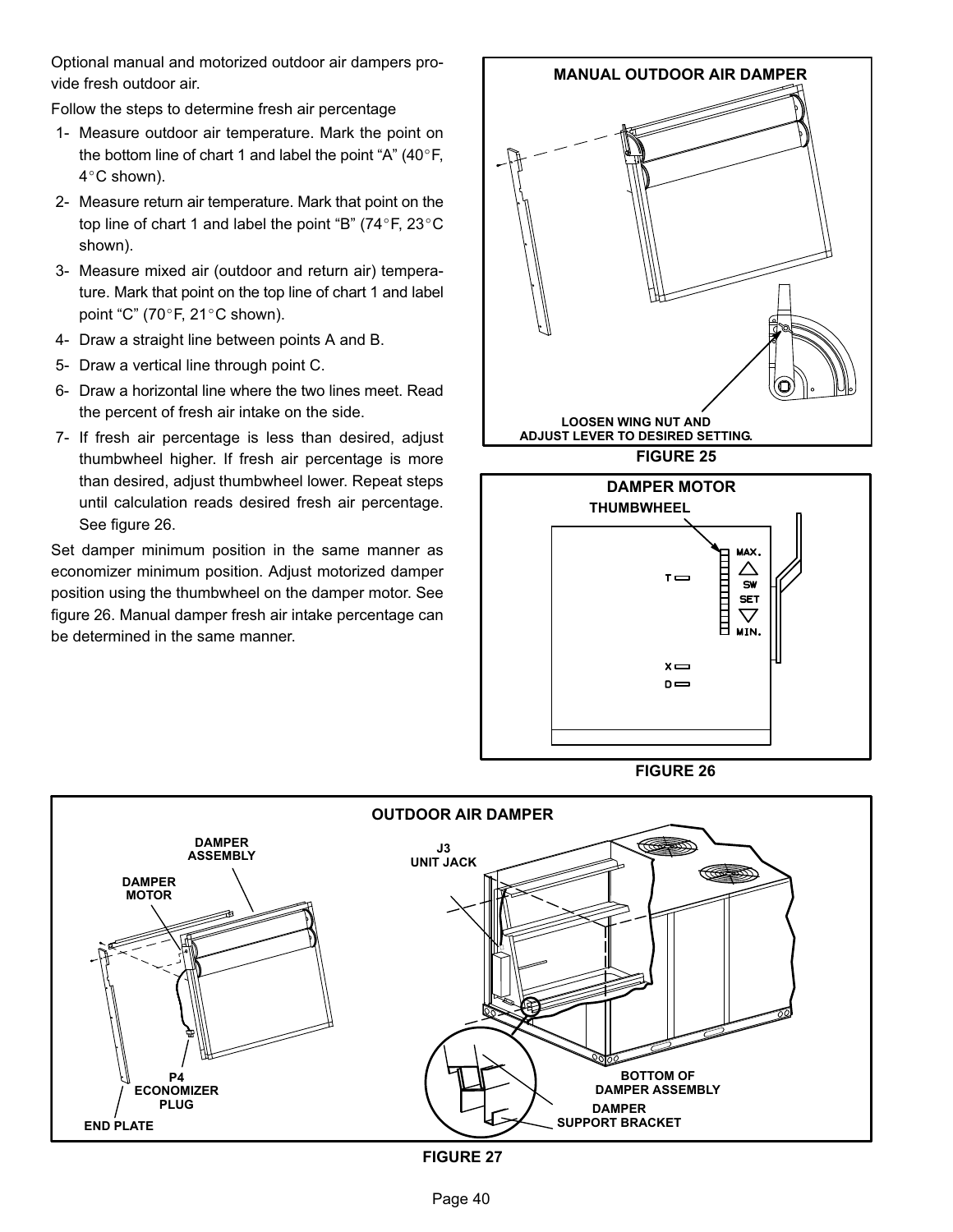Optional manual and motorized outdoor air dampers provide fresh outdoor air.

Follow the steps to determine fresh air percentage

1- Measure outdoor air temperature. Mark the point on the bottom line of chart 1 and label the point “A” (40°F, 4°C shown).
2- Measure return air temperature. Mark that point on the top line of chart 1 and label the point “B” (74°F, 23°C shown).
3- Measure mixed air (outdoor and return air) temperature. Mark that point on the top line of chart 1 and label point “C” (70°F, 21°C shown).
4- Draw a straight line between points A and B.
5- Draw a vertical line through point C.
6- Draw a horizontal line where the two lines meet. Read the percent of fresh air intake on the side.
7- If fresh air percentage is less than desired, adjust thumbwheel higher. If fresh air percentage is more than desired, adjust thumbwheel lower. Repeat steps until calculation reads desired fresh air percentage. See figure 26.

Set damper minimum position in the same manner as economizer minimum position. Adjust motorized damper position using the thumbwheel on the damper motor. See figure 26. Manual damper fresh air intake percentage can be determined in the same manner.

**MANUAL OUTDOOR AIR DAMPER**

LOOSEN WING NUT AND ADJUST LEVER TO DESIRED SETTING.

FIGURE 25

**DAMPER MOTOR**

THUMBWHEEL

MAX.
SW
SET
MIN.
T
X
D

FIGURE 26

**OUTDOOR AIR DAMPER**

DAMPER ASSEMBLY
DAMPER MOTOR
J3 UNIT JACK
P4 ECONOMIZER PLUG
END PLATE
BOTTOM OF DAMPER ASSEMBLY
DAMPER SUPPORT BRACKET

FIGURE 27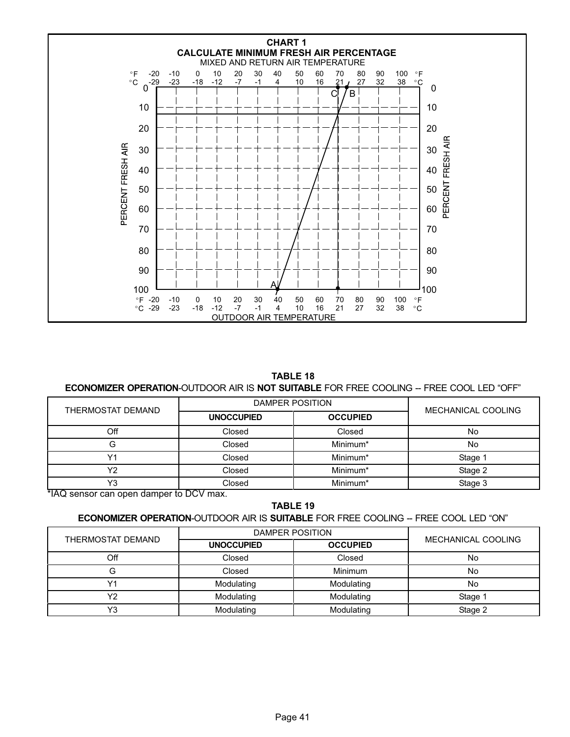**CHART 1**
**CALCULATE MINIMUM FRESH AIR PERCENTAGE**

MIXED AND RETURN AIR TEMPERATURE

°F -20 -10 0 10 20 30 40 50 60 70 80 90 100 °F
°C -29 -23 -18 -12 -7 -1 4 10 16 21 27 32 38 °C

PERCENT FRESH AIR: 0, 10, 20, 30, 40, 50, 60, 70, 80, 90, 100

A, B, C

°F -20 -10 0 10 20 30 40 50 60 70 80 90 100 °F
°C -29 -23 -18 -12 -7 -1 4 10 16 21 27 32 38 °C

OUTDOOR AIR TEMPERATURE

**TABLE 18**
**ECONOMIZER OPERATION**-OUTDOOR AIR IS **NOT SUITABLE** FOR FREE COOLING -- FREE COOL LED "OFF"

| THERMOSTAT DEMAND | DAMPER POSITION | | MECHANICAL COOLING |
|---|---|---|---|
| | **UNOCCUPIED** | **OCCUPIED** | |
| Off | Closed | Closed | No |
| G | Closed | Minimum* | No |
| Y1 | Closed | Minimum* | Stage 1 |
| Y2 | Closed | Minimum* | Stage 2 |
| Y3 | Closed | Minimum* | Stage 3 |

*IAQ sensor can open damper to DCV max.

**TABLE 19**
**ECONOMIZER OPERATION**-OUTDOOR AIR IS **SUITABLE** FOR FREE COOLING -- FREE COOL LED "ON"

| THERMOSTAT DEMAND | DAMPER POSITION | | MECHANICAL COOLING |
|---|---|---|---|
| | **UNOCCUPIED** | **OCCUPIED** | |
| Off | Closed | Closed | No |
| G | Closed | Minimum | No |
| Y1 | Modulating | Modulating | No |
| Y2 | Modulating | Modulating | Stage 1 |
| Y3 | Modulating | Modulating | Stage 2 |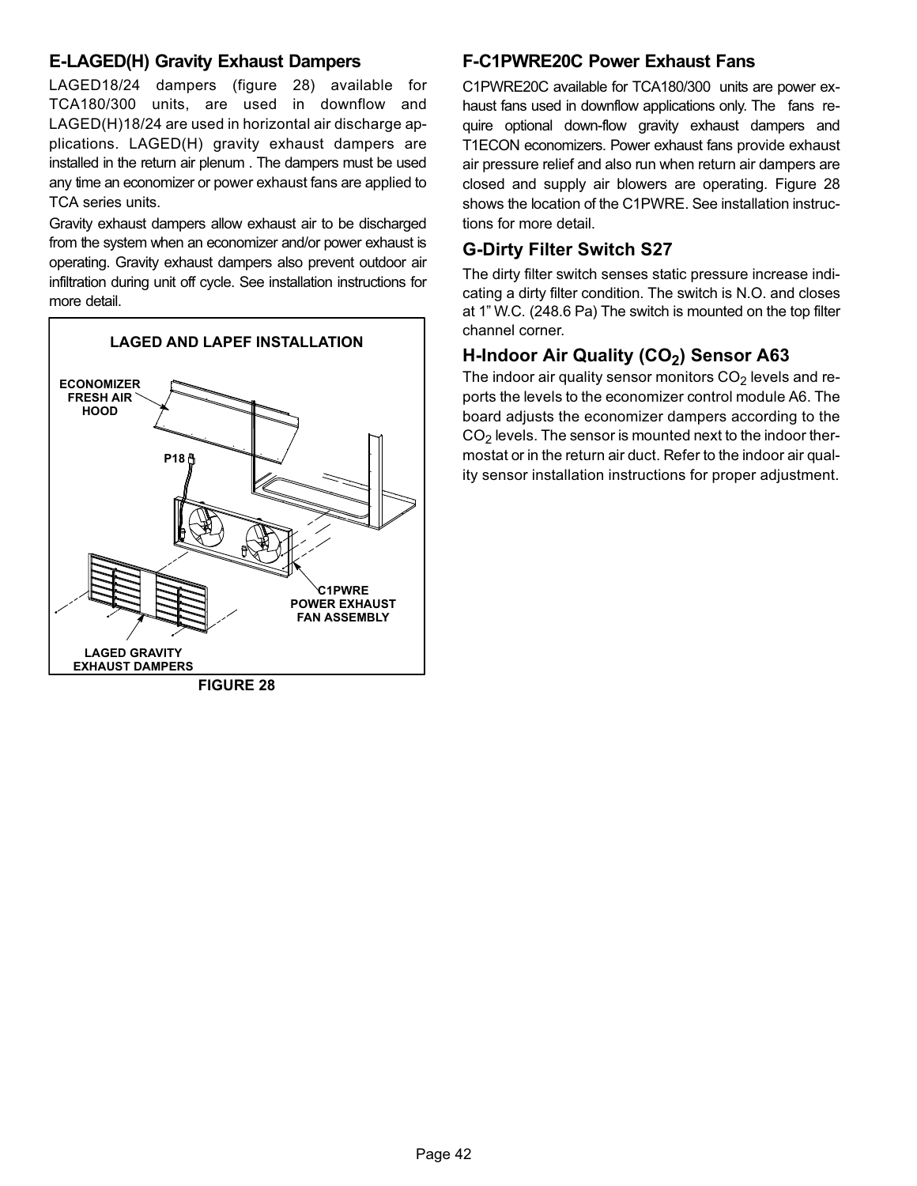## E-LAGED(H) Gravity Exhaust Dampers

LAGED18/24 dampers (figure 28) available for TCA180/300 units, are used in downflow and LAGED(H)18/24 are used in horizontal air discharge applications. LAGED(H) gravity exhaust dampers are installed in the return air plenum . The dampers must be used any time an economizer or power exhaust fans are applied to TCA series units.

Gravity exhaust dampers allow exhaust air to be discharged from the system when an economizer and/or power exhaust is operating. Gravity exhaust dampers also prevent outdoor air infiltration during unit off cycle. See installation instructions for more detail.

LAGED AND LAPEF INSTALLATION

ECONOMIZER FRESH AIR HOOD

P18

C1PWRE POWER EXHAUST FAN ASSEMBLY

LAGED GRAVITY EXHAUST DAMPERS

FIGURE 28

## F-C1PWRE20C Power Exhaust Fans

C1PWRE20C available for TCA180/300 units are power exhaust fans used in downflow applications only. The fans require optional down-flow gravity exhaust dampers and T1ECON economizers. Power exhaust fans provide exhaust air pressure relief and also run when return air dampers are closed and supply air blowers are operating. Figure 28 shows the location of the C1PWRE. See installation instructions for more detail.

## G-Dirty Filter Switch S27

The dirty filter switch senses static pressure increase indicating a dirty filter condition. The switch is N.O. and closes at 1" W.C. (248.6 Pa) The switch is mounted on the top filter channel corner.

## H-Indoor Air Quality ($CO_2$) Sensor A63

The indoor air quality sensor monitors $CO_2$ levels and reports the levels to the economizer control module A6. The board adjusts the economizer dampers according to the $CO_2$ levels. The sensor is mounted next to the indoor thermostat or in the return air duct. Refer to the indoor air quality sensor installation instructions for proper adjustment.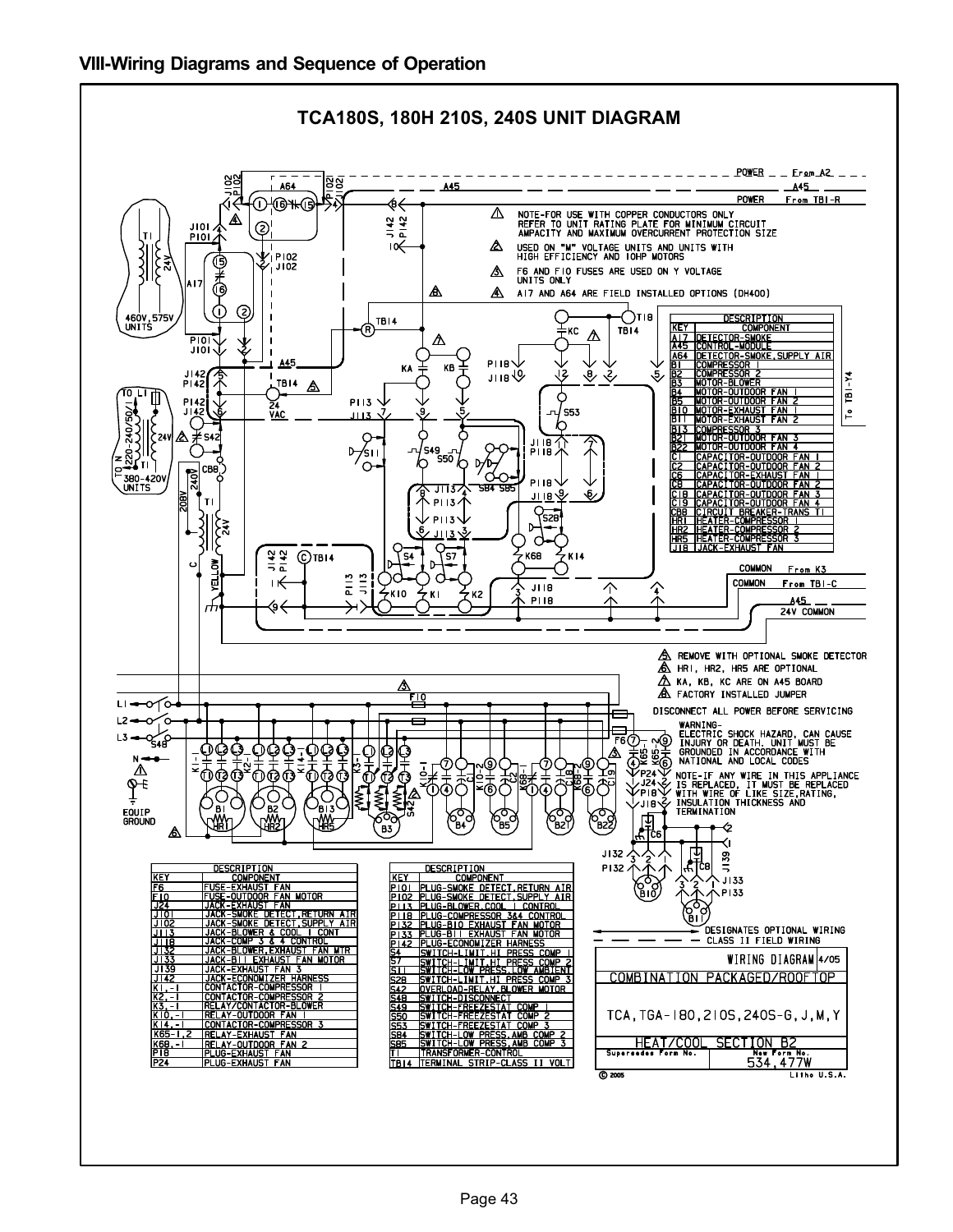## VIII-Wiring Diagrams and Sequence of Operation

### TCA180S, 180H 210S, 240S UNIT DIAGRAM

1. NOTE-FOR USE WITH COPPER CONDUCTORS ONLY REFER TO UNIT RATING PLATE FOR MINIMUM CIRCUIT AMPACITY AND MAXIMUM OVERCURRENT PROTECTION SIZE
2. USED ON "M" VOLTAGE UNITS AND UNITS WITH HIGH EFFICIENCY AND 10HP MOTORS
3. F6 AND F10 FUSES ARE USED ON Y VOLTAGE UNITS ONLY
4. A17 AND A64 ARE FIELD INSTALLED OPTIONS (DH400)
5. REMOVE WITH OPTIONAL SMOKE DETECTOR
6. HR1, HR2, HR5 ARE OPTIONAL
7. KA, KB, KC ARE ON A45 BOARD
8. FACTORY INSTALLED JUMPER

| KEY | COMPONENT |
|---|---|
| A17 | DETECTOR-SMOKE |
| A45 | CONTROL-MODULE |
| A64 | DETECTOR-SMOKE,SUPPLY AIR |
| B1 | COMPRESSOR 1 |
| B2 | COMPRESSOR 2 |
| B3 | MOTOR-BLOWER |
| B4 | MOTOR-OUTDOOR FAN 1 |
| B5 | MOTOR-OUTDOOR FAN 2 |
| B10 | MOTOR-EXHAUST FAN 1 |
| B11 | MOTOR-EXHAUST FAN 2 |
| B13 | COMPRESSOR 3 |
| B21 | MOTOR-OUTDOOR FAN 3 |
| B22 | MOTOR-OUTDOOR FAN 4 |
| C1 | CAPACITOR-OUTDOOR FAN 1 |
| C2 | CAPACITOR-OUTDOOR FAN 2 |
| C6 | CAPACITOR-EXHAUST FAN 1 |
| C8 | CAPACITOR-OUTDOOR FAN 2 |
| C18 | CAPACITOR-OUTDOOR FAN 3 |
| C19 | CAPACITOR-OUTDOOR FAN 4 |
| CB8 | CIRCUIT BREAKER-TRANS T1 |
| HR1 | HEATER-COMPRESSOR 1 |
| HR2 | HEATER-COMPRESSOR 2 |
| HR5 | HEATER-COMPRESSOR 3 |
| J18 | JACK-EXHAUST FAN |

| KEY | COMPONENT |
|---|---|
| F6 | FUSE-EXHAUST FAN |
| F10 | FUSE-OUTDOOR FAN MOTOR |
| J24 | JACK-EXHAUST FAN |
| J101 | JACK-SMOKE DETECT,RETURN AIR |
| J102 | JACK-SMOKE DETECT,SUPPLY AIR |
| J113 | JACK-BLOWER & COOL 1 CONT |
| J118 | JACK-COMP 3 & 4 CONTROL |
| J132 | JACK-BLOWER,EXHAUST FAN MTR |
| J133 | JACK-B11 EXHAUST FAN MOTOR |
| J139 | JACK-EXHAUST FAN 3 |
| J142 | JACK-ECONOMIZER HARNESS |
| K1,-1 | CONTACTOR-COMPRESSOR 1 |
| K2,-1 | CONTACTOR-COMPRESSOR 2 |
| K3,-1 | RELAY/CONTACTOR-BLOWER |
| K10,-1 | RELAY-OUTDOOR FAN 1 |
| K14,-1 | CONTACTOR-COMPRESSOR 3 |
| K65-1,2 | RELAY-EXHAUST FAN |
| K68,-1 | RELAY-OUTDOOR FAN 2 |
| P18 | PLUG-EXHAUST FAN |
| P24 | PLUG-EXHAUST FAN |

| KEY | COMPONENT |
|---|---|
| P101 | PLUG-SMOKE DETECT,RETURN AIR |
| P102 | PLUG-SMOKE DETECT,SUPPLY AIR |
| P113 | PLUG-BLOWER,COOL 1 CONTROL |
| P118 | PLUG-COMPRESSOR 3&4 CONTROL |
| P132 | PLUG-B10 EXHAUST FAN MOTOR |
| P133 | PLUG-B11 EXHAUST FAN MOTOR |
| P142 | PLUG-ECONOMIZER HARNESS |
| S4 | SWITCH-LIMIT,HI PRESS COMP 1 |
| S7 | SWITCH-LIMIT,HI PRESS COMP 2 |
| S11 | SWITCH-LOW PRESS,LOW AMBIENT |
| S28 | SWITCH-LIMIT,HI PRESS COMP 3 |
| S42 | OVERLOAD-RELAY,BLOWER MOTOR |
| S48 | SWITCH-DISCONNECT |
| S49 | SWITCH-FREEZESTAT COMP 1 |
| S50 | SWITCH-FREEZESTAT COMP 2 |
| S53 | SWITCH-FREEZESTAT COMP 3 |
| S84 | SWITCH-LOW PRESS,AMB COMP 2 |
| S85 | SWITCH-LOW PRESS,AMB COMP 3 |
| T1 | TRANSFORMER-CONTROL |
| TB14 | TERMINAL STRIP-CLASS II VOLT |

DISCONNECT ALL POWER BEFORE SERVICING

WARNING-
ELECTRIC SHOCK HAZARD, CAN CAUSE INJURY OR DEATH. UNIT MUST BE GROUNDED IN ACCORDANCE WITH NATIONAL AND LOCAL CODES

NOTE-IF ANY WIRE IN THIS APPLIANCE IS REPLACED, IT MUST BE REPLACED WITH WIRE OF LIKE SIZE,RATING, INSULATION THICKNESS AND TERMINATION

DESIGNATES OPTIONAL WIRING
CLASS II FIELD WIRING

WIRING DIAGRAM 4/05
COMBINATION PACKAGED/ROOFTOP
TCA, TGA-180, 210, 240S-G, J, M, Y
HEAT/COOL SECTION B2
Supersedes Form No. | New Form No. 534,477W
© 2005 Litho U.S.A.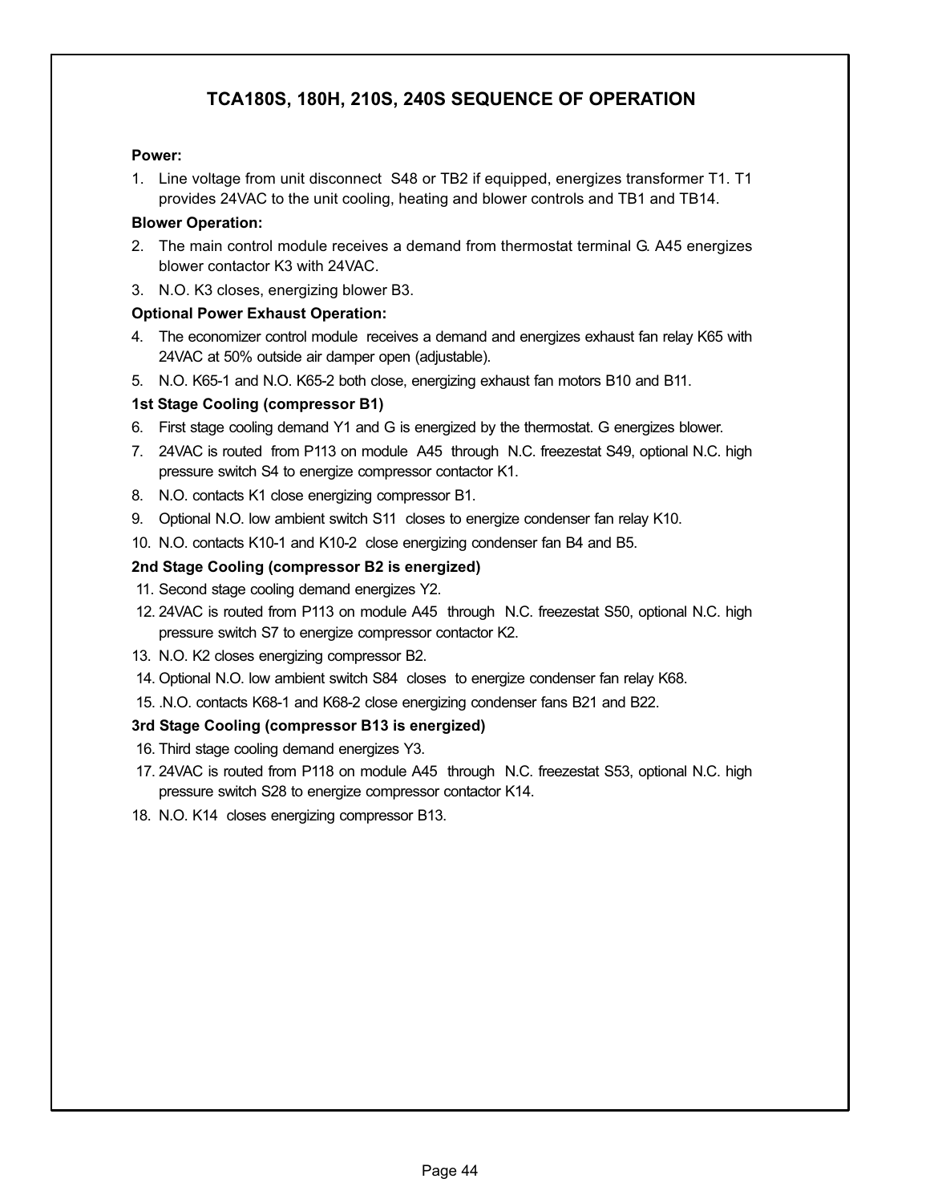## TCA180S, 180H, 210S, 240S SEQUENCE OF OPERATION

**Power:**

1. Line voltage from unit disconnect S48 or TB2 if equipped, energizes transformer T1. T1 provides 24VAC to the unit cooling, heating and blower controls and TB1 and TB14.

**Blower Operation:**

2. The main control module receives a demand from thermostat terminal G. A45 energizes blower contactor K3 with 24VAC.
3. N.O. K3 closes, energizing blower B3.

**Optional Power Exhaust Operation:**

4. The economizer control module receives a demand and energizes exhaust fan relay K65 with 24VAC at 50% outside air damper open (adjustable).
5. N.O. K65-1 and N.O. K65-2 both close, energizing exhaust fan motors B10 and B11.

**1st Stage Cooling (compressor B1)**

6. First stage cooling demand Y1 and G is energized by the thermostat. G energizes blower.
7. 24VAC is routed from P113 on module A45 through N.C. freezestat S49, optional N.C. high pressure switch S4 to energize compressor contactor K1.
8. N.O. contacts K1 close energizing compressor B1.
9. Optional N.O. low ambient switch S11 closes to energize condenser fan relay K10.
10. N.O. contacts K10-1 and K10-2 close energizing condenser fan B4 and B5.

**2nd Stage Cooling (compressor B2 is energized)**

11. Second stage cooling demand energizes Y2.
12. 24VAC is routed from P113 on module A45 through N.C. freezestat S50, optional N.C. high pressure switch S7 to energize compressor contactor K2.
13. N.O. K2 closes energizing compressor B2.
14. Optional N.O. low ambient switch S84 closes to energize condenser fan relay K68.
15. .N.O. contacts K68-1 and K68-2 close energizing condenser fans B21 and B22.

**3rd Stage Cooling (compressor B13 is energized)**

16. Third stage cooling demand energizes Y3.
17. 24VAC is routed from P118 on module A45 through N.C. freezestat S53, optional N.C. high pressure switch S28 to energize compressor contactor K14.
18. N.O. K14 closes energizing compressor B13.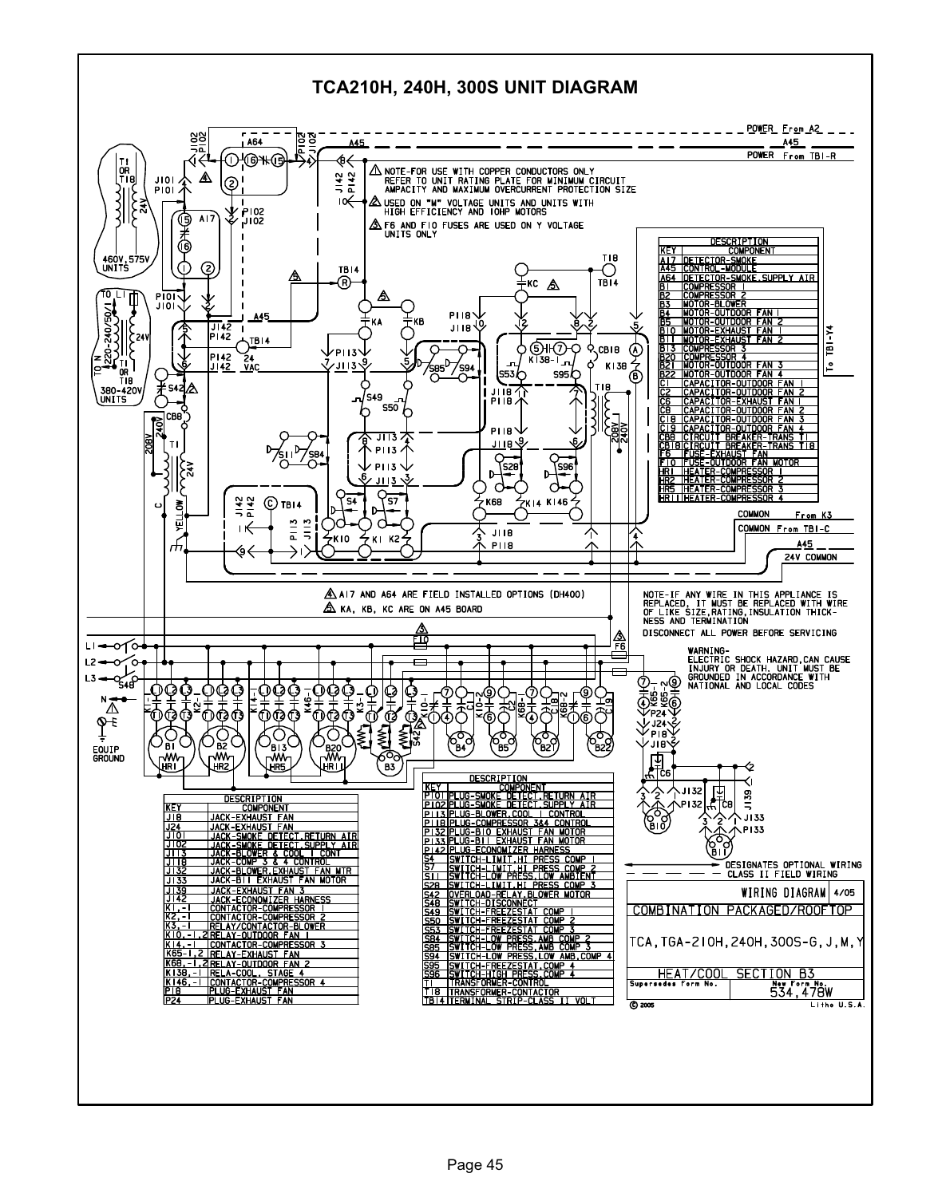# TCA210H, 240H, 300S UNIT DIAGRAM

⚠1 NOTE-FOR USE WITH COPPER CONDUCTORS ONLY REFER TO UNIT RATING PLATE FOR MINIMUM CIRCUIT AMPACITY AND MAXIMUM OVERCURRENT PROTECTION SIZE

⚠2 USED ON "M" VOLTAGE UNITS AND UNITS WITH HIGH EFFICIENCY AND 10HP MOTORS

⚠3 F6 AND F10 FUSES ARE USED ON Y VOLTAGE UNITS ONLY

⚠4 A17 AND A64 ARE FIELD INSTALLED OPTIONS (DH400)

⚠5 KA, KB, KC ARE ON A45 BOARD

NOTE-IF ANY WIRE IN THIS APPLIANCE IS REPLACED, IT MUST BE REPLACED WITH WIRE OF LIKE SIZE, RATING, INSULATION THICKNESS AND TERMINATION

DISCONNECT ALL POWER BEFORE SERVICING

WARNING-
ELECTRIC SHOCK HAZARD, CAN CAUSE INJURY OR DEATH. UNIT MUST BE GROUNDED IN ACCORDANCE WITH NATIONAL AND LOCAL CODES

| KEY | COMPONENT |
|---|---|
| A17 | DETECTOR-SMOKE |
| A45 | CONTROL-MODULE |
| A64 | DETECTOR-SMOKE, SUPPLY AIR |
| B1 | COMPRESSOR 1 |
| B2 | COMPRESSOR 2 |
| B3 | MOTOR-BLOWER |
| B4 | MOTOR-OUTDOOR FAN 1 |
| B5 | MOTOR-OUTDOOR FAN 2 |
| B10 | MOTOR-EXHAUST FAN 1 |
| B11 | MOTOR-EXHAUST FAN 2 |
| B13 | COMPRESSOR 3 |
| B20 | COMPRESSOR 4 |
| B21 | MOTOR-OUTDOOR FAN 3 |
| B22 | MOTOR-OUTDOOR FAN 4 |
| C1 | CAPACITOR-OUTDOOR FAN 1 |
| C2 | CAPACITOR-OUTDOOR FAN 2 |
| C6 | CAPACITOR-EXHAUST FAN 1 |
| C8 | CAPACITOR-OUTDOOR FAN 2 |
| C18 | CAPACITOR-OUTDOOR FAN 3 |
| C19 | CAPACITOR-OUTDOOR FAN 4 |
| CB8 | CIRCUIT BREAKER-TRANS T1 |
| CB18 | CIRCUIT BREAKER-TRANS T18 |
| F6 | FUSE-EXHAUST FAN |
| F10 | FUSE-OUTDOOR FAN MOTOR |
| HR1 | HEATER-COMPRESSOR 1 |
| HR2 | HEATER-COMPRESSOR 2 |
| HR5 | HEATER-COMPRESSOR 3 |
| HR11 | HEATER-COMPRESSOR 4 |

| KEY | COMPONENT |
|---|---|
| J18 | JACK-EXHAUST FAN |
| J24 | JACK-EXHAUST FAN |
| J101 | JACK-SMOKE DETECT, RETURN AIR |
| J102 | JACK-SMOKE DETECT, SUPPLY AIR |
| J113 | JACK-BLOWER & COOL 1 CONT |
| J118 | JACK-COMP 3 & 4 CONTROL |
| J132 | JACK-BLOWER, EXHAUST FAN MTR |
| J133 | JACK-B11 EXHAUST FAN MOTOR |
| J139 | JACK-EXHAUST FAN 3 |
| J142 | JACK-ECONOMIZER HARNESS |
| K1,-1 | CONTACTOR-COMPRESSOR 1 |
| K2,-1 | CONTACTOR-COMPRESSOR 2 |
| K3,-1 | RELAY/CONTACTOR-BLOWER |
| K10,-1,2 | RELAY-OUTDOOR FAN 1 |
| K14,-1 | CONTACTOR-COMPRESSOR 3 |
| K65-1,2 | RELAY-EXHAUST FAN |
| K68,-1,2 | RELAY-OUTDOOR FAN 2 |
| K138,-1 | RELA-COOL, STAGE 4 |
| K146,-1 | CONTACTOR-COMPRESSOR 4 |
| P18 | PLUG-EXHAUST FAN |
| P24 | PLUG-EXHAUST FAN |

| KEY | COMPONENT |
|---|---|
| P101 | PLUG-SMOKE DETECT, RETURN AIR |
| P102 | PLUG-SMOKE DETECT, SUPPLY AIR |
| P113 | PLUG-BLOWER, COOL 1 CONTROL |
| P118 | PLUG-COMPRESSOR 3&4 CONTROL |
| P132 | PLUG-B10 EXHAUST FAN MOTOR |
| P133 | PLUG-B11 EXHAUST FAN MOTOR |
| P142 | PLUG-ECONOMIZER HARNESS |
| S4 | SWITCH-LIMIT, HI PRESS COMP 1 |
| S7 | SWITCH-LIMIT, HI PRESS COMP 2 |
| S11 | SWITCH-LOW PRESS, LOW AMBIENT |
| S28 | SWITCH-LIMIT, HI PRESS COMP 3 |
| S42 | OVERLOAD-RELAY, BLOWER MOTOR |
| S48 | SWITCH-DISCONNECT |
| S49 | SWITCH-FREEZESTAT COMP 1 |
| S50 | SWITCH-FREEZESTAT COMP 2 |
| S53 | SWITCH-FREEZESTAT COMP 3 |
| S84 | SWITCH-LOW PRESS, AMB COMP 2 |
| S85 | SWITCH-LOW PRESS, LOW AMB COMP 3 |
| S94 | SWITCH-LOW PRESS, LOW AMB, COMP 4 |
| S95 | SWITCH-FREEZESTAT, COMP 4 |
| S96 | SWITCH-HIGH PRESS, COMP 4 |
| T1 | TRANSFORMER-CONTROL |
| T18 | TRANSFORMER-CONTACTOR |
| TB14 | TERMINAL STRIP-CLASS II VOLT |

—— DESIGNATES OPTIONAL WIRING
— — CLASS II FIELD WIRING

WIRING DIAGRAM 4/05

COMBINATION PACKAGED/ROOFTOP

TCA, TGA-210H, 240H, 300S-G, J, M, Y

HEAT/COOL SECTION B3

Supersedes Form No. | New Form No. 534,478W

© 2005 Litho U.S.A.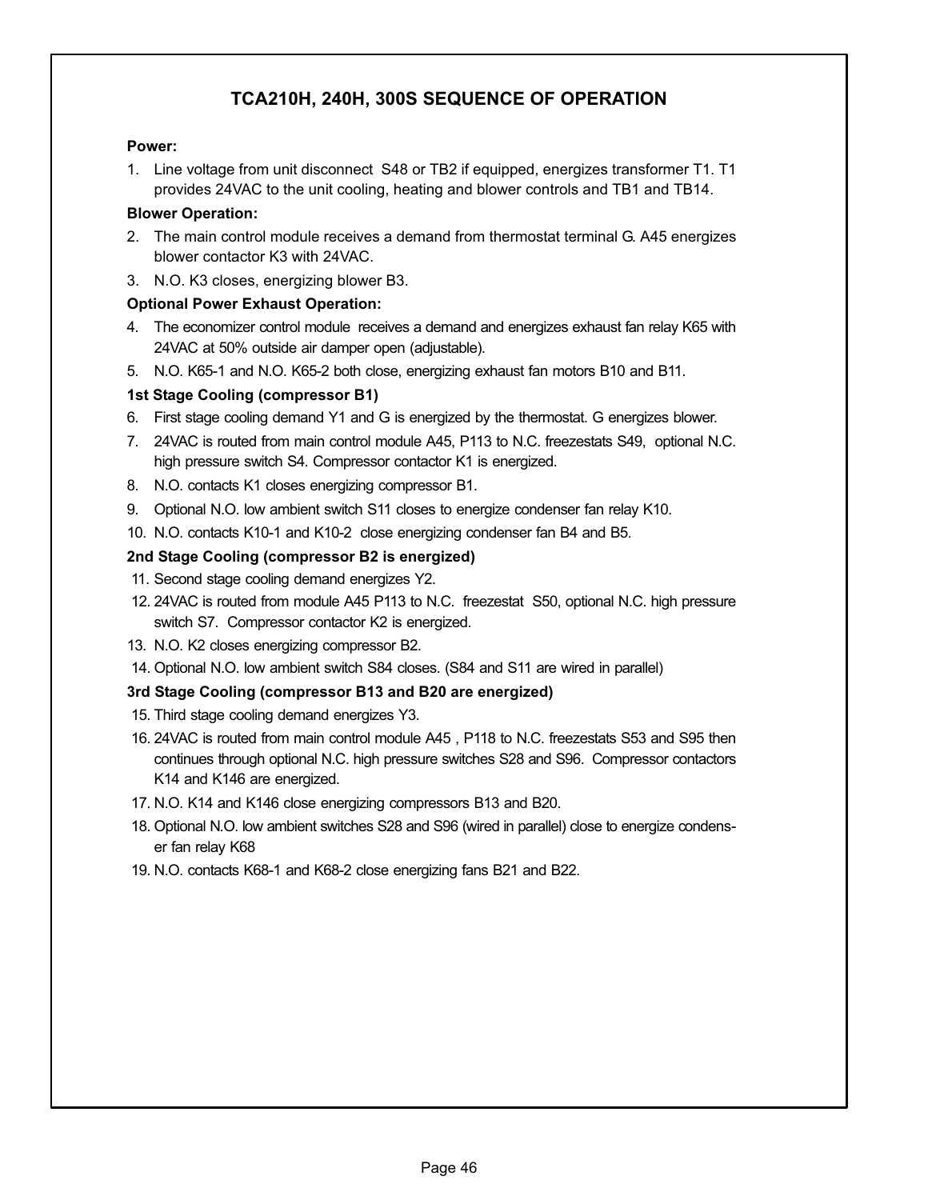# TCA210H, 240H, 300S SEQUENCE OF OPERATION

**Power:**

1. Line voltage from unit disconnect S48 or TB2 if equipped, energizes transformer T1. T1 provides 24VAC to the unit cooling, heating and blower controls and TB1 and TB14.

**Blower Operation:**

2. The main control module receives a demand from thermostat terminal G. A45 energizes blower contactor K3 with 24VAC.
3. N.O. K3 closes, energizing blower B3.

**Optional Power Exhaust Operation:**

4. The economizer control module receives a demand and energizes exhaust fan relay K65 with 24VAC at 50% outside air damper open (adjustable).
5. N.O. K65-1 and N.O. K65-2 both close, energizing exhaust fan motors B10 and B11.

**1st Stage Cooling (compressor B1)**

6. First stage cooling demand Y1 and G is energized by the thermostat. G energizes blower.
7. 24VAC is routed from main control module A45, P113 to N.C. freezestats S49, optional N.C. high pressure switch S4. Compressor contactor K1 is energized.
8. N.O. contacts K1 closes energizing compressor B1.
9. Optional N.O. low ambient switch S11 closes to energize condenser fan relay K10.
10. N.O. contacts K10-1 and K10-2 close energizing condenser fan B4 and B5.

**2nd Stage Cooling (compressor B2 is energized)**

11. Second stage cooling demand energizes Y2.
12. 24VAC is routed from module A45 P113 to N.C. freezestat S50, optional N.C. high pressure switch S7. Compressor contactor K2 is energized.
13. N.O. K2 closes energizing compressor B2.
14. Optional N.O. low ambient switch S84 closes. (S84 and S11 are wired in parallel)

**3rd Stage Cooling (compressor B13 and B20 are energized)**

15. Third stage cooling demand energizes Y3.
16. 24VAC is routed from main control module A45 , P118 to N.C. freezestats S53 and S95 then continues through optional N.C. high pressure switches S28 and S96. Compressor contactors K14 and K146 are energized.
17. N.O. K14 and K146 close energizing compressors B13 and B20.
18. Optional N.O. low ambient switches S28 and S96 (wired in parallel) close to energize condenser fan relay K68
19. N.O. contacts K68-1 and K68-2 close energizing fans B21 and B22.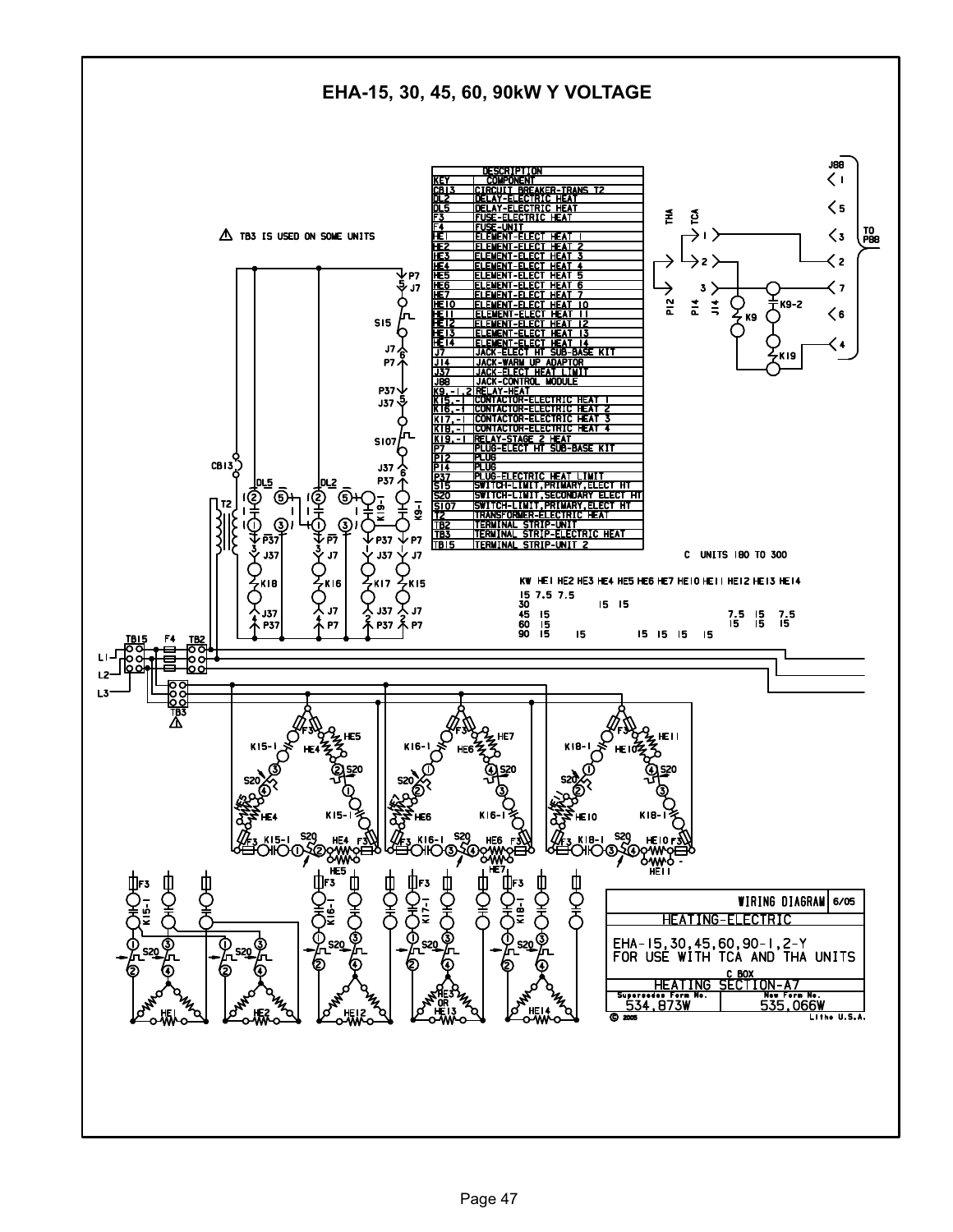# EHA-15, 30, 45, 60, 90kW Y VOLTAGE

⚠ TB3 IS USED ON SOME UNITS

| KEY | DESCRIPTION COMPONENT |
|---|---|
| CB13 | CIRCUIT BREAKER-TRANS T2 |
| DL2 | DELAY-ELECTRIC HEAT |
| DL5 | DELAY-ELECTRIC HEAT |
| F3 | FUSE-ELECTRIC HEAT |
| F4 | FUSE-UNIT |
| HE1 | ELEMENT-ELECT HEAT 1 |
| HE2 | ELEMENT-ELECT HEAT 2 |
| HE3 | ELEMENT-ELECT HEAT 3 |
| HE4 | ELEMENT-ELECT HEAT 4 |
| HE5 | ELEMENT-ELECT HEAT 5 |
| HE6 | ELEMENT-ELECT HEAT 6 |
| HE7 | ELEMENT-ELECT HEAT 7 |
| HE10 | ELEMENT-ELECT HEAT 10 |
| HE11 | ELEMENT-ELECT HEAT 11 |
| HE12 | ELEMENT-ELECT HEAT 12 |
| HE13 | ELEMENT-ELECT HEAT 13 |
| HE14 | ELEMENT-ELECT HEAT 14 |
| J7 | JACK-ELECT HT SUB-BASE KIT |
| J14 | JACK-WARM UP ADAPTOR |
| J37 | JACK-ELECT HEAT LIMIT |
| J88 | JACK-CONTROL MODULE |
| K9,-1,2 | RELAY-HEAT |
| K15,-1 | CONTACTOR-ELECTRIC HEAT 1 |
| K16,-1 | CONTACTOR-ELECTRIC HEAT 2 |
| K17,-1 | CONTACTOR-ELECTRIC HEAT 3 |
| K18,-1 | CONTACTOR-ELECTRIC HEAT 4 |
| K19,-1 | RELAY-STAGE 2 HEAT |
| P7 | PLUG-ELECT HT SUB-BASE KIT |
| P12 | PLUG |
| P14 | PLUG |
| P37 | PLUG-ELECTRIC HEAT LIMIT |
| S15 | SWITCH-LIMIT,PRIMARY,ELECT HT |
| S20 | SWITCH-LIMIT,SECONDARY ELECT HT |
| S107 | SWITCH-LIMIT,PRIMARY,ELECT HT |
| T2 | TRANSFORMER-ELECTRIC HEAT |
| TB2 | TERMINAL STRIP-UNIT |
| TB3 | TERMINAL STRIP-ELECTRIC HEAT |
| TB15 | TERMINAL STRIP-UNIT 2 |

C UNITS 180 TO 300

| KW | HE1 | HE2 | HE3 | HE4 | HE5 | HE6 | HE7 | HE10 | HE11 | HE12 | HE13 | HE14 |
|---|---|---|---|---|---|---|---|---|---|---|---|---|
| 15 | 7.5 | 7.5 | | | | | | | | | | |
| 30 | | | | 15 | 15 | | | | | | | |
| 45 | 15 | | | | | | | | | 7.5 | 15 | 7.5 |
| 60 | 15 | | | | | | | | | 15 | 15 | 15 |
| 90 | 15 | | 15 | | | 15 | 15 | 15 | 15 | | | |

TO P88

WIRING DIAGRAM 6/05

HEATING-ELECTRIC

EHA-15,30,45,60,90-1,2-Y
FOR USE WITH TCA AND THA UNITS

C BOX

HEATING SECTION-A7

Supersedes Form No. 534,873W — New Form No. 535,066W

© 2005 Litho U.S.A.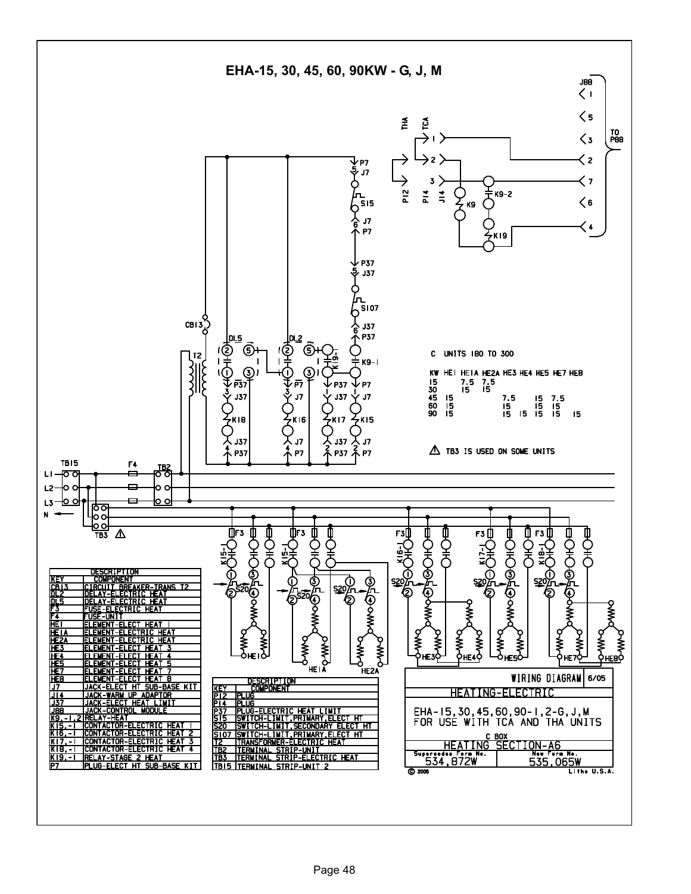# EHA-15, 30, 45, 60, 90KW - G, J, M

C UNITS 180 TO 300

| KW | HE1 | HE1A | HE2A | HE3 | HE4 | HE5 | HE7 | HE8 |
|---|---|---|---|---|---|---|---|---|
| 15 | | 7.5 | 7.5 | | | | | |
| 30 | | 15 | 15 | | | | | |
| 45 | 15 | | | 7.5 | | 15 | 7.5 | |
| 60 | 15 | | | 15 | | 15 | 15 | |
| 90 | 15 | | | 15 | 15 | 15 | 15 | 15 |

⚠ TB3 IS USED ON SOME UNITS

| KEY | DESCRIPTION COMPONENT |
|---|---|
| CB13 | CIRCUIT BREAKER-TRANS T2 |
| DL2 | DELAY-ELECTRIC HEAT |
| DL5 | DELAY-ELECTRIC HEAT |
| F3 | FUSE-ELECTRIC HEAT |
| F4 | FUSE-UNIT |
| HE1 | ELEMENT-ELECT HEAT 1 |
| HE1A | ELEMENT-ELECTRIC HEAT |
| HE2A | ELEMENT-ELECTRIC HEAT |
| HE3 | ELEMENT-ELECT HEAT 3 |
| HE4 | ELEMENT-ELECT HEAT 4 |
| HE5 | ELEMENT-ELECT HEAT 5 |
| HE7 | ELEMENT-ELECT HEAT 7 |
| HE8 | ELEMENT-ELECT HEAT 8 |
| J7 | JACK-ELECT HT SUB-BASE KIT |
| J14 | JACK-WARM UP ADAPTOR |
| J37 | JACK-ELECT HEAT LIMIT |
| J88 | JACK-CONTROL MODULE |
| K9,-1,2 | RELAY-HEAT |
| K15,-1 | CONTACTOR-ELECTRIC HEAT 1 |
| K16,-1 | CONTACTOR-ELECTRIC HEAT 2 |
| K17,-1 | CONTACTOR-ELECTRIC HEAT 3 |
| K18,-1 | CONTACTOR-ELECTRIC HEAT 4 |
| K19,-1 | RELAY-STAGE 2 HEAT |
| P7 | PLUG-ELECT HT SUB-BASE KIT |

| KEY | DESCRIPTION COMPONENT |
|---|---|
| P12 | PLUG |
| P14 | PLUG |
| P37 | PLUG-ELECTRIC HEAT LIMIT |
| S15 | SWITCH-LIMIT,PRIMARY,ELECT HT |
| S20 | SWITCH-LIMIT,SECONDARY ELECT HT |
| S107 | SWITCH-LIMIT,PRIMARY,ELECT HT |
| T2 | TRANSFORMER-ELECTRIC HEAT |
| TB2 | TERMINAL STRIP-UNIT |
| TB3 | TERMINAL STRIP-ELECTRIC HEAT |
| TB15 | TERMINAL STRIP-UNIT 2 |

WIRING DIAGRAM 6/05

HEATING-ELECTRIC

EHA-15,30,45,60,90-1,2-G,J,M
FOR USE WITH TCA AND THA UNITS

C BOX

HEATING SECTION-A6

Supersedes Form No. 534,872W — New Form No. 535,065W

© 2005 Litho U.S.A.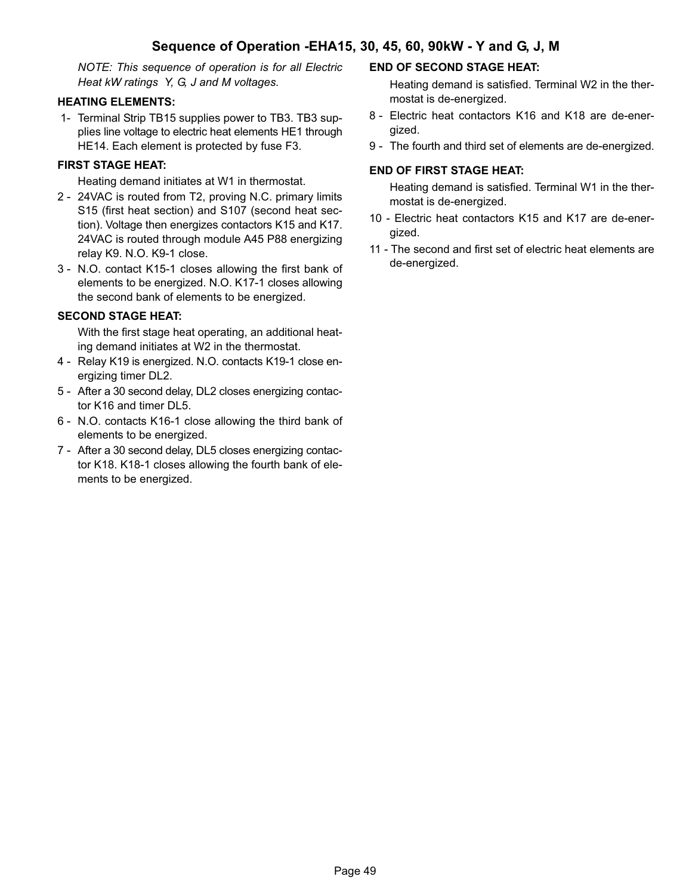## Sequence of Operation -EHA15, 30, 45, 60, 90kW - Y and G, J, M

*NOTE: This sequence of operation is for all Electric Heat kW ratings Y, G, J and M voltages.*

**HEATING ELEMENTS:**

1- Terminal Strip TB15 supplies power to TB3. TB3 supplies line voltage to electric heat elements HE1 through HE14. Each element is protected by fuse F3.

**FIRST STAGE HEAT:**

Heating demand initiates at W1 in thermostat.

2 - 24VAC is routed from T2, proving N.C. primary limits S15 (first heat section) and S107 (second heat section). Voltage then energizes contactors K15 and K17. 24VAC is routed through module A45 P88 energizing relay K9. N.O. K9-1 close.

3 - N.O. contact K15-1 closes allowing the first bank of elements to be energized. N.O. K17-1 closes allowing the second bank of elements to be energized.

**SECOND STAGE HEAT:**

With the first stage heat operating, an additional heating demand initiates at W2 in the thermostat.

4 - Relay K19 is energized. N.O. contacts K19-1 close energizing timer DL2.

5 - After a 30 second delay, DL2 closes energizing contactor K16 and timer DL5.

6 - N.O. contacts K16-1 close allowing the third bank of elements to be energized.

7 - After a 30 second delay, DL5 closes energizing contactor K18. K18-1 closes allowing the fourth bank of elements to be energized.

**END OF SECOND STAGE HEAT:**

Heating demand is satisfied. Terminal W2 in the thermostat is de-energized.

8 - Electric heat contactors K16 and K18 are de-energized.

9 - The fourth and third set of elements are de-energized.

**END OF FIRST STAGE HEAT:**

Heating demand is satisfied. Terminal W1 in the thermostat is de-energized.

10 - Electric heat contactors K15 and K17 are de-energized.

11 - The second and first set of electric heat elements are de-energized.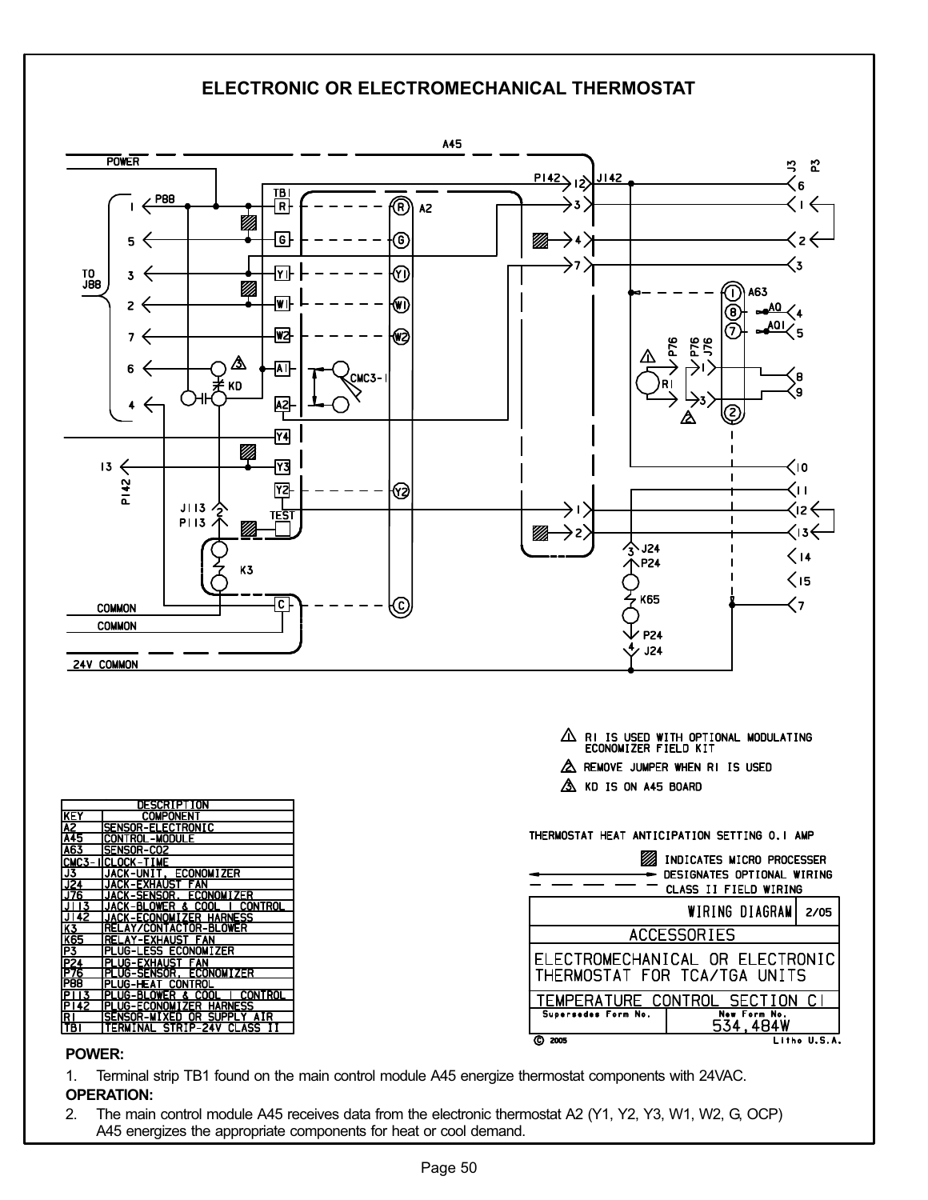## ELECTRONIC OR ELECTROMECHANICAL THERMOSTAT

1 R1 IS USED WITH OPTIONAL MODULATING ECONOMIZER FIELD KIT

2 REMOVE JUMPER WHEN R1 IS USED

3 KD IS ON A45 BOARD

THERMOSTAT HEAT ANTICIPATION SETTING 0.1 AMP

INDICATES MICRO PROCESSER

DESIGNATES OPTIONAL WIRING

CLASS II FIELD WIRING

| DESCRIPTION | |
|---|---|
| KEY | COMPONENT |
| A2 | SENSOR-ELECTRONIC |
| A45 | CONTROL-MODULE |
| A63 | SENSOR-CO2 |
| CMC3-1 | CLOCK-TIME |
| J3 | JACK-UNIT, ECONOMIZER |
| J24 | JACK-EXHAUST FAN |
| J76 | JACK-SENSOR, ECONOMIZER |
| J113 | JACK-BLOWER & COOL 1 CONTROL |
| J142 | JACK-ECONOMIZER HARNESS |
| K3 | RELAY/CONTACTOR-BLOWER |
| K65 | RELAY-EXHAUST FAN |
| P3 | PLUG-LESS ECONOMIZER |
| P24 | PLUG-EXHAUST FAN |
| P76 | PLUG-SENSOR, ECONOMIZER |
| P88 | PLUG-HEAT CONTROL |
| P113 | PLUG-BLOWER & COOL 1 CONTROL |
| P142 | PLUG-ECONOMIZER HARNESS |
| R1 | SENSOR-MIXED OR SUPPLY AIR |
| TB1 | TERMINAL STRIP-24V CLASS II |

WIRING DIAGRAM 2/05

ACCESSORIES

ELECTROMECHANICAL OR ELECTRONIC THERMOSTAT FOR TCA/TGA UNITS

TEMPERATURE CONTROL SECTION C1

Supersedes Form No. New Form No. 534,484W

© 2005 Litho U.S.A.

**POWER:**

1. Terminal strip TB1 found on the main control module A45 energize thermostat components with 24VAC.

**OPERATION:**

2. The main control module A45 receives data from the electronic thermostat A2 (Y1, Y2, Y3, W1, W2, G, OCP) A45 energizes the appropriate components for heat or cool demand.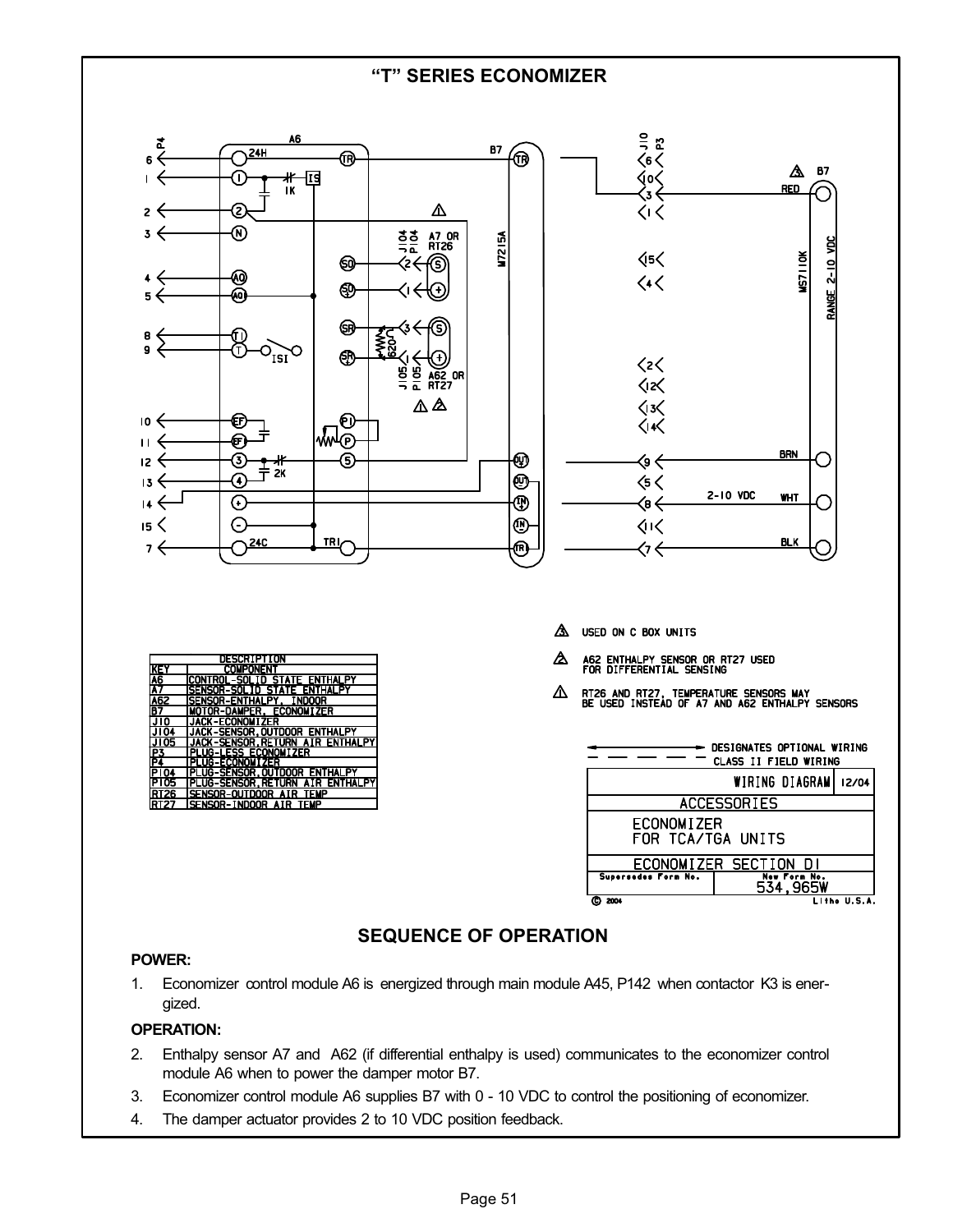# "T" SERIES ECONOMIZER

| DESCRIPTION | |
|---|---|
| KEY | COMPONENT |
| A6 | CONTROL-SOLID STATE ENTHALPY |
| A7 | SENSOR-SOLID STATE ENTHALPY |
| A62 | SENSOR-ENTHALPY, INDOOR |
| B7 | MOTOR-DAMPER, ECONOMIZER |
| J10 | JACK-ECONOMIZER |
| J104 | JACK-SENSOR, OUTDOOR ENTHALPY |
| J105 | JACK-SENSOR, RETURN AIR ENTHALPY |
| P3 | PLUG-LESS ECONOMIZER |
| P4 | PLUG-ECONOMIZER |
| P104 | PLUG-SENSOR, OUTDOOR ENTHALPY |
| P105 | PLUG-SENSOR, RETURN AIR ENTHALPY |
| RT26 | SENSOR-OUTDOOR AIR TEMP |
| RT27 | SENSOR-INDOOR AIR TEMP |

3. USED ON C BOX UNITS

2. A62 ENTHALPY SENSOR OR RT27 USED FOR DIFFERENTIAL SENSING

1. RT26 AND RT27, TEMPERATURE SENSORS MAY BE USED INSTEAD OF A7 AND A62 ENTHALPY SENSORS

DESIGNATES OPTIONAL WIRING CLASS II FIELD WIRING

WIRING DIAGRAM 12/04

ACCESSORIES

ECONOMIZER FOR TCA/TGA UNITS

ECONOMIZER SECTION DI

Supersedes Form No.

New Form No. 534,965W

© 2004 Litho U.S.A.

## SEQUENCE OF OPERATION

**POWER:**

1. Economizer control module A6 is energized through main module A45, P142 when contactor K3 is energized.

**OPERATION:**

2. Enthalpy sensor A7 and A62 (if differential enthalpy is used) communicates to the economizer control module A6 when to power the damper motor B7.
3. Economizer control module A6 supplies B7 with 0 - 10 VDC to control the positioning of economizer.
4. The damper actuator provides 2 to 10 VDC position feedback.